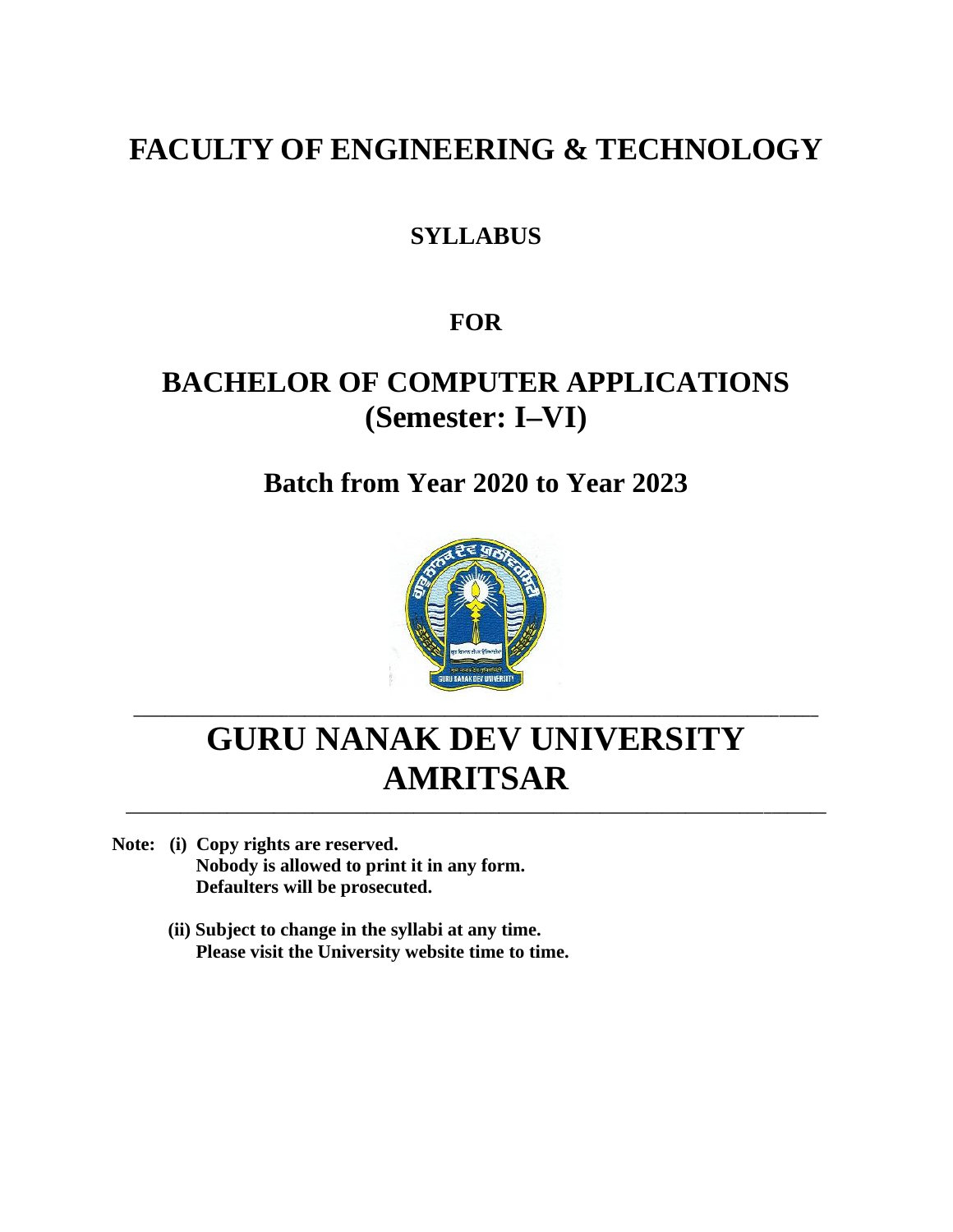# FACULTY OF ENGINEERING & TECHNOLOGY

## SYLLABUS

## FOR

# BACHELOR OF COMPUTER APPLICATIONS (Semester: I–VI)

## Batch from Year 2020 to Year 2023

# GURU NANAK DEV UNIVERSITY AMRITSAR

**Note: (i) Copy rights are reserved.**
**Nobody is allowed to print it in any form.**
**Defaulters will be prosecuted.**

**(ii) Subject to change in the syllabi at any time.**
**Please visit the University website time to time.**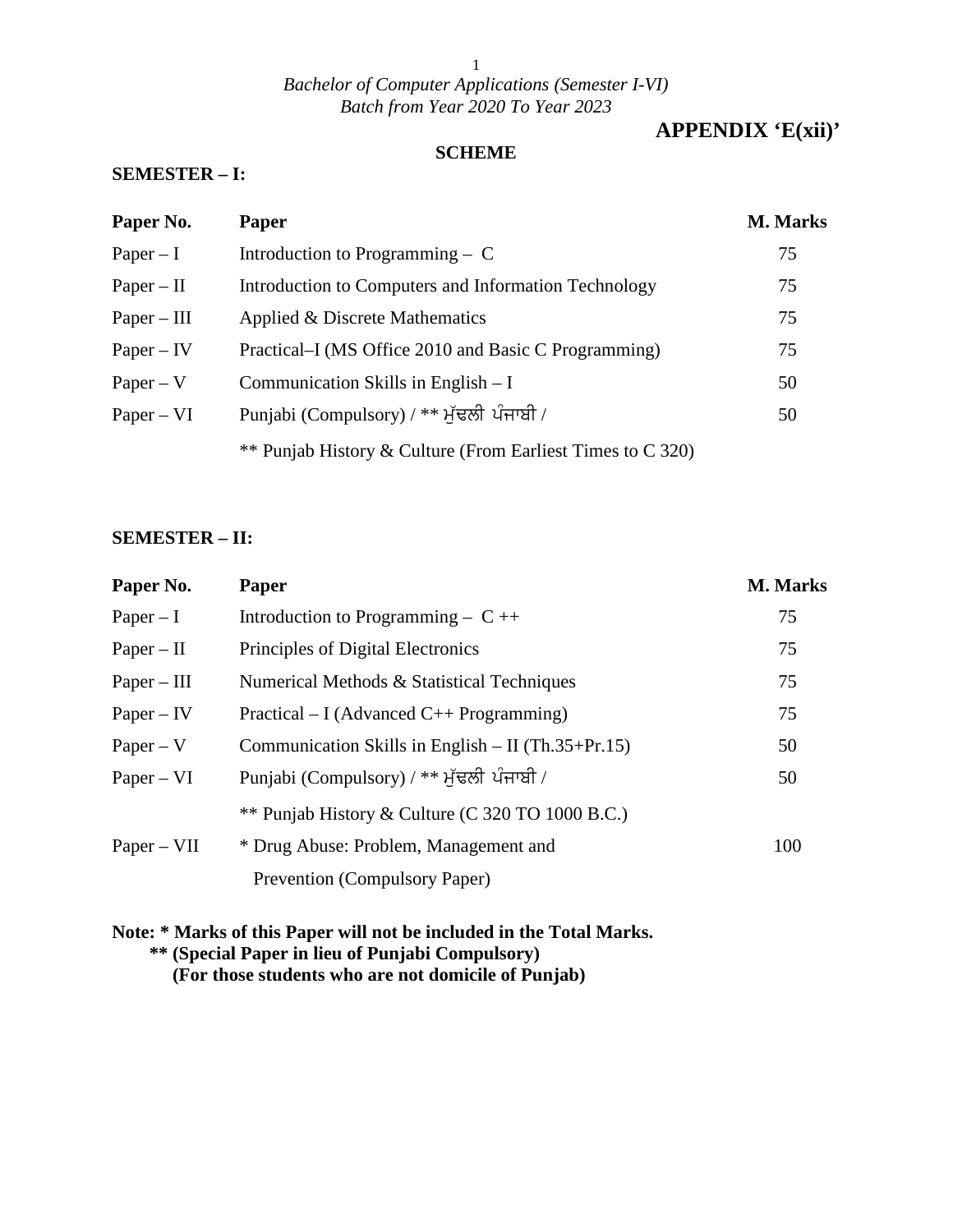*Bachelor of Computer Applications (Semester I-VI)*
*Batch from Year 2020 To Year 2023*

**APPENDIX 'E(xii)'**

## SCHEME

### SEMESTER – I:

| Paper No. | Paper | M. Marks |
|---|---|---|
| Paper – I | Introduction to Programming – C | 75 |
| Paper – II | Introduction to Computers and Information Technology | 75 |
| Paper – III | Applied & Discrete Mathematics | 75 |
| Paper – IV | Practical–I (MS Office 2010 and Basic C Programming) | 75 |
| Paper – V | Communication Skills in English – I | 50 |
| Paper – VI | Punjabi (Compulsory) / ** ਮੁੱਢਲੀ ਪੰਜਾਬੀ / ** Punjab History & Culture (From Earliest Times to C 320) | 50 |

### SEMESTER – II:

| Paper No. | Paper | M. Marks |
|---|---|---|
| Paper – I | Introduction to Programming – C ++ | 75 |
| Paper – II | Principles of Digital Electronics | 75 |
| Paper – III | Numerical Methods & Statistical Techniques | 75 |
| Paper – IV | Practical – I (Advanced C++ Programming) | 75 |
| Paper – V | Communication Skills in English – II (Th.35+Pr.15) | 50 |
| Paper – VI | Punjabi (Compulsory) / ** ਮੁੱਢਲੀ ਪੰਜਾਬੀ / ** Punjab History & Culture (C 320 TO 1000 B.C.) | 50 |
| Paper – VII | * Drug Abuse: Problem, Management and Prevention (Compulsory Paper) | 100 |

**Note: * Marks of this Paper will not be included in the Total Marks.**
**** (Special Paper in lieu of Punjabi Compulsory)**
**(For those students who are not domicile of Punjab)**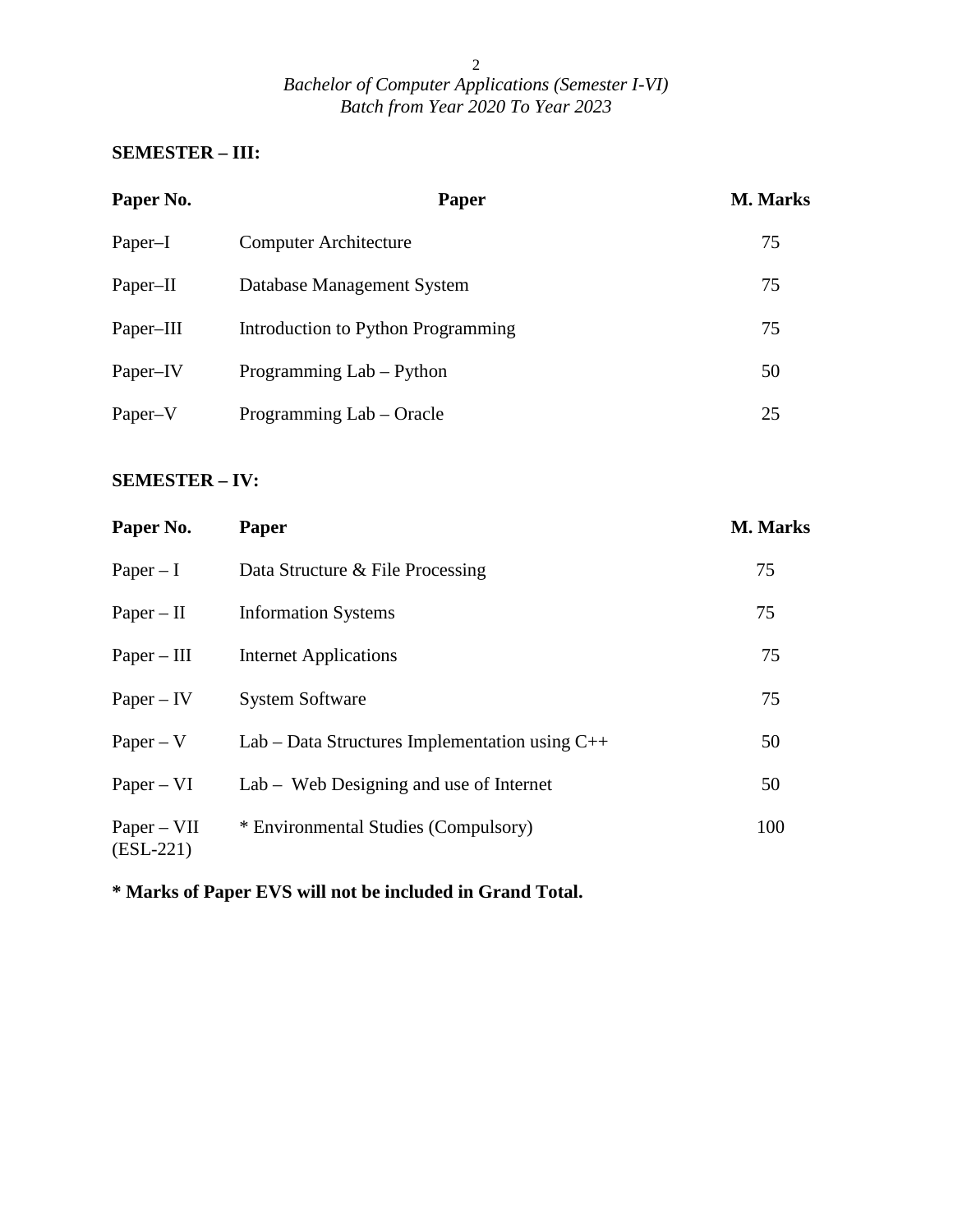## SEMESTER – III:

| Paper No. | Paper | M. Marks |
|---|---|---|
| Paper–I | Computer Architecture | 75 |
| Paper–II | Database Management System | 75 |
| Paper–III | Introduction to Python Programming | 75 |
| Paper–IV | Programming Lab – Python | 50 |
| Paper–V | Programming Lab – Oracle | 25 |

## SEMESTER – IV:

| Paper No. | Paper | M. Marks |
|---|---|---|
| Paper – I | Data Structure & File Processing | 75 |
| Paper – II | Information Systems | 75 |
| Paper – III | Internet Applications | 75 |
| Paper – IV | System Software | 75 |
| Paper – V | Lab – Data Structures Implementation using C++ | 50 |
| Paper – VI | Lab – Web Designing and use of Internet | 50 |
| Paper – VII (ESL-221) | * Environmental Studies (Compulsory) | 100 |

**\* Marks of Paper EVS will not be included in Grand Total.**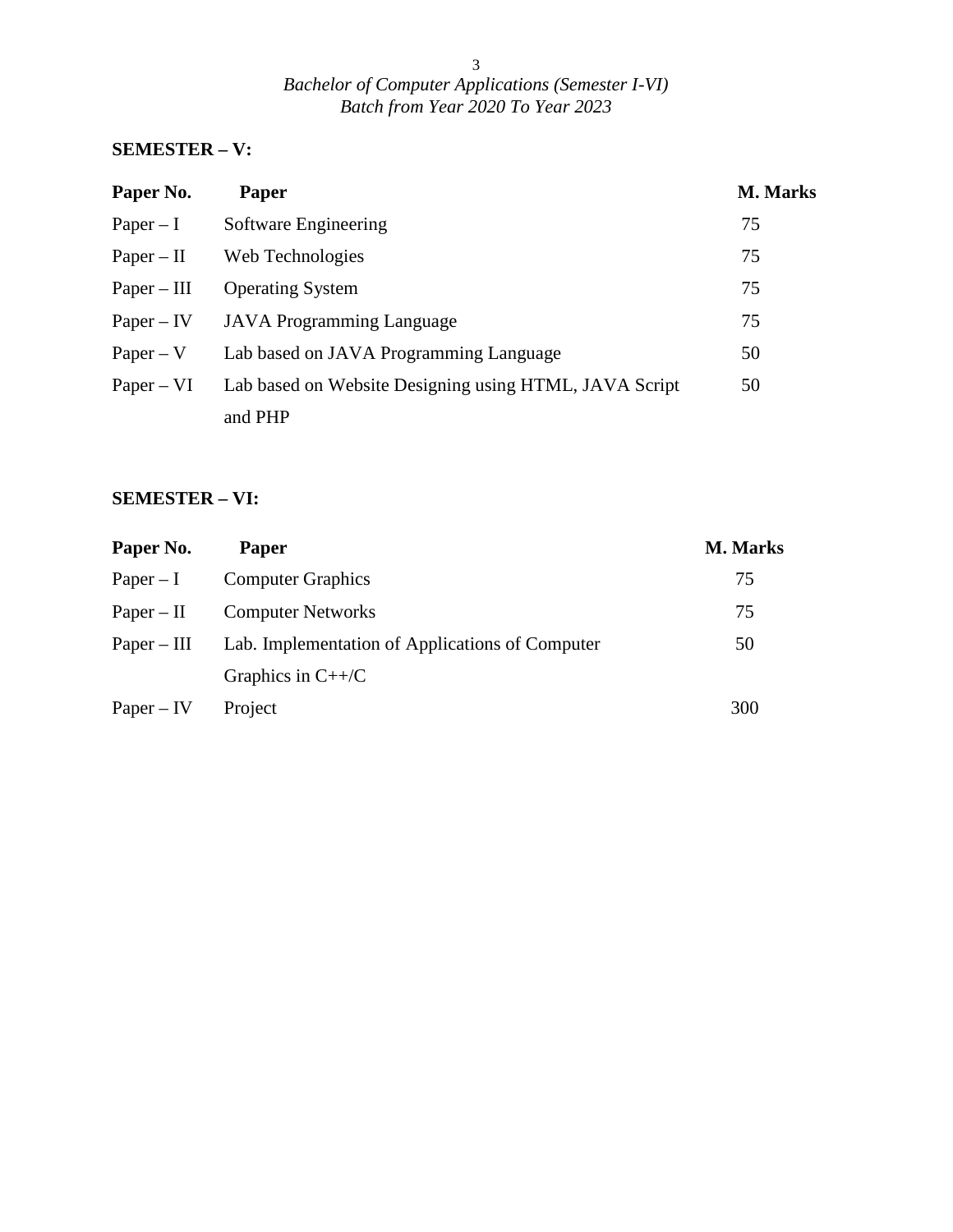## SEMESTER – V:

| Paper No. | Paper | M. Marks |
| --- | --- | --- |
| Paper – I | Software Engineering | 75 |
| Paper – II | Web Technologies | 75 |
| Paper – III | Operating System | 75 |
| Paper – IV | JAVA Programming Language | 75 |
| Paper – V | Lab based on JAVA Programming Language | 50 |
| Paper – VI | Lab based on Website Designing using HTML, JAVA Script and PHP | 50 |

## SEMESTER – VI:

| Paper No. | Paper | M. Marks |
| --- | --- | --- |
| Paper – I | Computer Graphics | 75 |
| Paper – II | Computer Networks | 75 |
| Paper – III | Lab. Implementation of Applications of Computer Graphics in C++/C | 50 |
| Paper – IV | Project | 300 |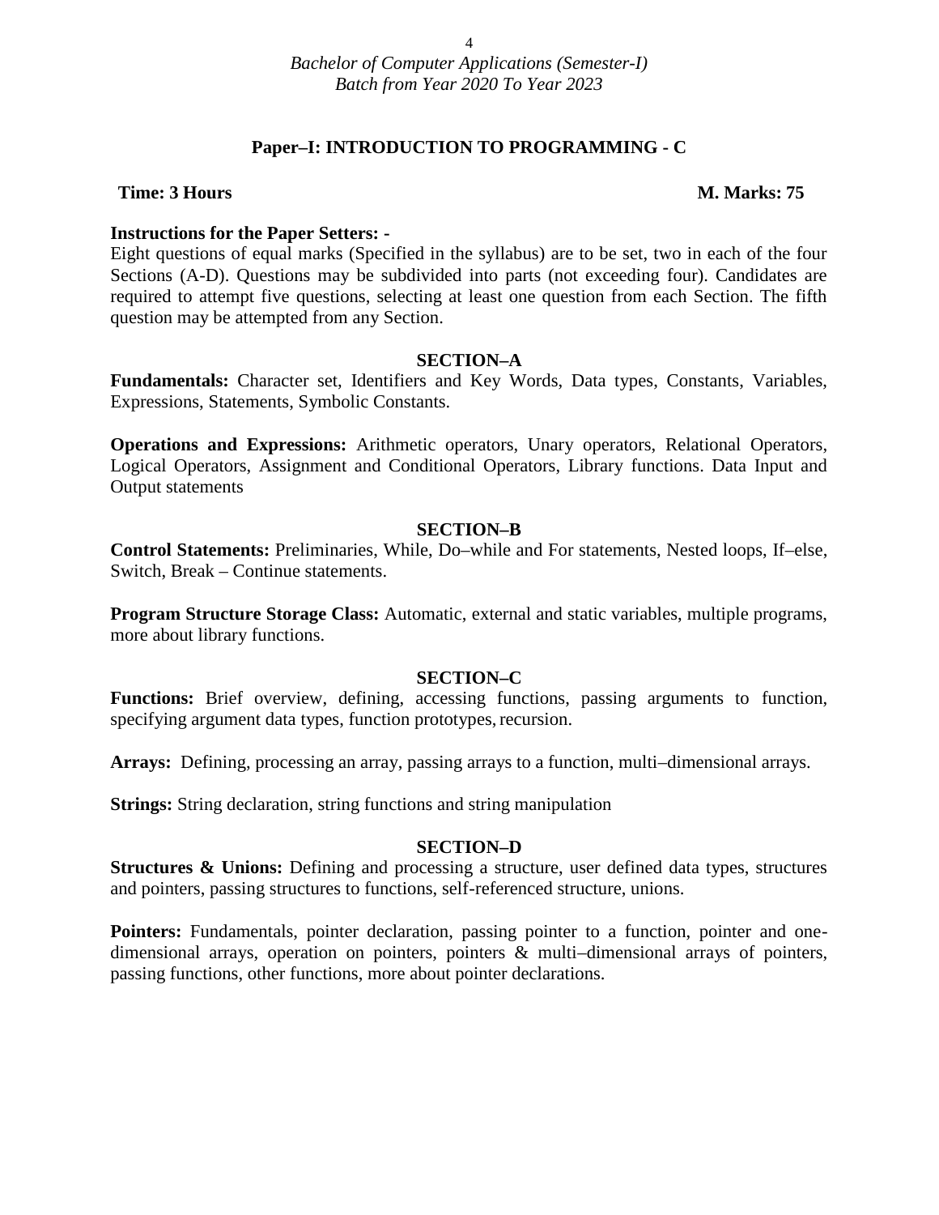*Bachelor of Computer Applications (Semester-I)*
*Batch from Year 2020 To Year 2023*

## Paper–I: INTRODUCTION TO PROGRAMMING - C

**Time: 3 Hours** **M. Marks: 75**

**Instructions for the Paper Setters: -**
Eight questions of equal marks (Specified in the syllabus) are to be set, two in each of the four Sections (A-D). Questions may be subdivided into parts (not exceeding four). Candidates are required to attempt five questions, selecting at least one question from each Section. The fifth question may be attempted from any Section.

### SECTION–A

**Fundamentals:** Character set, Identifiers and Key Words, Data types, Constants, Variables, Expressions, Statements, Symbolic Constants.

**Operations and Expressions:** Arithmetic operators, Unary operators, Relational Operators, Logical Operators, Assignment and Conditional Operators, Library functions. Data Input and Output statements

### SECTION–B

**Control Statements:** Preliminaries, While, Do–while and For statements, Nested loops, If–else, Switch, Break – Continue statements.

**Program Structure Storage Class:** Automatic, external and static variables, multiple programs, more about library functions.

### SECTION–C

**Functions:** Brief overview, defining, accessing functions, passing arguments to function, specifying argument data types, function prototypes, recursion.

**Arrays:** Defining, processing an array, passing arrays to a function, multi–dimensional arrays.

**Strings:** String declaration, string functions and string manipulation

### SECTION–D

**Structures & Unions:** Defining and processing a structure, user defined data types, structures and pointers, passing structures to functions, self-referenced structure, unions.

**Pointers:** Fundamentals, pointer declaration, passing pointer to a function, pointer and one-dimensional arrays, operation on pointers, pointers & multi–dimensional arrays of pointers, passing functions, other functions, more about pointer declarations.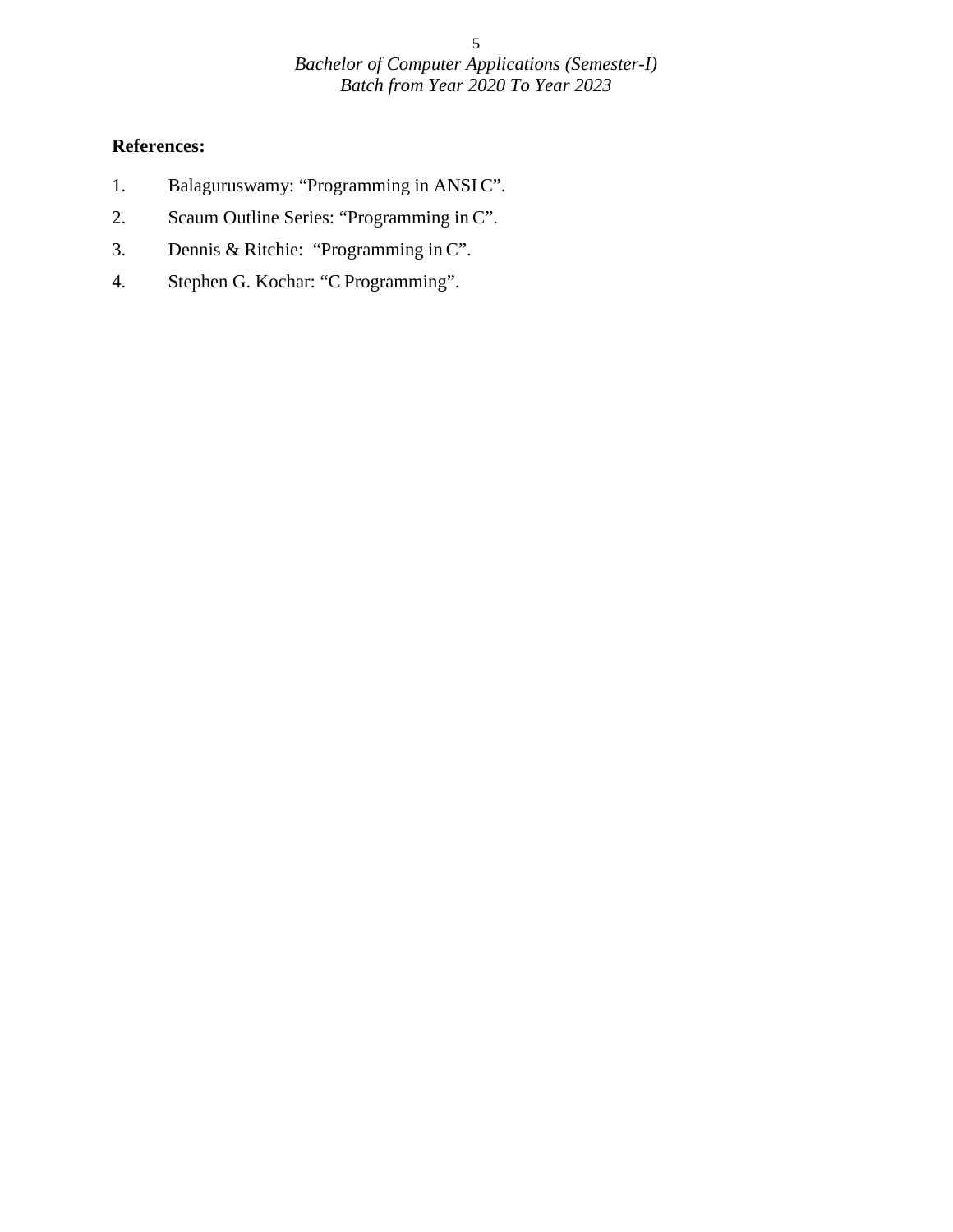**References:**

1. Balaguruswamy: “Programming in ANSI C”.
2. Scaum Outline Series: “Programming in C”.
3. Dennis & Ritchie: “Programming in C”.
4. Stephen G. Kochar: “C Programming”.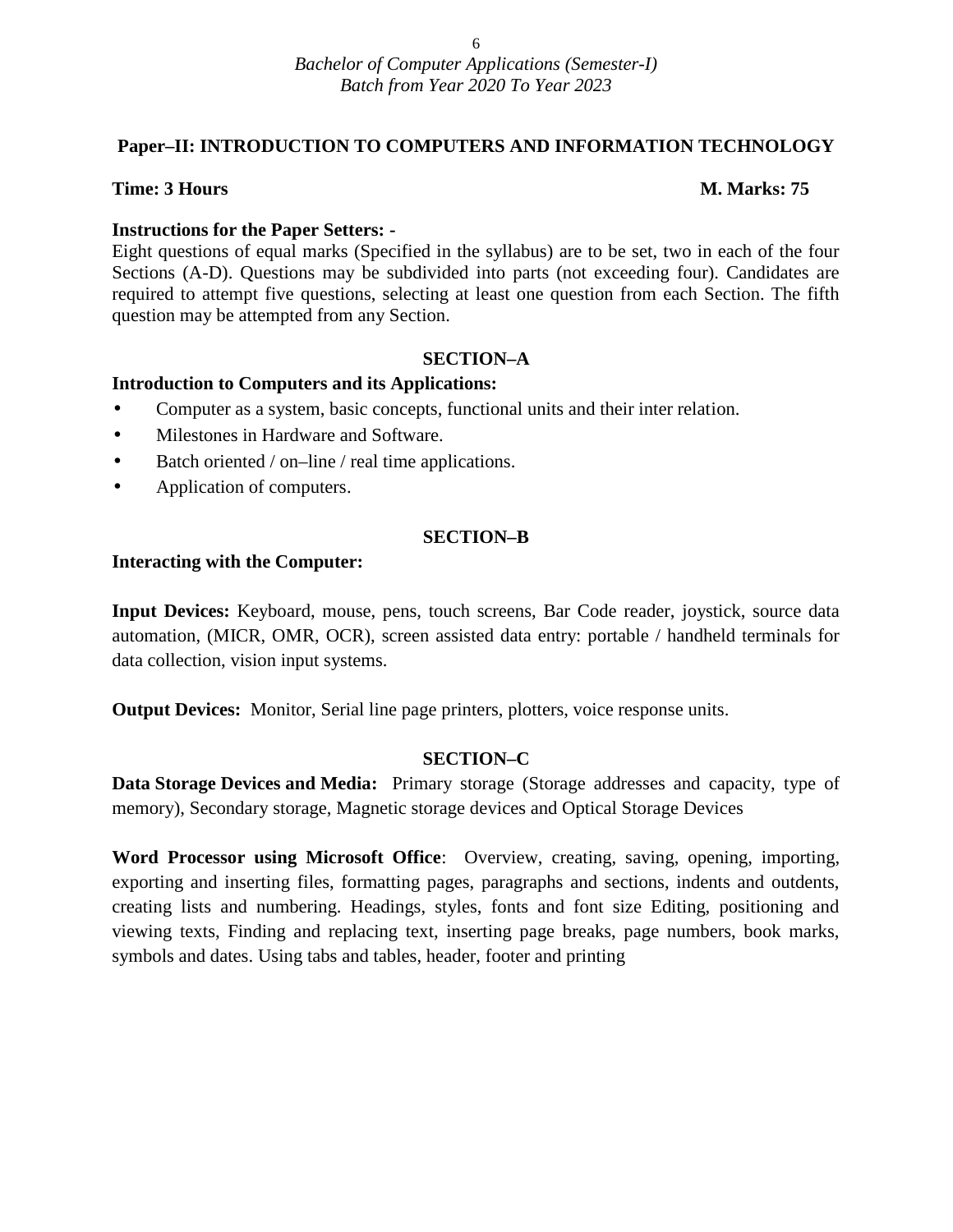*Bachelor of Computer Applications (Semester-I)*
*Batch from Year 2020 To Year 2023*

## Paper–II: INTRODUCTION TO COMPUTERS AND INFORMATION TECHNOLOGY

**Time: 3 Hours** **M. Marks: 75**

**Instructions for the Paper Setters: -**
Eight questions of equal marks (Specified in the syllabus) are to be set, two in each of the four Sections (A-D). Questions may be subdivided into parts (not exceeding four). Candidates are required to attempt five questions, selecting at least one question from each Section. The fifth question may be attempted from any Section.

### SECTION–A

**Introduction to Computers and its Applications:**

- Computer as a system, basic concepts, functional units and their inter relation.
- Milestones in Hardware and Software.
- Batch oriented / on–line / real time applications.
- Application of computers.

### SECTION–B

**Interacting with the Computer:**

**Input Devices:** Keyboard, mouse, pens, touch screens, Bar Code reader, joystick, source data automation, (MICR, OMR, OCR), screen assisted data entry: portable / handheld terminals for data collection, vision input systems.

**Output Devices:** Monitor, Serial line page printers, plotters, voice response units.

### SECTION–C

**Data Storage Devices and Media:** Primary storage (Storage addresses and capacity, type of memory), Secondary storage, Magnetic storage devices and Optical Storage Devices

**Word Processor using Microsoft Office**: Overview, creating, saving, opening, importing, exporting and inserting files, formatting pages, paragraphs and sections, indents and outdents, creating lists and numbering. Headings, styles, fonts and font size Editing, positioning and viewing texts, Finding and replacing text, inserting page breaks, page numbers, book marks, symbols and dates. Using tabs and tables, header, footer and printing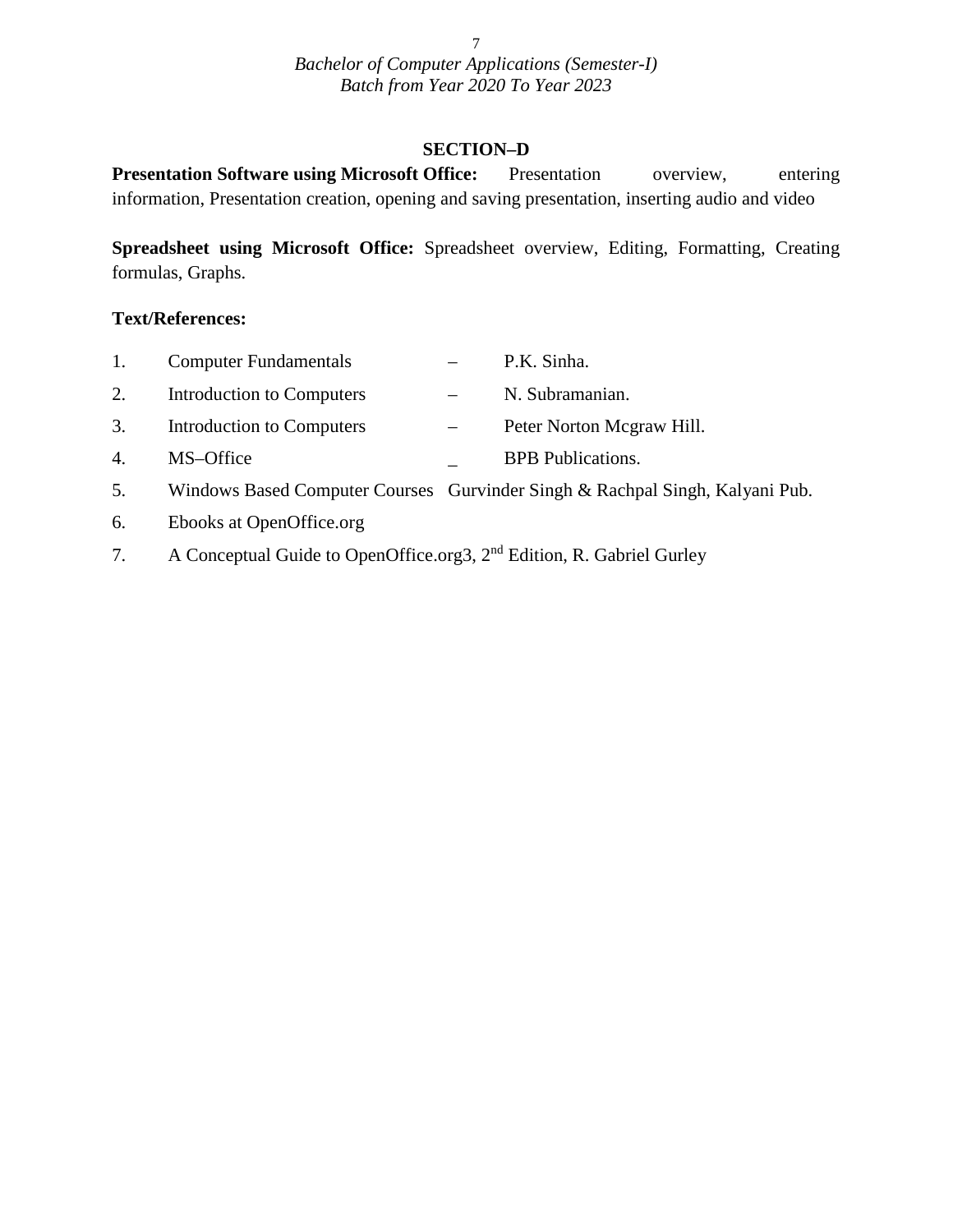## SECTION–D

**Presentation Software using Microsoft Office:** Presentation overview, entering information, Presentation creation, opening and saving presentation, inserting audio and video

**Spreadsheet using Microsoft Office:** Spreadsheet overview, Editing, Formatting, Creating formulas, Graphs.

**Text/References:**

1. Computer Fundamentals – P.K. Sinha.
2. Introduction to Computers – N. Subramanian.
3. Introduction to Computers – Peter Norton Mcgraw Hill.
4. MS–Office _ BPB Publications.
5. Windows Based Computer Courses Gurvinder Singh & Rachpal Singh, Kalyani Pub.
6. Ebooks at OpenOffice.org
7. A Conceptual Guide to OpenOffice.org3, 2nd Edition, R. Gabriel Gurley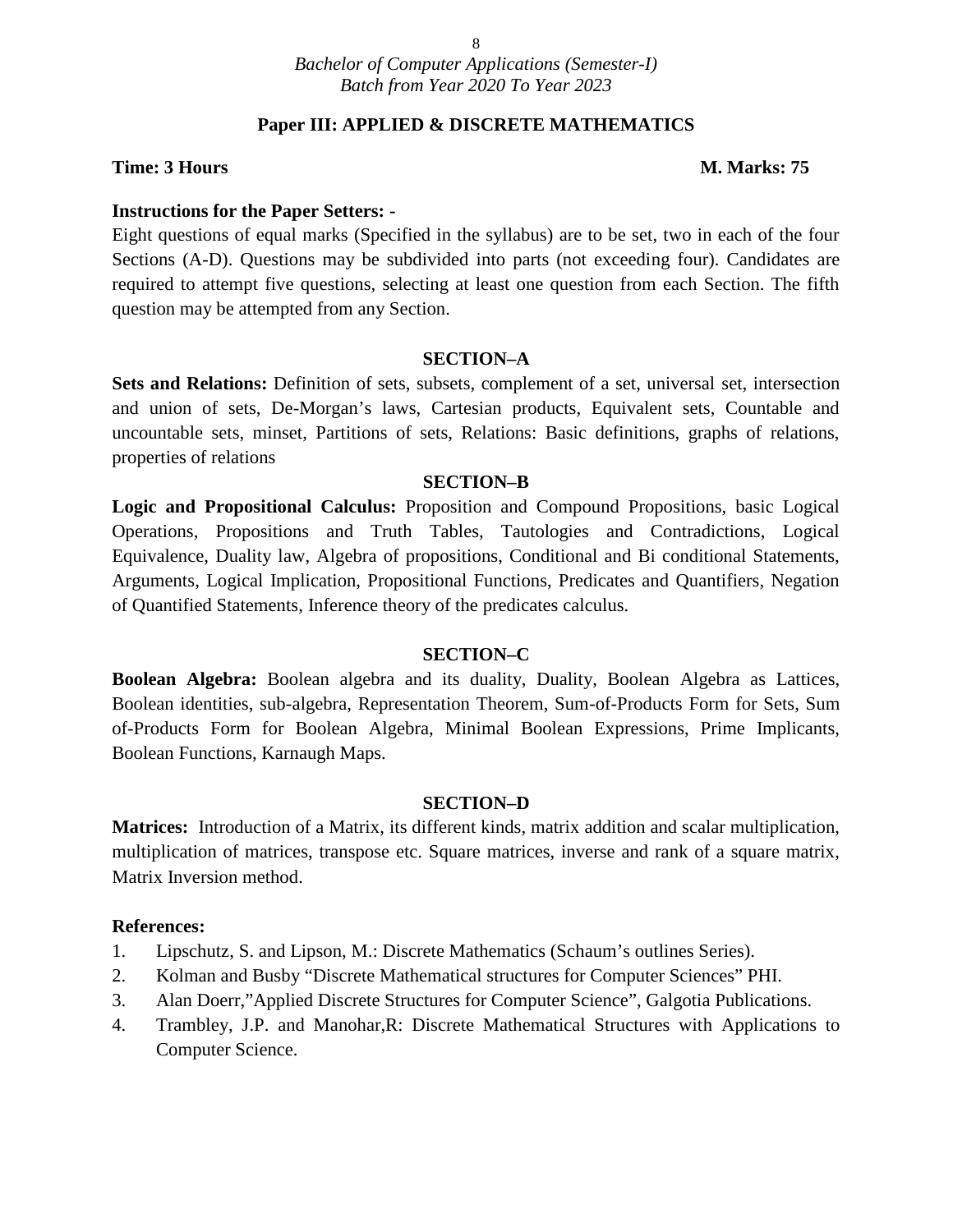*Bachelor of Computer Applications (Semester-I)*
*Batch from Year 2020 To Year 2023*

## Paper III: APPLIED & DISCRETE MATHEMATICS

**Time: 3 Hours** **M. Marks: 75**

**Instructions for the Paper Setters: -**
Eight questions of equal marks (Specified in the syllabus) are to be set, two in each of the four Sections (A-D). Questions may be subdivided into parts (not exceeding four). Candidates are required to attempt five questions, selecting at least one question from each Section. The fifth question may be attempted from any Section.

### SECTION–A

**Sets and Relations:** Definition of sets, subsets, complement of a set, universal set, intersection and union of sets, De-Morgan's laws, Cartesian products, Equivalent sets, Countable and uncountable sets, minset, Partitions of sets, Relations: Basic definitions, graphs of relations, properties of relations

### SECTION–B

**Logic and Propositional Calculus:** Proposition and Compound Propositions, basic Logical Operations, Propositions and Truth Tables, Tautologies and Contradictions, Logical Equivalence, Duality law, Algebra of propositions, Conditional and Bi conditional Statements, Arguments, Logical Implication, Propositional Functions, Predicates and Quantifiers, Negation of Quantified Statements, Inference theory of the predicates calculus.

### SECTION–C

**Boolean Algebra:** Boolean algebra and its duality, Duality, Boolean Algebra as Lattices, Boolean identities, sub-algebra, Representation Theorem, Sum-of-Products Form for Sets, Sum of-Products Form for Boolean Algebra, Minimal Boolean Expressions, Prime Implicants, Boolean Functions, Karnaugh Maps.

### SECTION–D

**Matrices:** Introduction of a Matrix, its different kinds, matrix addition and scalar multiplication, multiplication of matrices, transpose etc. Square matrices, inverse and rank of a square matrix, Matrix Inversion method.

**References:**

1. Lipschutz, S. and Lipson, M.: Discrete Mathematics (Schaum's outlines Series).
2. Kolman and Busby "Discrete Mathematical structures for Computer Sciences" PHI.
3. Alan Doerr,"Applied Discrete Structures for Computer Science", Galgotia Publications.
4. Trambley, J.P. and Manohar,R: Discrete Mathematical Structures with Applications to Computer Science.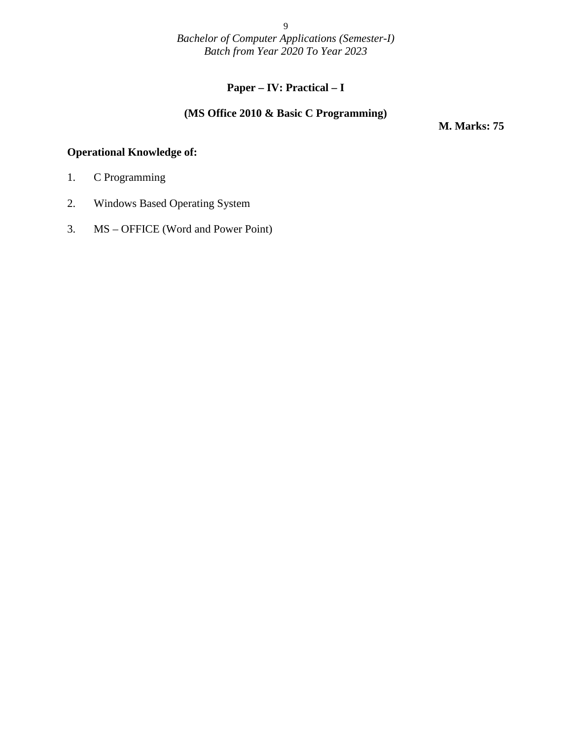*Bachelor of Computer Applications (Semester-I)*
*Batch from Year 2020 To Year 2023*

## Paper – IV: Practical – I

### (MS Office 2010 & Basic C Programming)

**M. Marks: 75**

**Operational Knowledge of:**

1. C Programming
2. Windows Based Operating System
3. MS – OFFICE (Word and Power Point)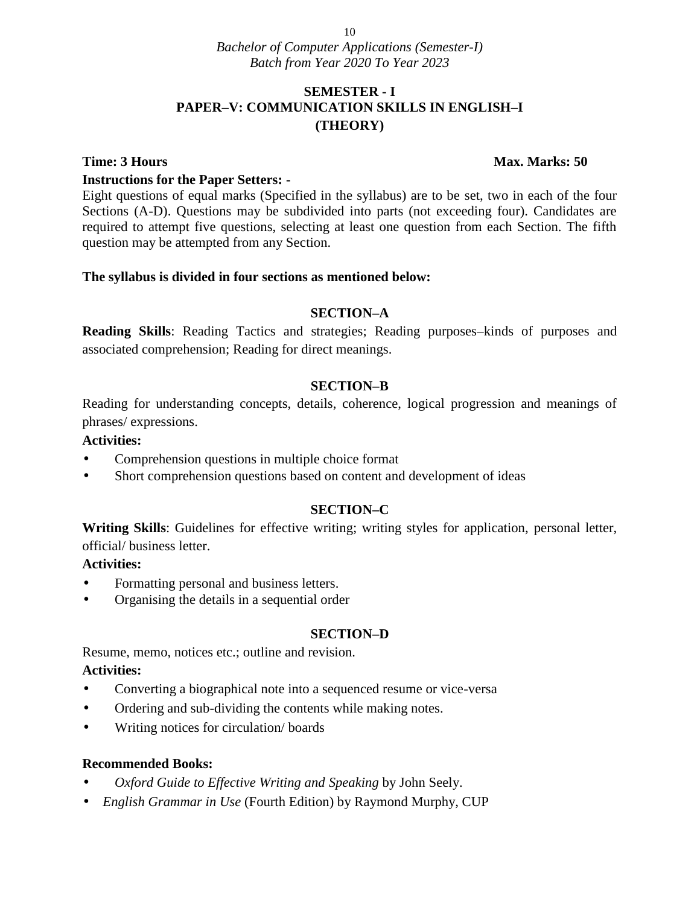## SEMESTER - I
## PAPER–V: COMMUNICATION SKILLS IN ENGLISH–I
## (THEORY)

**Time: 3 Hours** **Max. Marks: 50**

**Instructions for the Paper Setters: -**

Eight questions of equal marks (Specified in the syllabus) are to be set, two in each of the four Sections (A-D). Questions may be subdivided into parts (not exceeding four). Candidates are required to attempt five questions, selecting at least one question from each Section. The fifth question may be attempted from any Section.

**The syllabus is divided in four sections as mentioned below:**

### SECTION–A

**Reading Skills**: Reading Tactics and strategies; Reading purposes–kinds of purposes and associated comprehension; Reading for direct meanings.

### SECTION–B

Reading for understanding concepts, details, coherence, logical progression and meanings of phrases/ expressions.

**Activities:**

- Comprehension questions in multiple choice format
- Short comprehension questions based on content and development of ideas

### SECTION–C

**Writing Skills**: Guidelines for effective writing; writing styles for application, personal letter, official/ business letter.

**Activities:**

- Formatting personal and business letters.
- Organising the details in a sequential order

### SECTION–D

Resume, memo, notices etc.; outline and revision.

**Activities:**

- Converting a biographical note into a sequenced resume or vice-versa
- Ordering and sub-dividing the contents while making notes.
- Writing notices for circulation/ boards

**Recommended Books:**

- *Oxford Guide to Effective Writing and Speaking* by John Seely.
- *English Grammar in Use* (Fourth Edition) by Raymond Murphy, CUP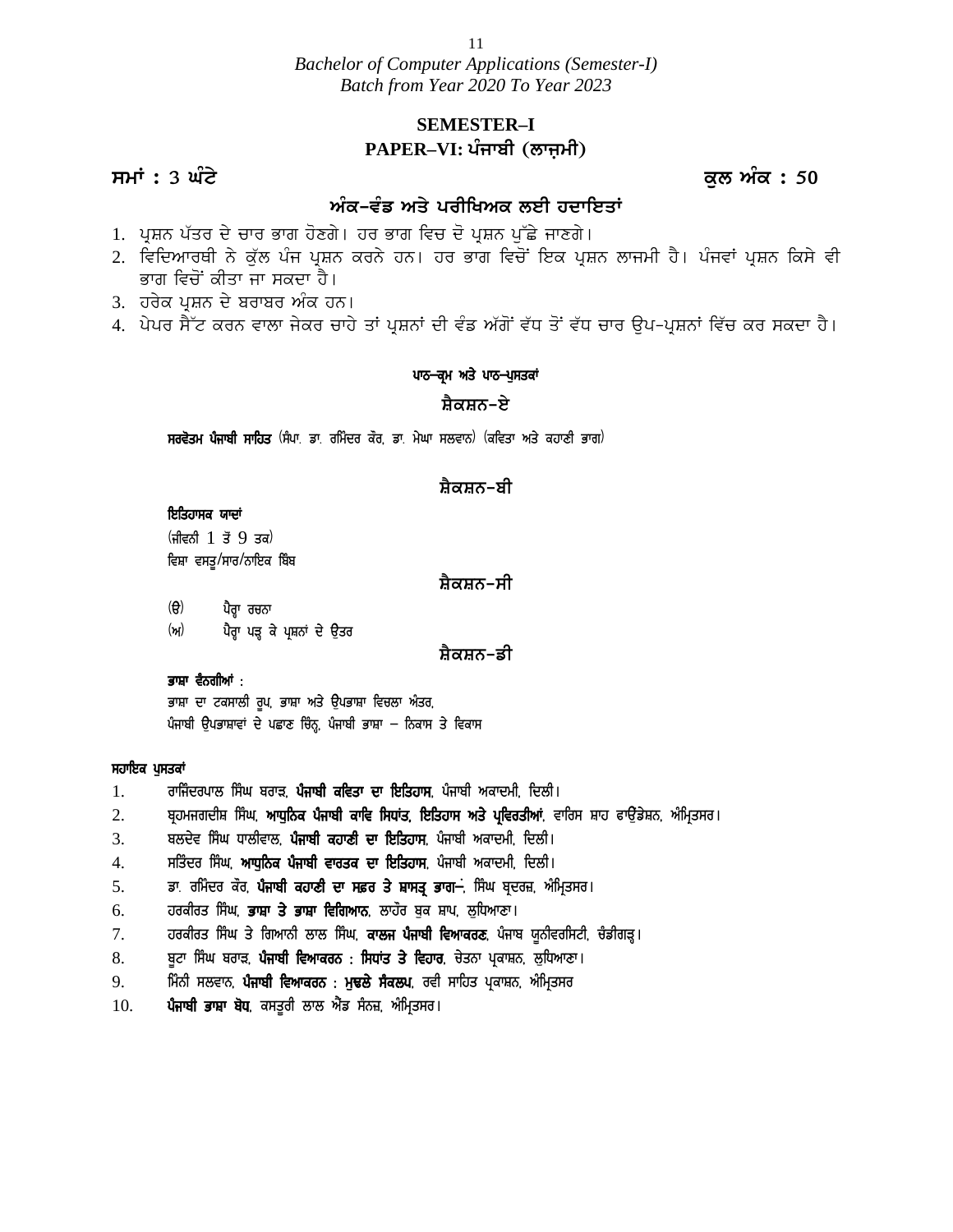*Bachelor of Computer Applications (Semester-I)*
*Batch from Year 2020 To Year 2023*

## SEMESTER–I

## PAPER–VI: ਪੰਜਾਬੀ (ਲਾਜ਼ਮੀ)

**ਸਮਾਂ : 3 ਘੰਟੇ** **ਕੁਲ ਅੰਕ : 50**

### ਅੰਕ–ਵੰਡ ਅਤੇ ਪਰੀਖਿਅਕ ਲਈ ਹਦਾਇਤਾਂ

1. ਪ੍ਰਸ਼ਨ ਪੱਤਰ ਦੇ ਚਾਰ ਭਾਗ ਹੋਣਗੇ। ਹਰ ਭਾਗ ਵਿਚ ਦੋ ਪ੍ਰਸ਼ਨ ਪੁੱਛੇ ਜਾਣਗੇ।
2. ਵਿਦਿਆਰਥੀ ਨੇ ਕੁੱਲ ਪੰਜ ਪ੍ਰਸ਼ਨ ਕਰਨੇ ਹਨ। ਹਰ ਭਾਗ ਵਿਚੋਂ ਇਕ ਪ੍ਰਸ਼ਨ ਲਾਜਮੀ ਹੈ। ਪੰਜਵਾਂ ਪ੍ਰਸ਼ਨ ਕਿਸੇ ਵੀ ਭਾਗ ਵਿਚੋਂ ਕੀਤਾ ਜਾ ਸਕਦਾ ਹੈ।
3. ਹਰੇਕ ਪ੍ਰਸ਼ਨ ਦੇ ਬਰਾਬਰ ਅੰਕ ਹਨ।
4. ਪੇਪਰ ਸੈੱਟ ਕਰਨ ਵਾਲਾ ਜੇਕਰ ਚਾਹੇ ਤਾਂ ਪ੍ਰਸ਼ਨਾਂ ਦੀ ਵੰਡ ਅੱਗੋਂ ਵੱਧ ਤੋਂ ਵੱਧ ਚਾਰ ਉਪ-ਪ੍ਰਸ਼ਨਾਂ ਵਿੱਚ ਕਰ ਸਕਦਾ ਹੈ।

#### ਪਾਠ–ਕ੍ਰਮ ਅਤੇ ਪਾਠ–ਪੁਸਤਕਾਂ

#### ਸ਼ੈਕਸ਼ਨ–ਏ

**ਸਰਵੋਤਮ ਪੰਜਾਬੀ ਸਾਹਿਤ** (ਸੰਪਾ. ਡਾ. ਰਮਿੰਦਰ ਕੌਰ, ਡਾ. ਮੇਘਾ ਸਲਵਾਨ) (ਕਵਿਤਾ ਅਤੇ ਕਹਾਣੀ ਭਾਗ)

#### ਸ਼ੈਕਸ਼ਨ–ਬੀ

**ਇਤਿਹਾਸਕ ਯਾਦਾਂ**
(ਜੀਵਨੀ 1 ਤੋਂ 9 ਤਕ)
ਵਿਸ਼ਾ ਵਸਤੂ/ਸਾਰ/ਨਾਇਕ ਬਿੰਬ

#### ਸ਼ੈਕਸ਼ਨ–ਸੀ

(ੳ) ਪੈਰ੍ਹਾ ਰਚਨਾ
(ਅ) ਪੈਰ੍ਹਾ ਪੜ੍ਹ ਕੇ ਪ੍ਰਸ਼ਨਾਂ ਦੇ ਉਤਰ

#### ਸ਼ੈਕਸ਼ਨ–ਡੀ

**ਭਾਸ਼ਾ ਵੰਨਗੀਆਂ :**
ਭਾਸ਼ਾ ਦਾ ਟਕਸਾਲੀ ਰੂਪ, ਭਾਸ਼ਾ ਅਤੇ ਉਪਭਾਸ਼ਾ ਵਿਚਲਾ ਅੰਤਰ,
ਪੰਜਾਬੀ ਉਪਭਾਸ਼ਾਵਾਂ ਦੇ ਪਛਾਣ ਚਿੰਨ੍ਹ, ਪੰਜਾਬੀ ਭਾਸ਼ਾ – ਨਿਕਾਸ ਤੇ ਵਿਕਾਸ

**ਸਹਾਇਕ ਪੁਸਤਕਾਂ**

1. ਰਾਜਿੰਦਰਪਾਲ ਸਿੰਘ ਬਰਾੜ, **ਪੰਜਾਬੀ ਕਵਿਤਾ ਦਾ ਇਤਿਹਾਸ**, ਪੰਜਾਬੀ ਅਕਾਦਮੀ, ਦਿਲੀ।
2. ਬ੍ਰਹਮਜਗਦੀਸ਼ ਸਿੰਘ, **ਆਧੁਨਿਕ ਪੰਜਾਬੀ ਕਾਵਿ ਸਿਧਾਂਤ, ਇਤਿਹਾਸ ਅਤੇ ਪ੍ਰਵਿਰਤੀਆਂ**, ਵਾਰਿਸ ਸ਼ਾਹ ਫਾਊਂਡੇਸ਼ਨ, ਅੰਮ੍ਰਿਤਸਰ।
3. ਬਲਦੇਵ ਸਿੰਘ ਧਾਲੀਵਾਲ, **ਪੰਜਾਬੀ ਕਹਾਣੀ ਦਾ ਇਤਿਹਾਸ**, ਪੰਜਾਬੀ ਅਕਾਦਮੀ, ਦਿਲੀ।
4. ਸਤਿੰਦਰ ਸਿੰਘ, **ਆਧੁਨਿਕ ਪੰਜਾਬੀ ਵਾਰਤਕ ਦਾ ਇਤਿਹਾਸ**, ਪੰਜਾਬੀ ਅਕਾਦਮੀ, ਦਿਲੀ।
5. ਡਾ. ਰਮਿੰਦਰ ਕੌਰ, **ਪੰਜਾਬੀ ਕਹਾਣੀ ਦਾ ਸਫ਼ਰ ਤੇ ਸ਼ਾਸਤ੍ਰ ਭਾਗ–**, ਸਿੰਘ ਬ੍ਰਦਰਜ਼, ਅੰਮ੍ਰਿਤਸਰ।
6. ਹਰਕੀਰਤ ਸਿੰਘ, **ਭਾਸ਼ਾ ਤੇ ਭਾਸ਼ਾ ਵਿਗਿਆਨ**, ਲਾਹੌਰ ਬੁਕ ਸ਼ਾਪ, ਲੁਧਿਆਣਾ।
7. ਹਰਕੀਰਤ ਸਿੰਘ ਤੇ ਗਿਆਨੀ ਲਾਲ ਸਿੰਘ, **ਕਾਲਜ ਪੰਜਾਬੀ ਵਿਆਕਰਣ**, ਪੰਜਾਬ ਯੂਨੀਵਰਸਿਟੀ, ਚੰਡੀਗੜ੍ਹ।
8. ਬੂਟਾ ਸਿੰਘ ਬਰਾੜ, **ਪੰਜਾਬੀ ਵਿਆਕਰਨ : ਸਿਧਾਂਤ ਤੇ ਵਿਹਾਰ**, ਚੇਤਨਾ ਪ੍ਰਕਾਸ਼ਨ, ਲੁਧਿਆਣਾ।
9. ਮਿੰਨੀ ਸਲਵਾਨ, **ਪੰਜਾਬੀ ਵਿਆਕਰਨ : ਮੁਢਲੇ ਸੰਕਲਪ**, ਰਵੀ ਸਾਹਿਤ ਪ੍ਰਕਾਸ਼ਨ, ਅੰਮ੍ਰਿਤਸਰ
10. **ਪੰਜਾਬੀ ਭਾਸ਼ਾ ਬੋਧ**, ਕਸਤੂਰੀ ਲਾਲ ਐਂਡ ਸੰਨਜ਼, ਅੰਮ੍ਰਿਤਸਰ।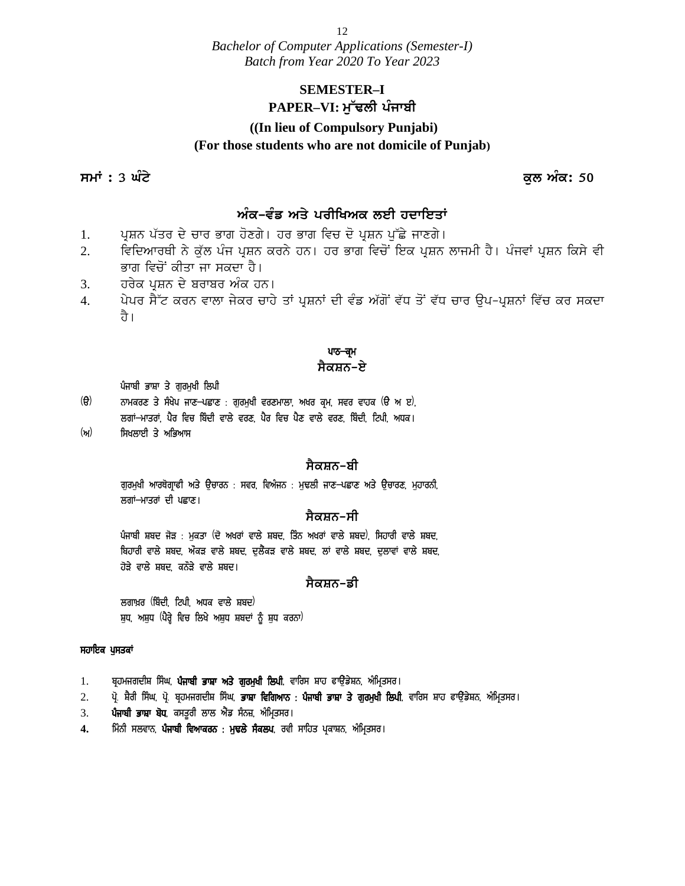**SEMESTER–I**

**PAPER–VI: ਮੁੱਢਲੀ ਪੰਜਾਬੀ**

**((In lieu of Compulsory Punjabi)**

**(For those students who are not domicile of Punjab)**

**ਸਮਾਂ : 3 ਘੰਟੇ** **ਕੁਲ ਅੰਕ: 50**

## ਅੰਕ–ਵੰਡ ਅਤੇ ਪਰੀਖਿਅਕ ਲਈ ਹਦਾਇਤਾਂ

1. ਪ੍ਰਸ਼ਨ ਪੱਤਰ ਦੇ ਚਾਰ ਭਾਗ ਹੋਣਗੇ। ਹਰ ਭਾਗ ਵਿਚ ਦੋ ਪ੍ਰਸ਼ਨ ਪੁੱਛੇ ਜਾਣਗੇ।
2. ਵਿਦਿਆਰਥੀ ਨੇ ਕੁੱਲ ਪੰਜ ਪ੍ਰਸ਼ਨ ਕਰਨੇ ਹਨ। ਹਰ ਭਾਗ ਵਿਚੋਂ ਇਕ ਪ੍ਰਸ਼ਨ ਲਾਜਮੀ ਹੈ। ਪੰਜਵਾਂ ਪ੍ਰਸ਼ਨ ਕਿਸੇ ਵੀ ਭਾਗ ਵਿਚੋਂ ਕੀਤਾ ਜਾ ਸਕਦਾ ਹੈ।
3. ਹਰੇਕ ਪ੍ਰਸ਼ਨ ਦੇ ਬਰਾਬਰ ਅੰਕ ਹਨ।
4. ਪੇਪਰ ਸੈੱਟ ਕਰਨ ਵਾਲਾ ਜੇਕਰ ਚਾਹੇ ਤਾਂ ਪ੍ਰਸ਼ਨਾਂ ਦੀ ਵੰਡ ਅੱਗੋਂ ਵੱਧ ਤੋਂ ਵੱਧ ਚਾਰ ਉਪ-ਪ੍ਰਸ਼ਨਾਂ ਵਿੱਚ ਕਰ ਸਕਦਾ ਹੈ।

**ਪਾਠ–ਕ੍ਰਮ**

## ਸੈਕਸ਼ਨ–ਏ

ਪੰਜਾਬੀ ਭਾਸ਼ਾ ਤੇ ਗੁਰਮੁਖੀ ਲਿਪੀ

(ੳ) ਨਾਮਕਰਣ ਤੇ ਸੰਖੇਪ ਜਾਣ–ਪਛਾਣ : ਗੁਰਮੁਖੀ ਵਰਣਮਾਲਾ, ਅਖਰ ਕ੍ਰਮ, ਸਵਰ ਵਾਹਕ (ੳ ਅ ੲ), ਲਗਾਂ–ਮਾਤਰਾਂ, ਪੈਰ ਵਿਚ ਬਿੰਦੀ ਵਾਲੇ ਵਰਣ, ਪੈਰ ਵਿਚ ਪੈਣ ਵਾਲੇ ਵਰਣ, ਬਿੰਦੀ, ਟਿਪੀ, ਅਧਕ।

(ਅ) ਸਿਖਲਾਈ ਤੇ ਅਭਿਆਸ

## ਸੈਕਸ਼ਨ–ਬੀ

ਗੁਰਮੁਖੀ ਆਰਥੋਗ੍ਰਾਫੀ ਅਤੇ ਉਚਾਰਨ : ਸਵਰ, ਵਿਅੰਜਨ : ਮੁਢਲੀ ਜਾਣ–ਪਛਾਣ ਅਤੇ ਉਚਾਰਣ, ਮੁਹਾਰਨੀ, ਲਗਾਂ–ਮਾਤਰਾਂ ਦੀ ਪਛਾਣ।

## ਸੈਕਸ਼ਨ–ਸੀ

ਪੰਜਾਬੀ ਸ਼ਬਦ ਜੋੜ : ਮੁਕਤਾ (ਦੋ ਅਖਰਾਂ ਵਾਲੇ ਸ਼ਬਦ, ਤਿੰਨ ਅਖਰਾਂ ਵਾਲੇ ਸ਼ਬਦ), ਸਿਹਾਰੀ ਵਾਲੇ ਸ਼ਬਦ, ਬਿਹਾਰੀ ਵਾਲੇ ਸ਼ਬਦ, ਔਂਕੜ ਵਾਲੇ ਸ਼ਬਦ, ਦੁਲੈਂਕੜ ਵਾਲੇ ਸ਼ਬਦ, ਲਾਂ ਵਾਲੇ ਸ਼ਬਦ, ਦੁਲਾਵਾਂ ਵਾਲੇ ਸ਼ਬਦ, ਹੋੜੇ ਵਾਲੇ ਸ਼ਬਦ, ਕਨੌੜੇ ਵਾਲੇ ਸ਼ਬਦ।

## ਸੈਕਸ਼ਨ–ਡੀ

ਲਗਾਖ਼ਰ (ਬਿੰਦੀ, ਟਿਪੀ, ਅਧਕ ਵਾਲੇ ਸ਼ਬਦ)

ਸ਼ੁਧ, ਅਸ਼ੁਧ (ਪੈਰ੍ਹੇ ਵਿਚ ਲਿਖੇ ਅਸ਼ੁਧ ਸ਼ਬਦਾਂ ਨੂੰ ਸ਼ੁਧ ਕਰਨਾ)

**ਸਹਾਇਕ ਪੁਸਤਕਾਂ**

1. ਬ੍ਰਹਮਜਗਦੀਸ਼ ਸਿੰਘ, **ਪੰਜਾਬੀ ਭਾਸ਼ਾ ਅਤੇ ਗੁਰਮੁਖੀ ਲਿਪੀ**, ਵਾਰਿਸ ਸ਼ਾਹ ਫਾਊਂਡੇਸ਼ਨ, ਅੰਮ੍ਰਿਤਸਰ।
2. ਪ੍ਰੋ. ਸ਼ੈਰੀ ਸਿੰਘ, ਪ੍ਰੋ. ਬ੍ਰਹਮਜਗਦੀਸ਼ ਸਿੰਘ, **ਭਾਸ਼ਾ ਵਿਗਿਆਨ : ਪੰਜਾਬੀ ਭਾਸ਼ਾ ਤੇ ਗੁਰਮੁਖੀ ਲਿਪੀ**, ਵਾਰਿਸ ਸ਼ਾਹ ਫਾਊਂਡੇਸ਼ਨ, ਅੰਮ੍ਰਿਤਸਰ।
3. **ਪੰਜਾਬੀ ਭਾਸ਼ਾ ਬੋਧ**, ਕਸਤੂਰੀ ਲਾਲ ਐਂਡ ਸੰਨਜ਼, ਅੰਮ੍ਰਿਤਸਰ।
4. ਮਿੰਨੀ ਸਲਵਾਨ, **ਪੰਜਾਬੀ ਵਿਆਕਰਨ : ਮੁਢਲੇ ਸੰਕਲਪ**, ਰਵੀ ਸਾਹਿਤ ਪ੍ਰਕਾਸ਼ਨ, ਅੰਮ੍ਰਿਤਸਰ।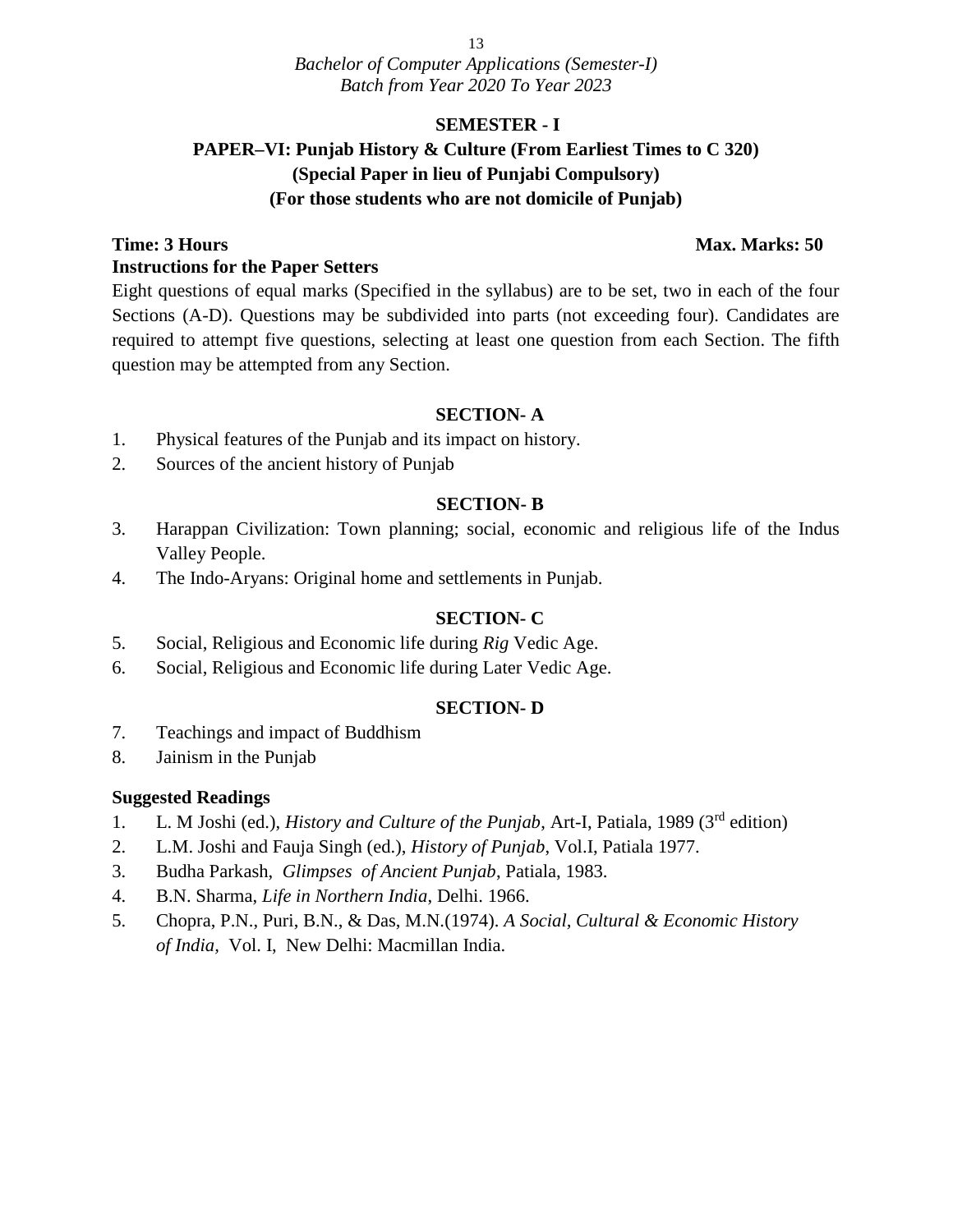## SEMESTER - I

## PAPER–VI: Punjab History & Culture (From Earliest Times to C 320)
### (Special Paper in lieu of Punjabi Compulsory)
### (For those students who are not domicile of Punjab)

**Time: 3 Hours** **Max. Marks: 50**

**Instructions for the Paper Setters**

Eight questions of equal marks (Specified in the syllabus) are to be set, two in each of the four Sections (A-D). Questions may be subdivided into parts (not exceeding four). Candidates are required to attempt five questions, selecting at least one question from each Section. The fifth question may be attempted from any Section.

### SECTION- A

1. Physical features of the Punjab and its impact on history.
2. Sources of the ancient history of Punjab

### SECTION- B

3. Harappan Civilization: Town planning; social, economic and religious life of the Indus Valley People.
4. The Indo-Aryans: Original home and settlements in Punjab.

### SECTION- C

5. Social, Religious and Economic life during *Rig* Vedic Age.
6. Social, Religious and Economic life during Later Vedic Age.

### SECTION- D

7. Teachings and impact of Buddhism
8. Jainism in the Punjab

**Suggested Readings**

1. L. M Joshi (ed.), *History and Culture of the Punjab*, Art-I, Patiala, 1989 (3rd edition)
2. L.M. Joshi and Fauja Singh (ed.), *History of Punjab*, Vol.I, Patiala 1977.
3. Budha Parkash, *Glimpses of Ancient Punjab*, Patiala, 1983.
4. B.N. Sharma, *Life in Northern India*, Delhi. 1966.
5. Chopra, P.N., Puri, B.N., & Das, M.N.(1974). *A Social, Cultural & Economic History of India*, Vol. I, New Delhi: Macmillan India.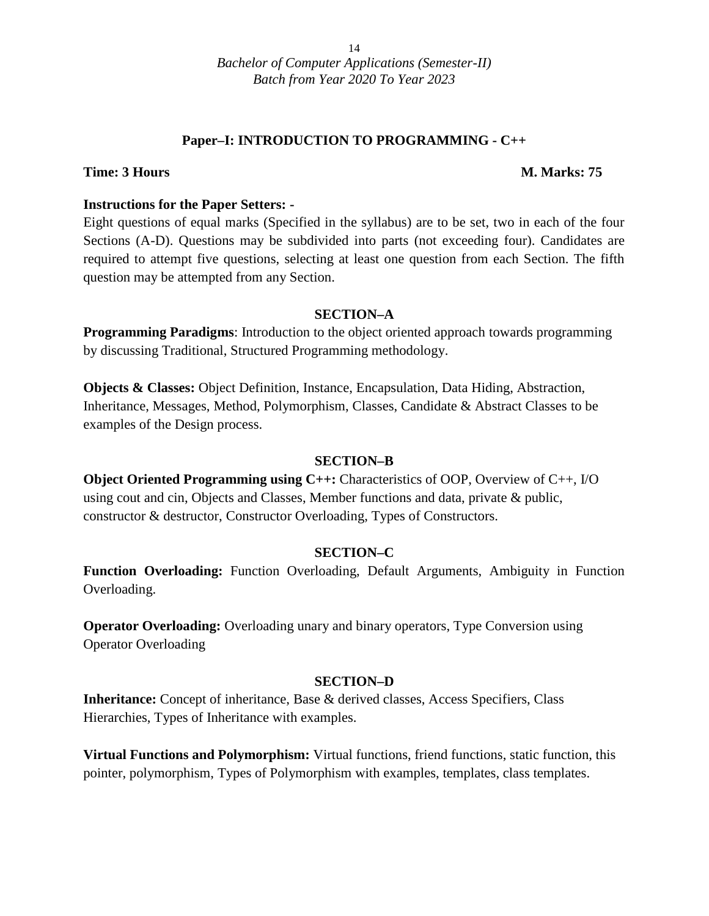*Bachelor of Computer Applications (Semester-II)*
*Batch from Year 2020 To Year 2023*

## Paper–I: INTRODUCTION TO PROGRAMMING - C++

**Time: 3 Hours** **M. Marks: 75**

**Instructions for the Paper Setters: -**

Eight questions of equal marks (Specified in the syllabus) are to be set, two in each of the four Sections (A-D). Questions may be subdivided into parts (not exceeding four). Candidates are required to attempt five questions, selecting at least one question from each Section. The fifth question may be attempted from any Section.

### SECTION–A

**Programming Paradigms**: Introduction to the object oriented approach towards programming by discussing Traditional, Structured Programming methodology.

**Objects & Classes:** Object Definition, Instance, Encapsulation, Data Hiding, Abstraction, Inheritance, Messages, Method, Polymorphism, Classes, Candidate & Abstract Classes to be examples of the Design process.

### SECTION–B

**Object Oriented Programming using C++:** Characteristics of OOP, Overview of C++, I/O using cout and cin, Objects and Classes, Member functions and data, private & public, constructor & destructor, Constructor Overloading, Types of Constructors.

### SECTION–C

**Function Overloading:** Function Overloading, Default Arguments, Ambiguity in Function Overloading.

**Operator Overloading:** Overloading unary and binary operators, Type Conversion using Operator Overloading

### SECTION–D

**Inheritance:** Concept of inheritance, Base & derived classes, Access Specifiers, Class Hierarchies, Types of Inheritance with examples.

**Virtual Functions and Polymorphism:** Virtual functions, friend functions, static function, this pointer, polymorphism, Types of Polymorphism with examples, templates, class templates.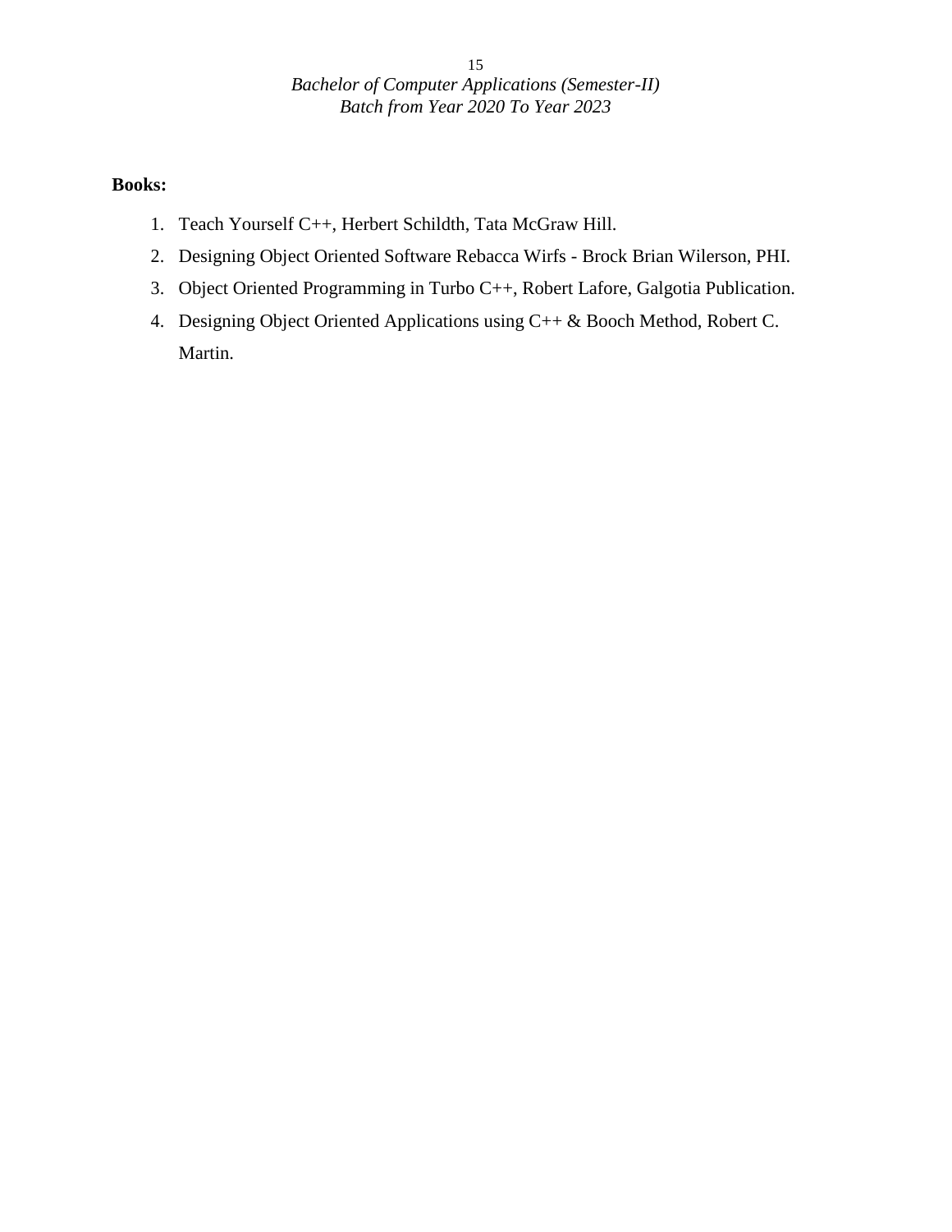**Books:**

1. Teach Yourself C++, Herbert Schildth, Tata McGraw Hill.
2. Designing Object Oriented Software Rebacca Wirfs - Brock Brian Wilerson, PHI.
3. Object Oriented Programming in Turbo C++, Robert Lafore, Galgotia Publication.
4. Designing Object Oriented Applications using C++ & Booch Method, Robert C. Martin.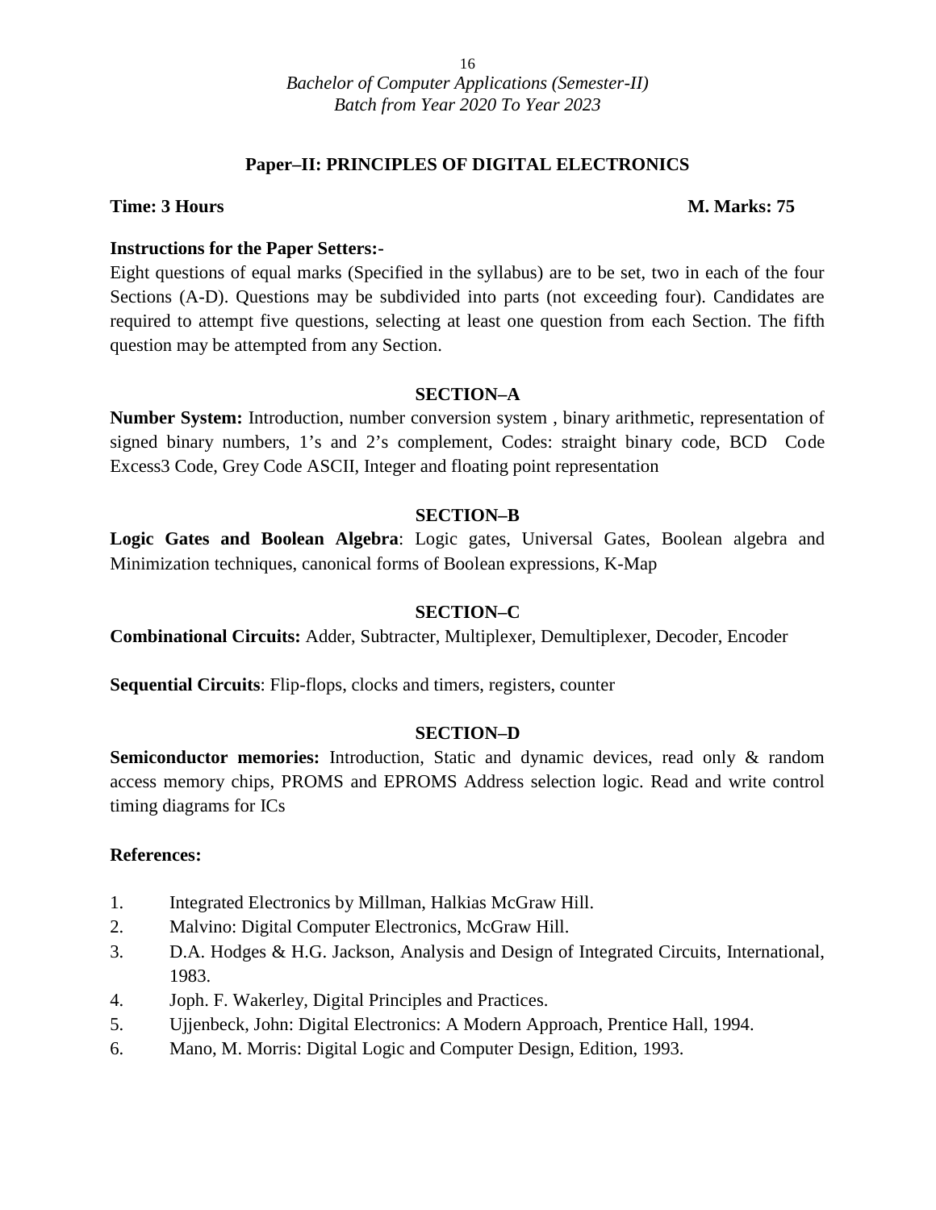*Bachelor of Computer Applications (Semester-II)*
*Batch from Year 2020 To Year 2023*

## Paper–II: PRINCIPLES OF DIGITAL ELECTRONICS

**Time: 3 Hours** **M. Marks: 75**

**Instructions for the Paper Setters:-**

Eight questions of equal marks (Specified in the syllabus) are to be set, two in each of the four Sections (A-D). Questions may be subdivided into parts (not exceeding four). Candidates are required to attempt five questions, selecting at least one question from each Section. The fifth question may be attempted from any Section.

### SECTION–A

**Number System:** Introduction, number conversion system , binary arithmetic, representation of signed binary numbers, 1's and 2's complement, Codes: straight binary code, BCD Code Excess3 Code, Grey Code ASCII, Integer and floating point representation

### SECTION–B

**Logic Gates and Boolean Algebra**: Logic gates, Universal Gates, Boolean algebra and Minimization techniques, canonical forms of Boolean expressions, K-Map

### SECTION–C

**Combinational Circuits:** Adder, Subtracter, Multiplexer, Demultiplexer, Decoder, Encoder

**Sequential Circuits**: Flip-flops, clocks and timers, registers, counter

### SECTION–D

**Semiconductor memories:** Introduction, Static and dynamic devices, read only & random access memory chips, PROMS and EPROMS Address selection logic. Read and write control timing diagrams for ICs

**References:**

1. Integrated Electronics by Millman, Halkias McGraw Hill.
2. Malvino: Digital Computer Electronics, McGraw Hill.
3. D.A. Hodges & H.G. Jackson, Analysis and Design of Integrated Circuits, International, 1983.
4. Joph. F. Wakerley, Digital Principles and Practices.
5. Ujjenbeck, John: Digital Electronics: A Modern Approach, Prentice Hall, 1994.
6. Mano, M. Morris: Digital Logic and Computer Design, Edition, 1993.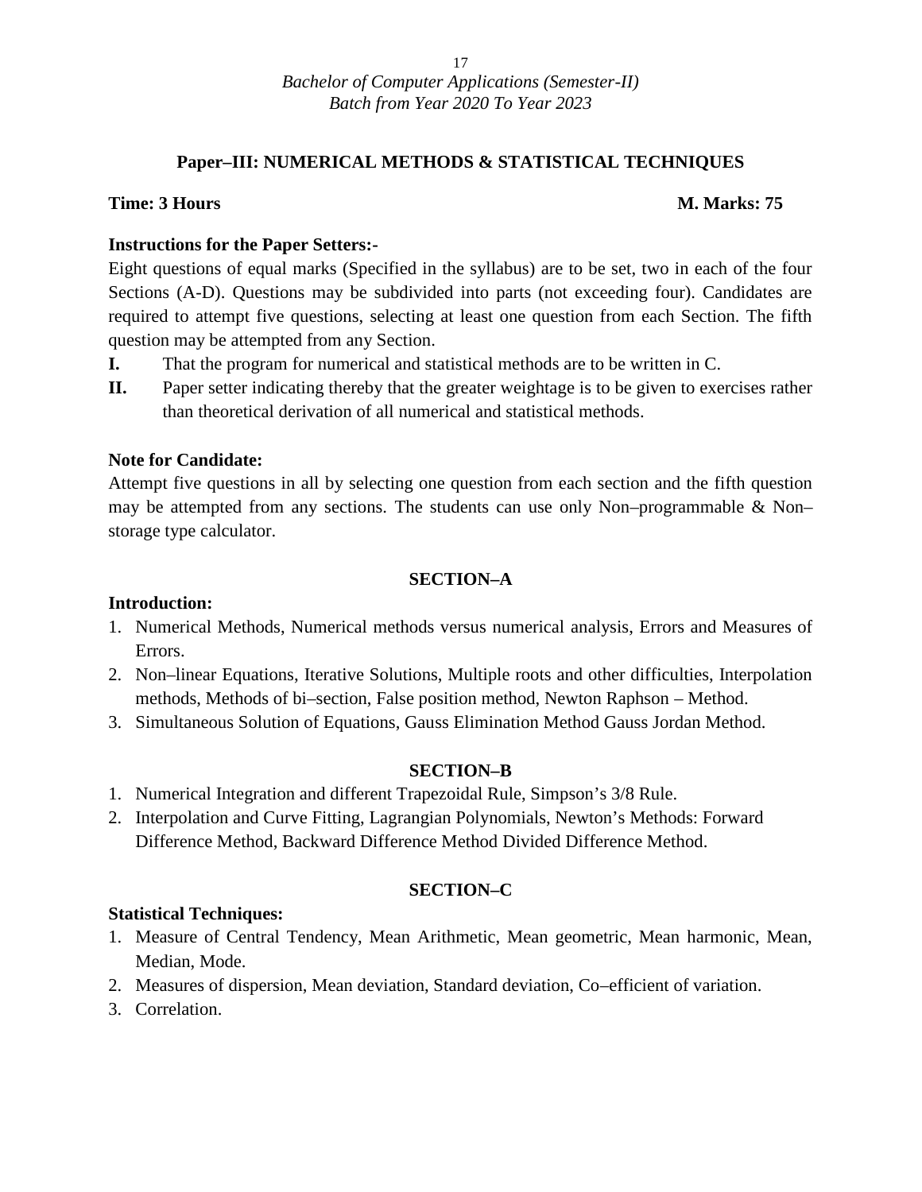*Bachelor of Computer Applications (Semester-II)*
*Batch from Year 2020 To Year 2023*

## Paper–III: NUMERICAL METHODS & STATISTICAL TECHNIQUES

**Time: 3 Hours** **M. Marks: 75**

**Instructions for the Paper Setters:-**

Eight questions of equal marks (Specified in the syllabus) are to be set, two in each of the four Sections (A-D). Questions may be subdivided into parts (not exceeding four). Candidates are required to attempt five questions, selecting at least one question from each Section. The fifth question may be attempted from any Section.

**I.** That the program for numerical and statistical methods are to be written in C.

**II.** Paper setter indicating thereby that the greater weightage is to be given to exercises rather than theoretical derivation of all numerical and statistical methods.

**Note for Candidate:**

Attempt five questions in all by selecting one question from each section and the fifth question may be attempted from any sections. The students can use only Non–programmable & Non–storage type calculator.

### SECTION–A

**Introduction:**

1. Numerical Methods, Numerical methods versus numerical analysis, Errors and Measures of Errors.
2. Non–linear Equations, Iterative Solutions, Multiple roots and other difficulties, Interpolation methods, Methods of bi–section, False position method, Newton Raphson – Method.
3. Simultaneous Solution of Equations, Gauss Elimination Method Gauss Jordan Method.

### SECTION–B

1. Numerical Integration and different Trapezoidal Rule, Simpson's 3/8 Rule.
2. Interpolation and Curve Fitting, Lagrangian Polynomials, Newton's Methods: Forward Difference Method, Backward Difference Method Divided Difference Method.

### SECTION–C

**Statistical Techniques:**

1. Measure of Central Tendency, Mean Arithmetic, Mean geometric, Mean harmonic, Mean, Median, Mode.
2. Measures of dispersion, Mean deviation, Standard deviation, Co–efficient of variation.
3. Correlation.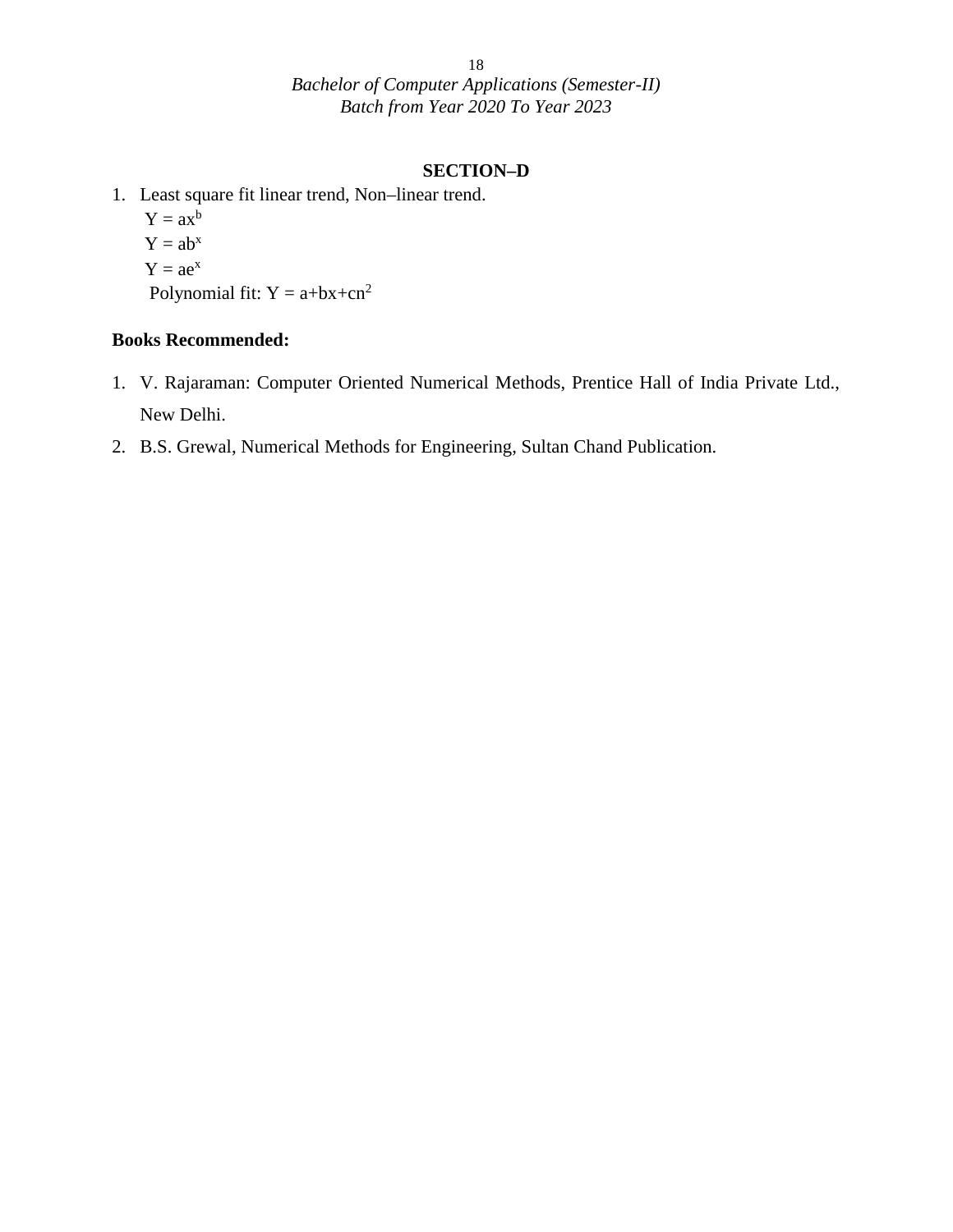## SECTION–D

1. Least square fit linear trend, Non–linear trend.
   $Y = ax^b$
   $Y = ab^x$
   $Y = ae^x$
   Polynomial fit: $Y = a+bx+cn^2$

**Books Recommended:**

1. V. Rajaraman: Computer Oriented Numerical Methods, Prentice Hall of India Private Ltd., New Delhi.
2. B.S. Grewal, Numerical Methods for Engineering, Sultan Chand Publication.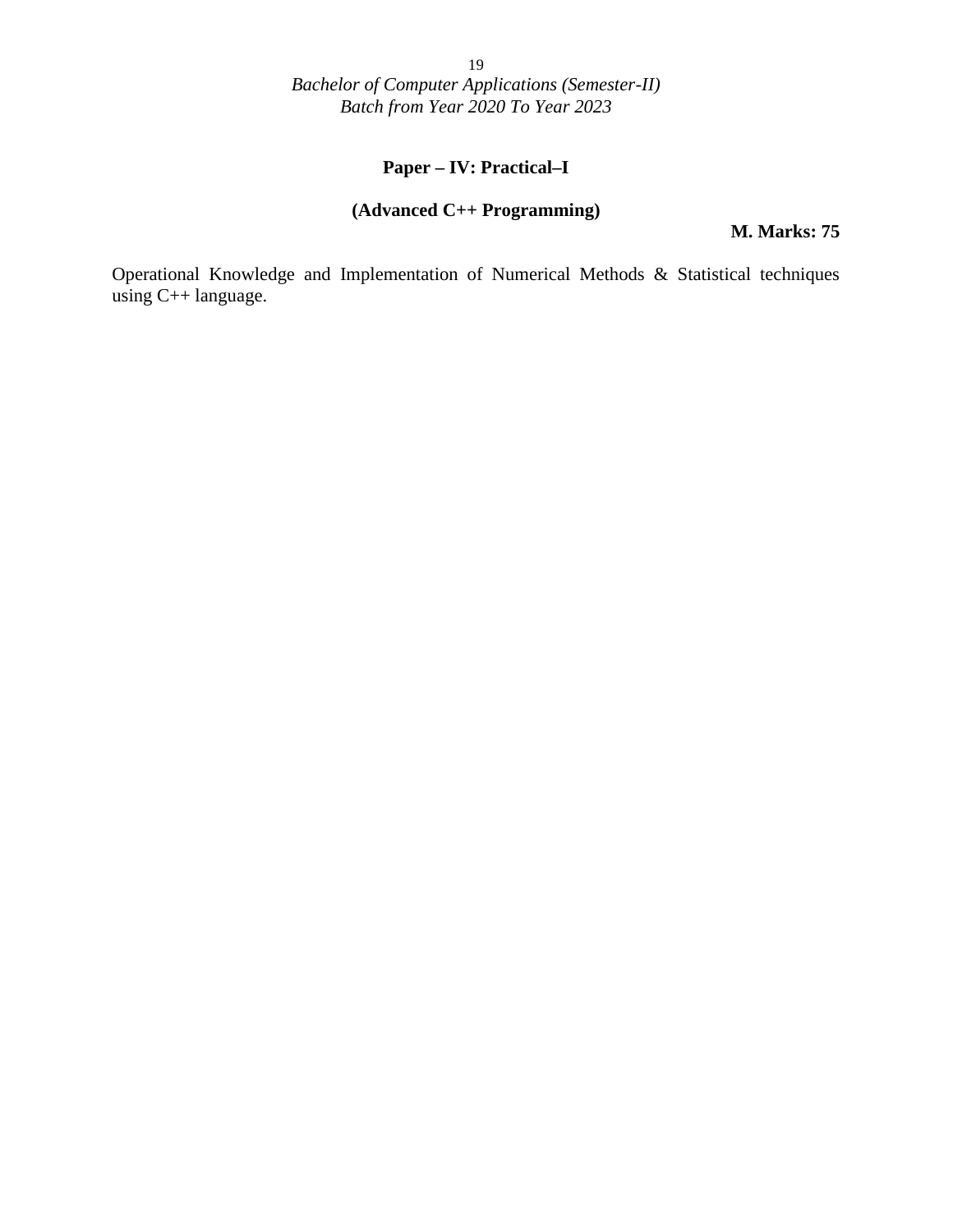*Bachelor of Computer Applications (Semester-II)*
*Batch from Year 2020 To Year 2023*

## Paper – IV: Practical–I

## (Advanced C++ Programming)

**M. Marks: 75**

Operational Knowledge and Implementation of Numerical Methods & Statistical techniques using C++ language.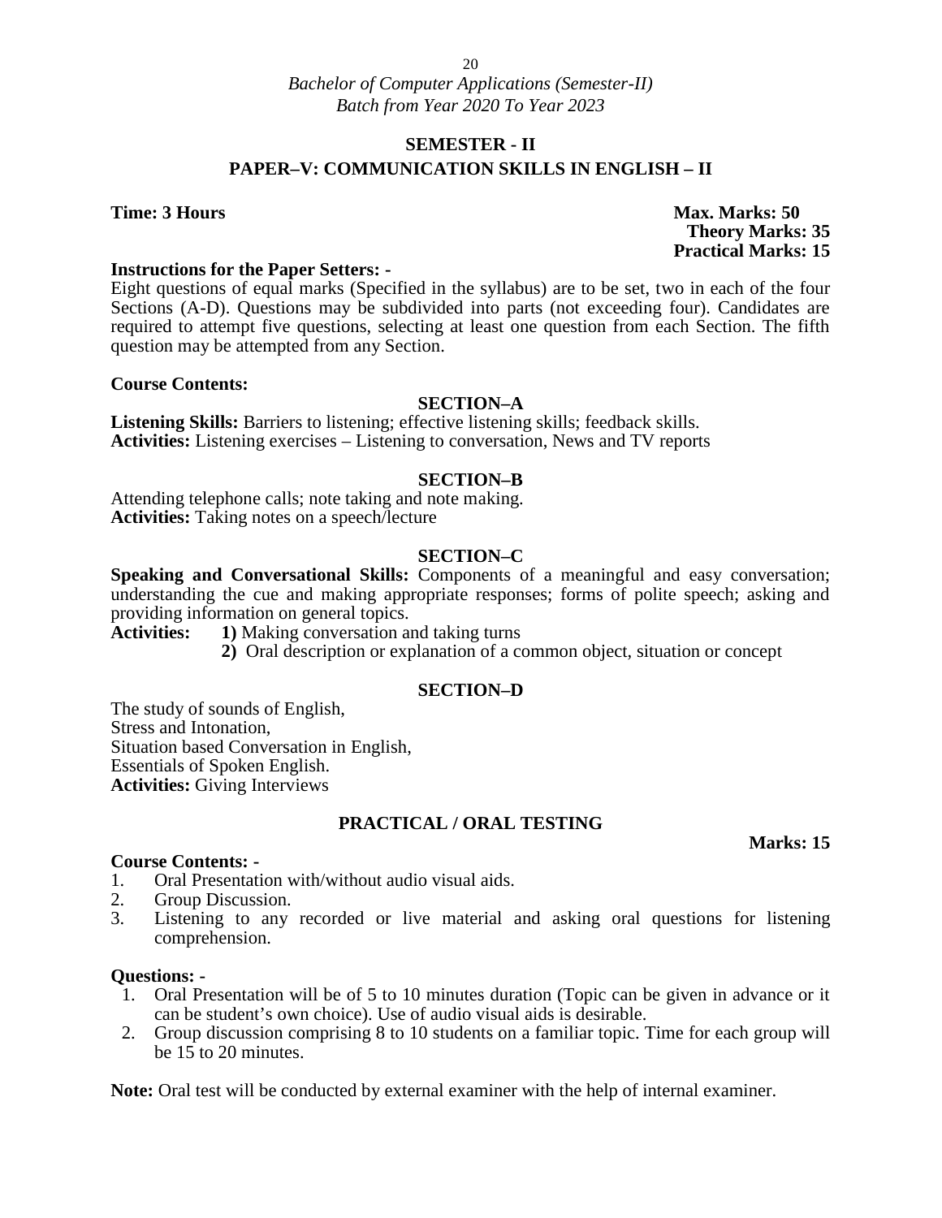## SEMESTER - II

## PAPER–V: COMMUNICATION SKILLS IN ENGLISH – II

**Time: 3 Hours**

**Max. Marks: 50**
**Theory Marks: 35**
**Practical Marks: 15**

**Instructions for the Paper Setters: -**

Eight questions of equal marks (Specified in the syllabus) are to be set, two in each of the four Sections (A-D). Questions may be subdivided into parts (not exceeding four). Candidates are required to attempt five questions, selecting at least one question from each Section. The fifth question may be attempted from any Section.

**Course Contents:**

### SECTION–A

**Listening Skills:** Barriers to listening; effective listening skills; feedback skills.
**Activities:** Listening exercises – Listening to conversation, News and TV reports

### SECTION–B

Attending telephone calls; note taking and note making.
**Activities:** Taking notes on a speech/lecture

### SECTION–C

**Speaking and Conversational Skills:** Components of a meaningful and easy conversation; understanding the cue and making appropriate responses; forms of polite speech; asking and providing information on general topics.

**Activities:** **1)** Making conversation and taking turns
**2)** Oral description or explanation of a common object, situation or concept

### SECTION–D

The study of sounds of English,
Stress and Intonation,
Situation based Conversation in English,
Essentials of Spoken English.
**Activities:** Giving Interviews

### PRACTICAL / ORAL TESTING

**Marks: 15**

**Course Contents: -**

1. Oral Presentation with/without audio visual aids.
2. Group Discussion.
3. Listening to any recorded or live material and asking oral questions for listening comprehension.

**Questions: -**

1. Oral Presentation will be of 5 to 10 minutes duration (Topic can be given in advance or it can be student's own choice). Use of audio visual aids is desirable.
2. Group discussion comprising 8 to 10 students on a familiar topic. Time for each group will be 15 to 20 minutes.

**Note:** Oral test will be conducted by external examiner with the help of internal examiner.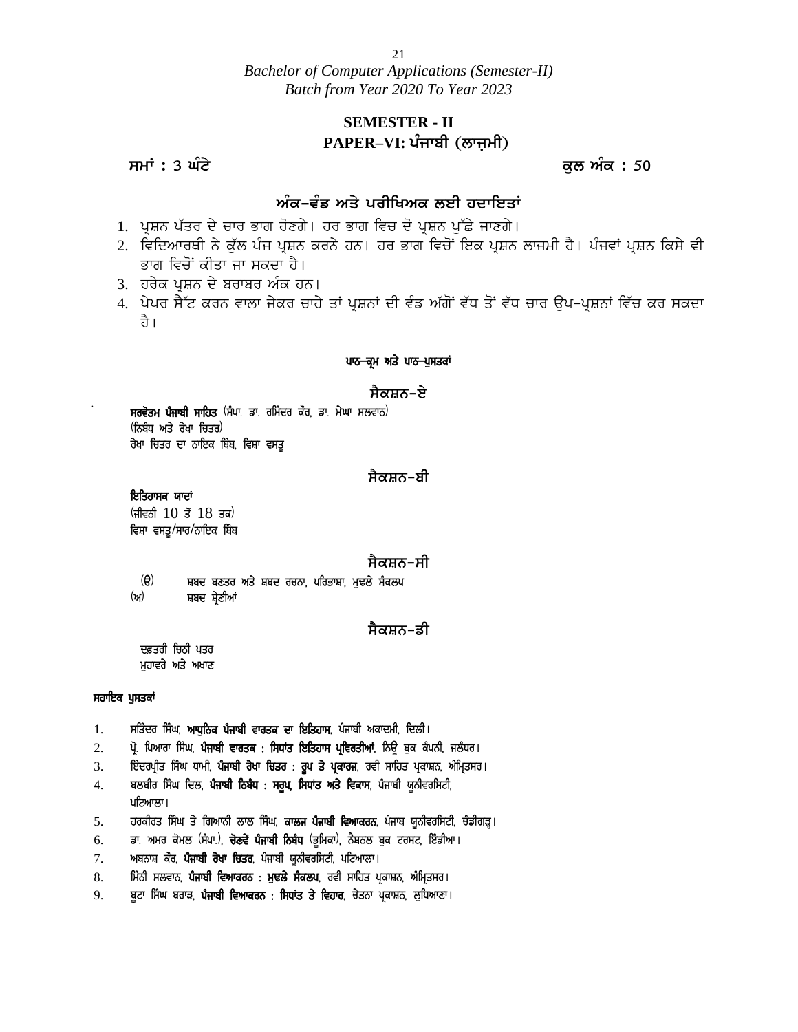*Bachelor of Computer Applications (Semester-II)*
*Batch from Year 2020 To Year 2023*

## SEMESTER - II
## PAPER–VI: ਪੰਜਾਬੀ (ਲਾਜ਼ਮੀ)

**ਸਮਾਂ : 3 ਘੰਟੇ** **ਕੁਲ ਅੰਕ : 50**

### ਅੰਕ–ਵੰਡ ਅਤੇ ਪਰੀਖਿਅਕ ਲਈ ਹਦਾਇਤਾਂ

1. ਪ੍ਰਸ਼ਨ ਪੱਤਰ ਦੇ ਚਾਰ ਭਾਗ ਹੋਣਗੇ। ਹਰ ਭਾਗ ਵਿਚ ਦੋ ਪ੍ਰਸ਼ਨ ਪੁੱਛੇ ਜਾਣਗੇ।
2. ਵਿਦਿਆਰਥੀ ਨੇ ਕੁੱਲ ਪੰਜ ਪ੍ਰਸ਼ਨ ਕਰਨੇ ਹਨ। ਹਰ ਭਾਗ ਵਿਚੋਂ ਇਕ ਪ੍ਰਸ਼ਨ ਲਾਜਮੀ ਹੈ। ਪੰਜਵਾਂ ਪ੍ਰਸ਼ਨ ਕਿਸੇ ਵੀ ਭਾਗ ਵਿਚੋਂ ਕੀਤਾ ਜਾ ਸਕਦਾ ਹੈ।
3. ਹਰੇਕ ਪ੍ਰਸ਼ਨ ਦੇ ਬਰਾਬਰ ਅੰਕ ਹਨ।
4. ਪੇਪਰ ਸੈੱਟ ਕਰਨ ਵਾਲਾ ਜੇਕਰ ਚਾਹੇ ਤਾਂ ਪ੍ਰਸ਼ਨਾਂ ਦੀ ਵੰਡ ਅੱਗੋਂ ਵੱਧ ਤੋਂ ਵੱਧ ਚਾਰ ਉਪ-ਪ੍ਰਸ਼ਨਾਂ ਵਿੱਚ ਕਰ ਸਕਦਾ ਹੈ।

**ਪਾਠ–ਕ੍ਰਮ ਅਤੇ ਪਾਠ–ਪੁਸਤਕਾਂ**

### ਸੈਕਸ਼ਨ–ਏ

**ਸਰਵੋਤਮ ਪੰਜਾਬੀ ਸਾਹਿਤ** (ਸੰਪਾ. ਡਾ. ਰਮਿੰਦਰ ਕੌਰ, ਡਾ. ਮੇਘਾ ਸਲਵਾਨ)
(ਨਿਬੰਧ ਅਤੇ ਰੇਖਾ ਚਿਤਰ)
ਰੇਖਾ ਚਿਤਰ ਦਾ ਨਾਇਕ ਬਿੰਬ, ਵਿਸ਼ਾ ਵਸਤੂ

### ਸੈਕਸ਼ਨ–ਬੀ

**ਇਤਿਹਾਸਕ ਯਾਦਾਂ**
(ਜੀਵਨੀ 10 ਤੋਂ 18 ਤਕ)
ਵਿਸ਼ਾ ਵਸਤੂ/ਸਾਰ/ਨਾਇਕ ਬਿੰਬ

### ਸੈਕਸ਼ਨ–ਸੀ

(ੳ) ਸ਼ਬਦ ਬਣਤਰ ਅਤੇ ਸ਼ਬਦ ਰਚਨਾ, ਪਰਿਭਾਸ਼ਾ, ਮੁਢਲੇ ਸੰਕਲਪ
(ਅ) ਸ਼ਬਦ ਸ਼੍ਰੇਣੀਆਂ

### ਸੈਕਸ਼ਨ–ਡੀ

ਦਫ਼ਤਰੀ ਚਿਠੀ ਪਤਰ
ਮੁਹਾਵਰੇ ਅਤੇ ਅਖਾਣ

**ਸਹਾਇਕ ਪੁਸਤਕਾਂ**

1. ਸਤਿੰਦਰ ਸਿੰਘ, **ਆਧੁਨਿਕ ਪੰਜਾਬੀ ਵਾਰਤਕ ਦਾ ਇਤਿਹਾਸ**, ਪੰਜਾਬੀ ਅਕਾਦਮੀ, ਦਿਲੀ।
2. ਪ੍ਰੋ. ਪਿਆਰਾ ਸਿੰਘ, **ਪੰਜਾਬੀ ਵਾਰਤਕ : ਸਿਧਾਂਤ ਇਤਿਹਾਸ ਪ੍ਰਵਿਰਤੀਆਂ**, ਨਿਊ ਬੁਕ ਕੰਪਨੀ, ਜਲੰਧਰ।
3. ਇੰਦਰਪ੍ਰੀਤ ਸਿੰਘ ਧਾਮੀ, **ਪੰਜਾਬੀ ਰੇਖਾ ਚਿਤਰ : ਰੂਪ ਤੇ ਪ੍ਰਕਾਰਜ**, ਰਵੀ ਸਾਹਿਤ ਪ੍ਰਕਾਸ਼ਨ, ਅੰਮ੍ਰਿਤਸਰ।
4. ਬਲਬੀਰ ਸਿੰਘ ਦਿਲ, **ਪੰਜਾਬੀ ਨਿਬੰਧ : ਸਰੂਪ, ਸਿਧਾਂਤ ਅਤੇ ਵਿਕਾਸ**, ਪੰਜਾਬੀ ਯੂਨੀਵਰਸਿਟੀ, ਪਟਿਆਲਾ।
5. ਹਰਕੀਰਤ ਸਿੰਘ ਤੇ ਗਿਆਨੀ ਲਾਲ ਸਿੰਘ, **ਕਾਲਜ ਪੰਜਾਬੀ ਵਿਆਕਰਨ**, ਪੰਜਾਬ ਯੂਨੀਵਰਸਿਟੀ, ਚੰਡੀਗੜ੍ਹ।
6. ਡਾ. ਅਮਰ ਕੋਮਲ (ਸੰਪਾ.), **ਚੋਣਵੇਂ ਪੰਜਾਬੀ ਨਿਬੰਧ** (ਭੂਮਿਕਾ), ਨੈਸ਼ਨਲ ਬੁਕ ਟਰਸਟ, ਇੰਡੀਆ।
7. ਅਬਨਾਸ਼ ਕੌਰ, **ਪੰਜਾਬੀ ਰੇਖਾ ਚਿਤਰ**, ਪੰਜਾਬੀ ਯੂਨੀਵਰਸਿਟੀ, ਪਟਿਆਲਾ।
8. ਮਿੰਨੀ ਸਲਵਾਨ, **ਪੰਜਾਬੀ ਵਿਆਕਰਨ : ਮੁਢਲੇ ਸੰਕਲਪ**, ਰਵੀ ਸਾਹਿਤ ਪ੍ਰਕਾਸ਼ਨ, ਅੰਮ੍ਰਿਤਸਰ।
9. ਬੂਟਾ ਸਿੰਘ ਬਰਾੜ, **ਪੰਜਾਬੀ ਵਿਆਕਰਨ : ਸਿਧਾਂਤ ਤੇ ਵਿਹਾਰ**, ਚੇਤਨਾ ਪ੍ਰਕਾਸ਼ਨ, ਲੁਧਿਆਣਾ।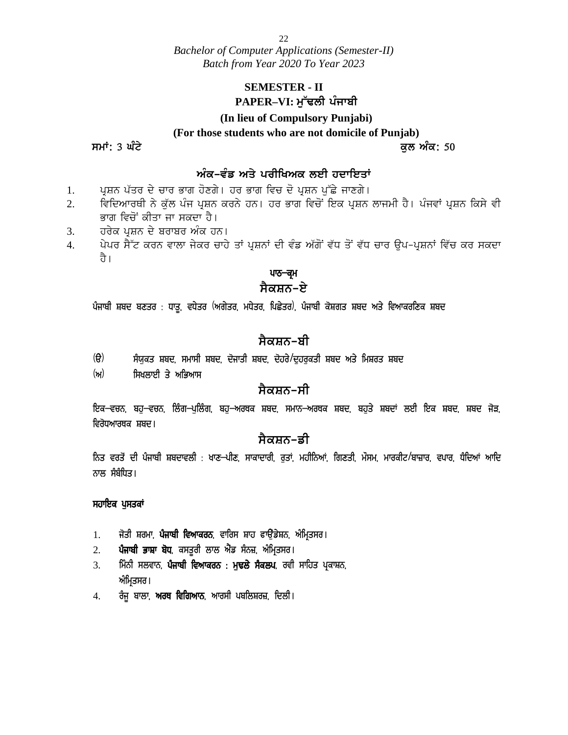## SEMESTER - II

## PAPER–VI: ਮੁੱਢਲੀ ਪੰਜਾਬੀ

**(In lieu of Compulsory Punjabi)**

**(For those students who are not domicile of Punjab)**

**ਸਮਾਂ: 3 ਘੰਟੇ** **ਕੁਲ ਅੰਕ: 50**

### ਅੰਕ-ਵੰਡ ਅਤੇ ਪਰੀਖਿਅਕ ਲਈ ਹਦਾਇਤਾਂ

1. ਪ੍ਰਸ਼ਨ ਪੱਤਰ ਦੇ ਚਾਰ ਭਾਗ ਹੋਣਗੇ। ਹਰ ਭਾਗ ਵਿਚ ਦੋ ਪ੍ਰਸ਼ਨ ਪੁੱਛੇ ਜਾਣਗੇ।
2. ਵਿਦਿਆਰਥੀ ਨੇ ਕੁੱਲ ਪੰਜ ਪ੍ਰਸ਼ਨ ਕਰਨੇ ਹਨ। ਹਰ ਭਾਗ ਵਿਚੋਂ ਇਕ ਪ੍ਰਸ਼ਨ ਲਾਜ਼ਮੀ ਹੈ। ਪੰਜਵਾਂ ਪ੍ਰਸ਼ਨ ਕਿਸੇ ਵੀ ਭਾਗ ਵਿਚੋਂ ਕੀਤਾ ਜਾ ਸਕਦਾ ਹੈ।
3. ਹਰੇਕ ਪ੍ਰਸ਼ਨ ਦੇ ਬਰਾਬਰ ਅੰਕ ਹਨ।
4. ਪੇਪਰ ਸੈੱਟ ਕਰਨ ਵਾਲਾ ਜੇਕਰ ਚਾਹੇ ਤਾਂ ਪ੍ਰਸ਼ਨਾਂ ਦੀ ਵੰਡ ਅੱਗੋਂ ਵੱਧ ਤੋਂ ਵੱਧ ਚਾਰ ਉਪ-ਪ੍ਰਸ਼ਨਾਂ ਵਿੱਚ ਕਰ ਸਕਦਾ ਹੈ।

### ਪਾਠ-ਕ੍ਰਮ

### ਸੈਕਸ਼ਨ-ਏ

ਪੰਜਾਬੀ ਸ਼ਬਦ ਬਣਤਰ : ਧਾਤੂ, ਵਧੇਤਰ (ਅਗੇਤਰ, ਮਧੇਤਰ, ਪਿਛੇਤਰ), ਪੰਜਾਬੀ ਕੋਸ਼ਗਤ ਸ਼ਬਦ ਅਤੇ ਵਿਆਕਰਨਿਕ ਸ਼ਬਦ

### ਸੈਕਸ਼ਨ-ਬੀ

(ੳ) ਸੰਯੁਕਤ ਸ਼ਬਦ, ਸਮਾਸੀ ਸ਼ਬਦ, ਦੋਜਾਤੀ ਸ਼ਬਦ, ਦੋਹਰੇ/ਦੁਹਰੁਕਤੀ ਸ਼ਬਦ ਅਤੇ ਮਿਸ਼ਰਤ ਸ਼ਬਦ

(ਅ) ਸਿਖਲਾਈ ਤੇ ਅਭਿਆਸ

### ਸੈਕਸ਼ਨ-ਸੀ

ਇਕ-ਵਚਨ, ਬਹੁ-ਵਚਨ, ਲਿੰਗ-ਪੁਲਿੰਗ, ਬਹੁ-ਅਰਥਕ ਸ਼ਬਦ, ਸਮਾਨ-ਅਰਥਕ ਸ਼ਬਦ, ਬਹੁਤੇ ਸ਼ਬਦਾਂ ਲਈ ਇਕ ਸ਼ਬਦ, ਸ਼ਬਦ ਜੋੜ, ਵਿਰੋਧਆਰਥਕ ਸ਼ਬਦ।

### ਸੈਕਸ਼ਨ-ਡੀ

ਨਿਤ ਵਰਤੋਂ ਦੀ ਪੰਜਾਬੀ ਸ਼ਬਦਾਵਲੀ : ਖਾਣ-ਪੀਣ, ਸਾਕਾਦਾਰੀ, ਰੁਤਾਂ, ਮਹੀਨਿਆਂ, ਗਿਣਤੀ, ਮੌਸਮ, ਮਾਰਕੀਟ/ਬਾਜ਼ਾਰ, ਵਪਾਰ, ਧੰਦਿਆਂ ਆਦਿ ਨਾਲ ਸੰਬੰਧਿਤ।

**ਸਹਾਇਕ ਪੁਸਤਕਾਂ**

1. ਜੋਤੀ ਸ਼ਰਮਾ, **ਪੰਜਾਬੀ ਵਿਆਕਰਨ**, ਵਾਰਿਸ ਸ਼ਾਹ ਫਾਊਂਡੇਸ਼ਨ, ਅੰਮ੍ਰਿਤਸਰ।
2. **ਪੰਜਾਬੀ ਭਾਸ਼ਾ ਬੋਧ**, ਕਸਤੂਰੀ ਲਾਲ ਐਂਡ ਸੰਨਜ਼, ਅੰਮ੍ਰਿਤਸਰ।
3. ਮਿੰਨੀ ਸਲਵਾਨ, **ਪੰਜਾਬੀ ਵਿਆਕਰਨ : ਮੁਢਲੇ ਸੰਕਲਪ**, ਰਵੀ ਸਾਹਿਤ ਪ੍ਰਕਾਸ਼ਨ, ਅੰਮ੍ਰਿਤਸਰ।
4. ਰੰਜੂ ਬਾਲਾ, **ਅਰਥ ਵਿਗਿਆਨ**, ਆਰਸੀ ਪਬਲਿਸ਼ਰਜ਼, ਦਿਲੀ।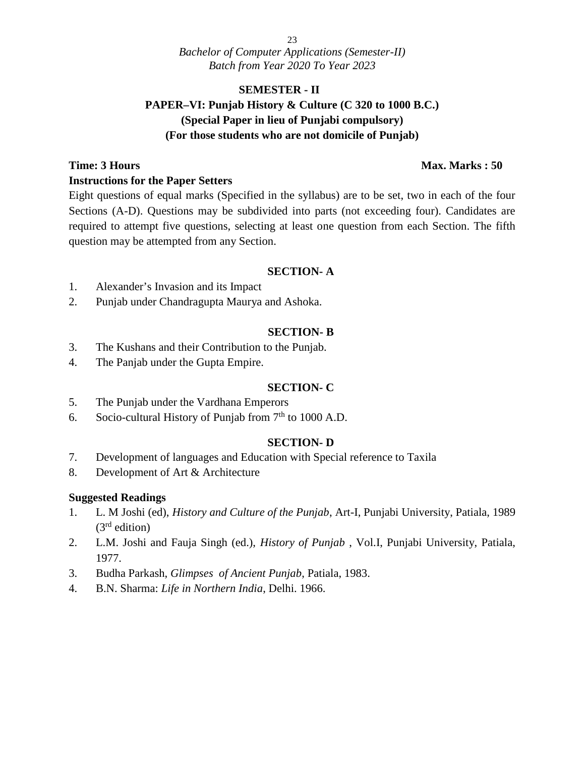## SEMESTER - II

## PAPER–VI: Punjab History & Culture (C 320 to 1000 B.C.)

### (Special Paper in lieu of Punjabi compulsory)

### (For those students who are not domicile of Punjab)

**Time: 3 Hours** **Max. Marks : 50**

**Instructions for the Paper Setters**

Eight questions of equal marks (Specified in the syllabus) are to be set, two in each of the four Sections (A-D). Questions may be subdivided into parts (not exceeding four). Candidates are required to attempt five questions, selecting at least one question from each Section. The fifth question may be attempted from any Section.

### SECTION- A

1. Alexander's Invasion and its Impact
2. Punjab under Chandragupta Maurya and Ashoka.

### SECTION- B

3. The Kushans and their Contribution to the Punjab.
4. The Panjab under the Gupta Empire.

### SECTION- C

5. The Punjab under the Vardhana Emperors
6. Socio-cultural History of Punjab from 7th to 1000 A.D.

### SECTION- D

7. Development of languages and Education with Special reference to Taxila
8. Development of Art & Architecture

**Suggested Readings**

1. L. M Joshi (ed), *History and Culture of the Punjab*, Art-I, Punjabi University, Patiala, 1989 (3rd edition)
2. L.M. Joshi and Fauja Singh (ed.), *History of Punjab* , Vol.I, Punjabi University, Patiala, 1977.
3. Budha Parkash, *Glimpses of Ancient Punjab*, Patiala, 1983.
4. B.N. Sharma: *Life in Northern India*, Delhi. 1966.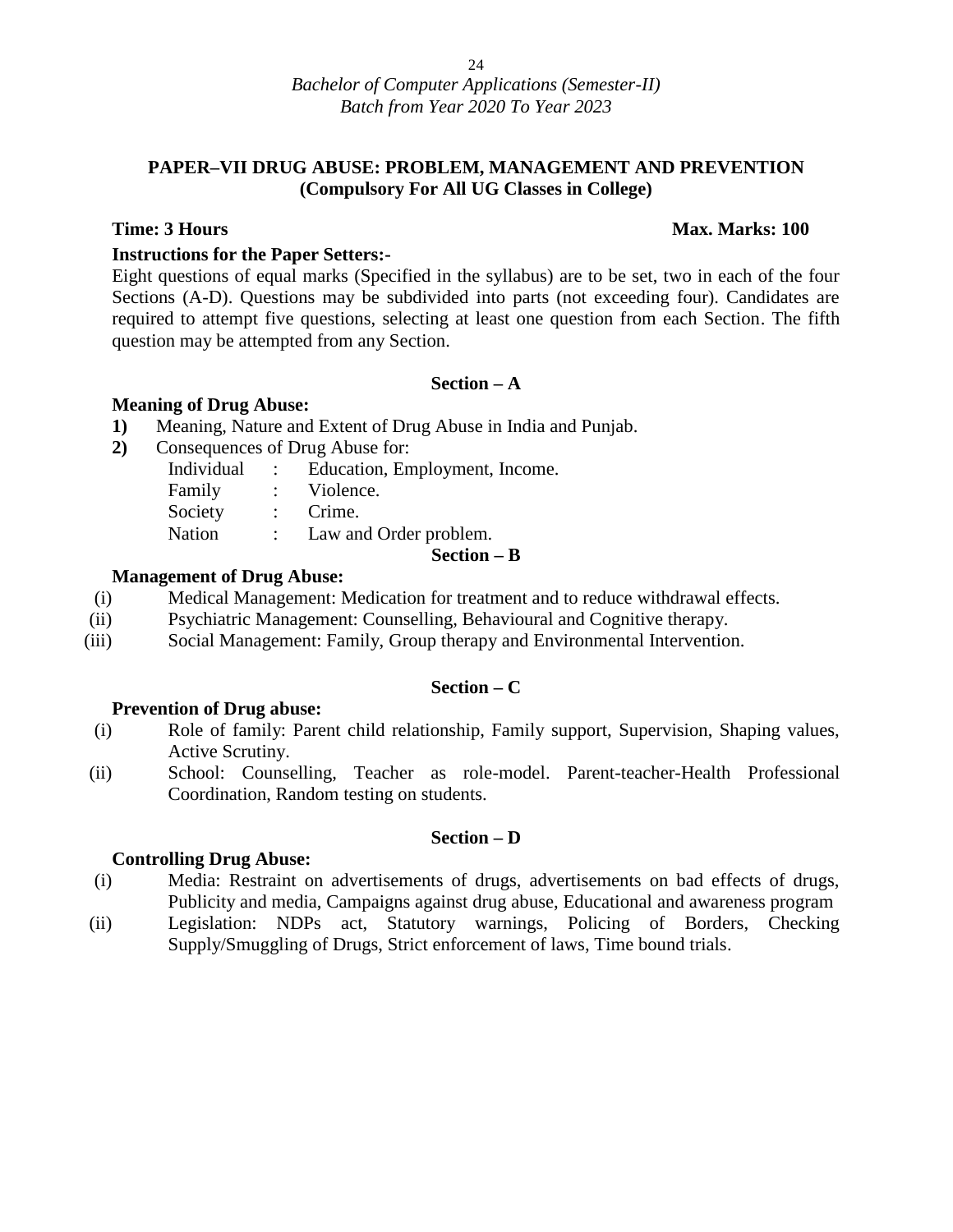*Bachelor of Computer Applications (Semester-II)*
*Batch from Year 2020 To Year 2023*

## PAPER–VII DRUG ABUSE: PROBLEM, MANAGEMENT AND PREVENTION
### (Compulsory For All UG Classes in College)

**Time: 3 Hours** **Max. Marks: 100**

**Instructions for the Paper Setters:-**

Eight questions of equal marks (Specified in the syllabus) are to be set, two in each of the four Sections (A-D). Questions may be subdivided into parts (not exceeding four). Candidates are required to attempt five questions, selecting at least one question from each Section. The fifth question may be attempted from any Section.

### Section – A

**Meaning of Drug Abuse:**

**1)** Meaning, Nature and Extent of Drug Abuse in India and Punjab.

**2)** Consequences of Drug Abuse for:

| | | |
|---|---|---|
| Individual | : | Education, Employment, Income. |
| Family | : | Violence. |
| Society | : | Crime. |
| Nation | : | Law and Order problem. |

### Section – B

**Management of Drug Abuse:**

(i) Medical Management: Medication for treatment and to reduce withdrawal effects.

(ii) Psychiatric Management: Counselling, Behavioural and Cognitive therapy.

(iii) Social Management: Family, Group therapy and Environmental Intervention.

### Section – C

**Prevention of Drug abuse:**

(i) Role of family: Parent child relationship, Family support, Supervision, Shaping values, Active Scrutiny.

(ii) School: Counselling, Teacher as role-model. Parent-teacher-Health Professional Coordination, Random testing on students.

### Section – D

**Controlling Drug Abuse:**

(i) Media: Restraint on advertisements of drugs, advertisements on bad effects of drugs, Publicity and media, Campaigns against drug abuse, Educational and awareness program

(ii) Legislation: NDPs act, Statutory warnings, Policing of Borders, Checking Supply/Smuggling of Drugs, Strict enforcement of laws, Time bound trials.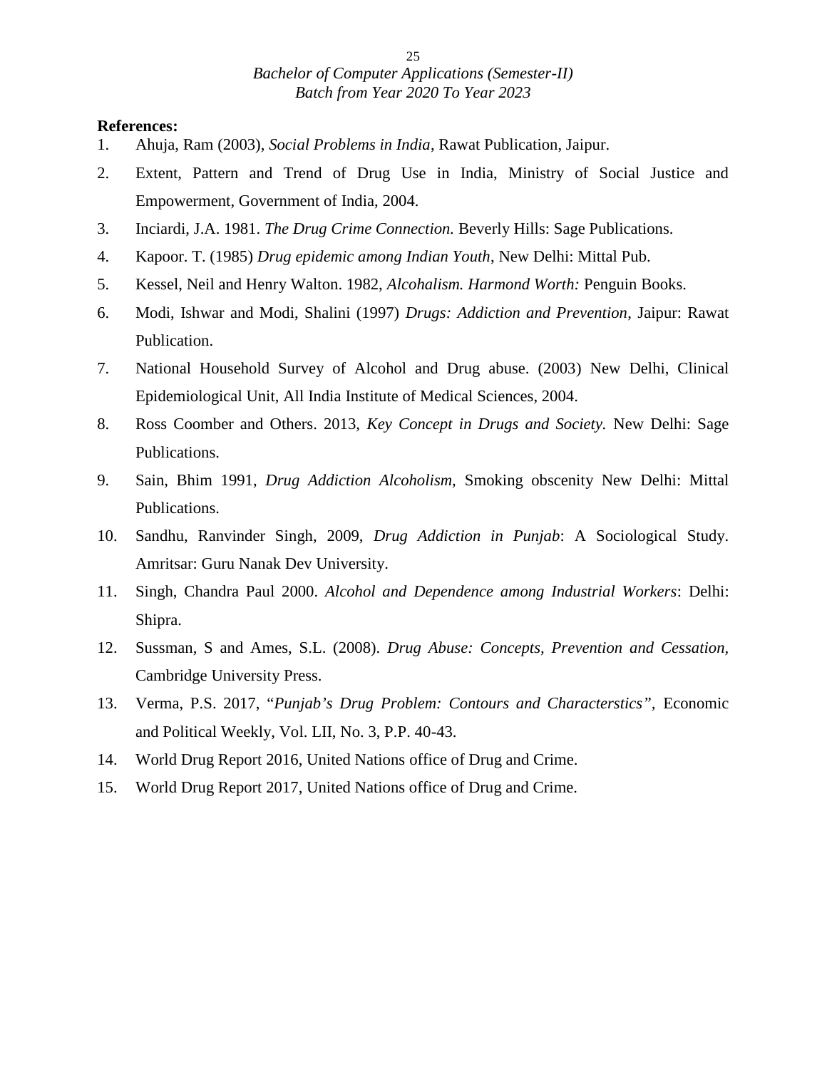**References:**

1. Ahuja, Ram (2003), *Social Problems in India*, Rawat Publication, Jaipur.
2. Extent, Pattern and Trend of Drug Use in India, Ministry of Social Justice and Empowerment, Government of India, 2004.
3. Inciardi, J.A. 1981. *The Drug Crime Connection.* Beverly Hills: Sage Publications.
4. Kapoor. T. (1985) *Drug epidemic among Indian Youth*, New Delhi: Mittal Pub.
5. Kessel, Neil and Henry Walton. 1982, *Alcohalism. Harmond Worth:* Penguin Books.
6. Modi, Ishwar and Modi, Shalini (1997) *Drugs: Addiction and Prevention*, Jaipur: Rawat Publication.
7. National Household Survey of Alcohol and Drug abuse. (2003) New Delhi, Clinical Epidemiological Unit, All India Institute of Medical Sciences, 2004.
8. Ross Coomber and Others. 2013, *Key Concept in Drugs and Society.* New Delhi: Sage Publications.
9. Sain, Bhim 1991, *Drug Addiction Alcoholism,* Smoking obscenity New Delhi: Mittal Publications.
10. Sandhu, Ranvinder Singh, 2009, *Drug Addiction in Punjab*: A Sociological Study. Amritsar: Guru Nanak Dev University.
11. Singh, Chandra Paul 2000. *Alcohol and Dependence among Industrial Workers*: Delhi: Shipra.
12. Sussman, S and Ames, S.L. (2008). *Drug Abuse: Concepts, Prevention and Cessation,* Cambridge University Press.
13. Verma, P.S. 2017, "*Punjab's Drug Problem: Contours and Characterstics"*, Economic and Political Weekly, Vol. LII, No. 3, P.P. 40-43.
14. World Drug Report 2016, United Nations office of Drug and Crime.
15. World Drug Report 2017, United Nations office of Drug and Crime.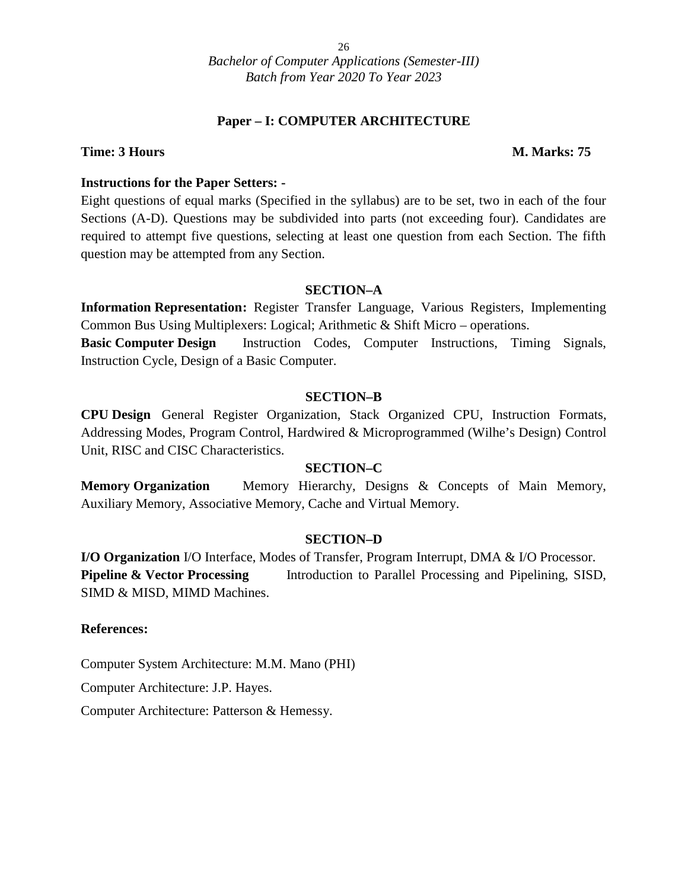*Bachelor of Computer Applications (Semester-III)*
*Batch from Year 2020 To Year 2023*

## Paper – I: COMPUTER ARCHITECTURE

**Time: 3 Hours** **M. Marks: 75**

**Instructions for the Paper Setters: -**

Eight questions of equal marks (Specified in the syllabus) are to be set, two in each of the four Sections (A-D). Questions may be subdivided into parts (not exceeding four). Candidates are required to attempt five questions, selecting at least one question from each Section. The fifth question may be attempted from any Section.

### SECTION–A

**Information Representation:** Register Transfer Language, Various Registers, Implementing Common Bus Using Multiplexers: Logical; Arithmetic & Shift Micro – operations.

**Basic Computer Design** Instruction Codes, Computer Instructions, Timing Signals, Instruction Cycle, Design of a Basic Computer.

### SECTION–B

**CPU Design** General Register Organization, Stack Organized CPU, Instruction Formats, Addressing Modes, Program Control, Hardwired & Microprogrammed (Wilhe's Design) Control Unit, RISC and CISC Characteristics.

### SECTION–C

**Memory Organization** Memory Hierarchy, Designs & Concepts of Main Memory, Auxiliary Memory, Associative Memory, Cache and Virtual Memory.

### SECTION–D

**I/O Organization** I/O Interface, Modes of Transfer, Program Interrupt, DMA & I/O Processor.

**Pipeline & Vector Processing** Introduction to Parallel Processing and Pipelining, SISD, SIMD & MISD, MIMD Machines.

**References:**

Computer System Architecture: M.M. Mano (PHI)

Computer Architecture: J.P. Hayes.

Computer Architecture: Patterson & Hemessy.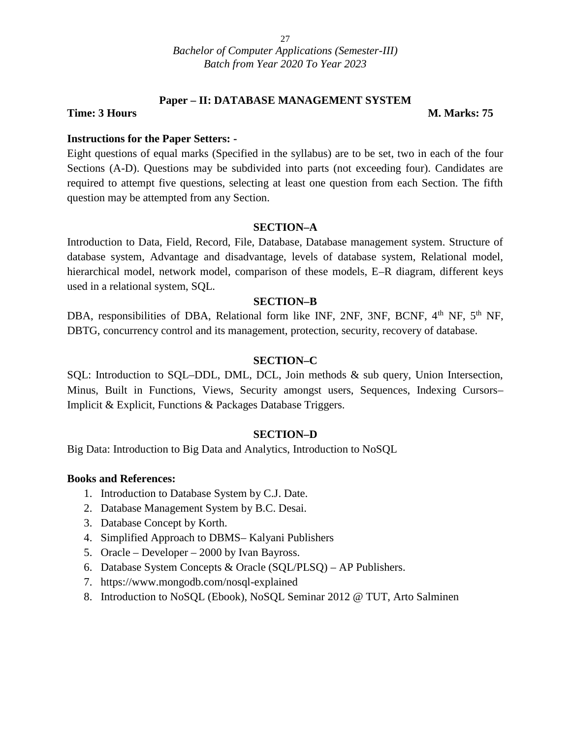*Bachelor of Computer Applications (Semester-III)*
*Batch from Year 2020 To Year 2023*

## Paper – II: DATABASE MANAGEMENT SYSTEM

**Time: 3 Hours** **M. Marks: 75**

**Instructions for the Paper Setters: -**

Eight questions of equal marks (Specified in the syllabus) are to be set, two in each of the four Sections (A-D). Questions may be subdivided into parts (not exceeding four). Candidates are required to attempt five questions, selecting at least one question from each Section. The fifth question may be attempted from any Section.

### SECTION–A

Introduction to Data, Field, Record, File, Database, Database management system. Structure of database system, Advantage and disadvantage, levels of database system, Relational model, hierarchical model, network model, comparison of these models, E–R diagram, different keys used in a relational system, SQL.

### SECTION–B

DBA, responsibilities of DBA, Relational form like INF, 2NF, 3NF, BCNF, 4$^{th}$ NF, 5$^{th}$ NF, DBTG, concurrency control and its management, protection, security, recovery of database.

### SECTION–C

SQL: Introduction to SQL–DDL, DML, DCL, Join methods & sub query, Union Intersection, Minus, Built in Functions, Views, Security amongst users, Sequences, Indexing Cursors–Implicit & Explicit, Functions & Packages Database Triggers.

### SECTION–D

Big Data: Introduction to Big Data and Analytics, Introduction to NoSQL

**Books and References:**

1. Introduction to Database System by C.J. Date.
2. Database Management System by B.C. Desai.
3. Database Concept by Korth.
4. Simplified Approach to DBMS– Kalyani Publishers
5. Oracle – Developer – 2000 by Ivan Bayross.
6. Database System Concepts & Oracle (SQL/PLSQ) – AP Publishers.
7. https://www.mongodb.com/nosql-explained
8. Introduction to NoSQL (Ebook), NoSQL Seminar 2012 @ TUT, Arto Salminen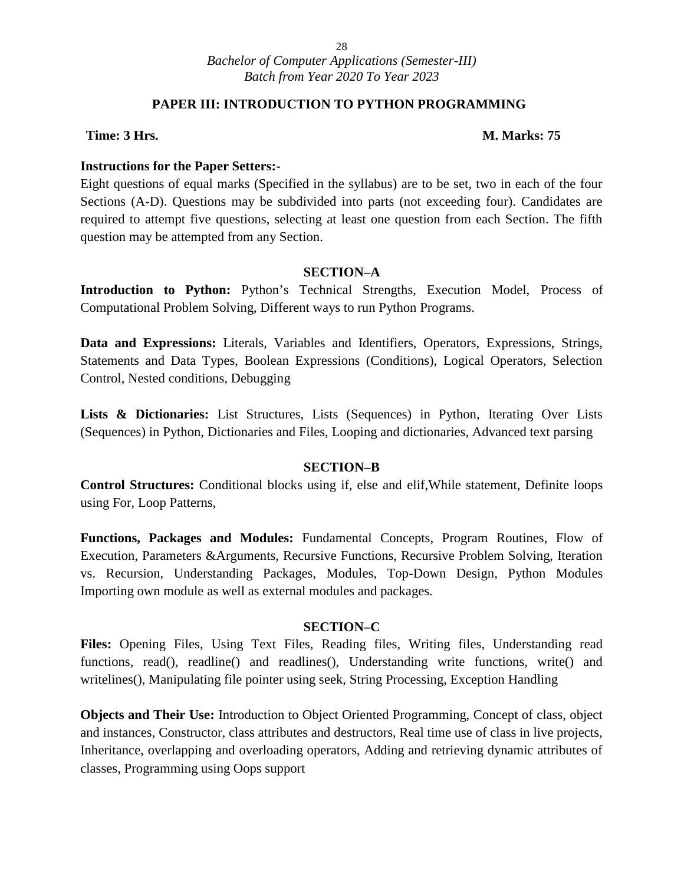*Bachelor of Computer Applications (Semester-III)*
*Batch from Year 2020 To Year 2023*

## PAPER III: INTRODUCTION TO PYTHON PROGRAMMING

**Time: 3 Hrs.** **M. Marks: 75**

**Instructions for the Paper Setters:-**

Eight questions of equal marks (Specified in the syllabus) are to be set, two in each of the four Sections (A-D). Questions may be subdivided into parts (not exceeding four). Candidates are required to attempt five questions, selecting at least one question from each Section. The fifth question may be attempted from any Section.

### SECTION–A

**Introduction to Python:** Python's Technical Strengths, Execution Model, Process of Computational Problem Solving, Different ways to run Python Programs.

**Data and Expressions:** Literals, Variables and Identifiers, Operators, Expressions, Strings, Statements and Data Types, Boolean Expressions (Conditions), Logical Operators, Selection Control, Nested conditions, Debugging

**Lists & Dictionaries:** List Structures, Lists (Sequences) in Python, Iterating Over Lists (Sequences) in Python, Dictionaries and Files, Looping and dictionaries, Advanced text parsing

### SECTION–B

**Control Structures:** Conditional blocks using if, else and elif,While statement, Definite loops using For, Loop Patterns,

**Functions, Packages and Modules:** Fundamental Concepts, Program Routines, Flow of Execution, Parameters &Arguments, Recursive Functions, Recursive Problem Solving, Iteration vs. Recursion, Understanding Packages, Modules, Top-Down Design, Python Modules Importing own module as well as external modules and packages.

### SECTION–C

**Files:** Opening Files, Using Text Files, Reading files, Writing files, Understanding read functions, read(), readline() and readlines(), Understanding write functions, write() and writelines(), Manipulating file pointer using seek, String Processing, Exception Handling

**Objects and Their Use:** Introduction to Object Oriented Programming, Concept of class, object and instances, Constructor, class attributes and destructors, Real time use of class in live projects, Inheritance, overlapping and overloading operators, Adding and retrieving dynamic attributes of classes, Programming using Oops support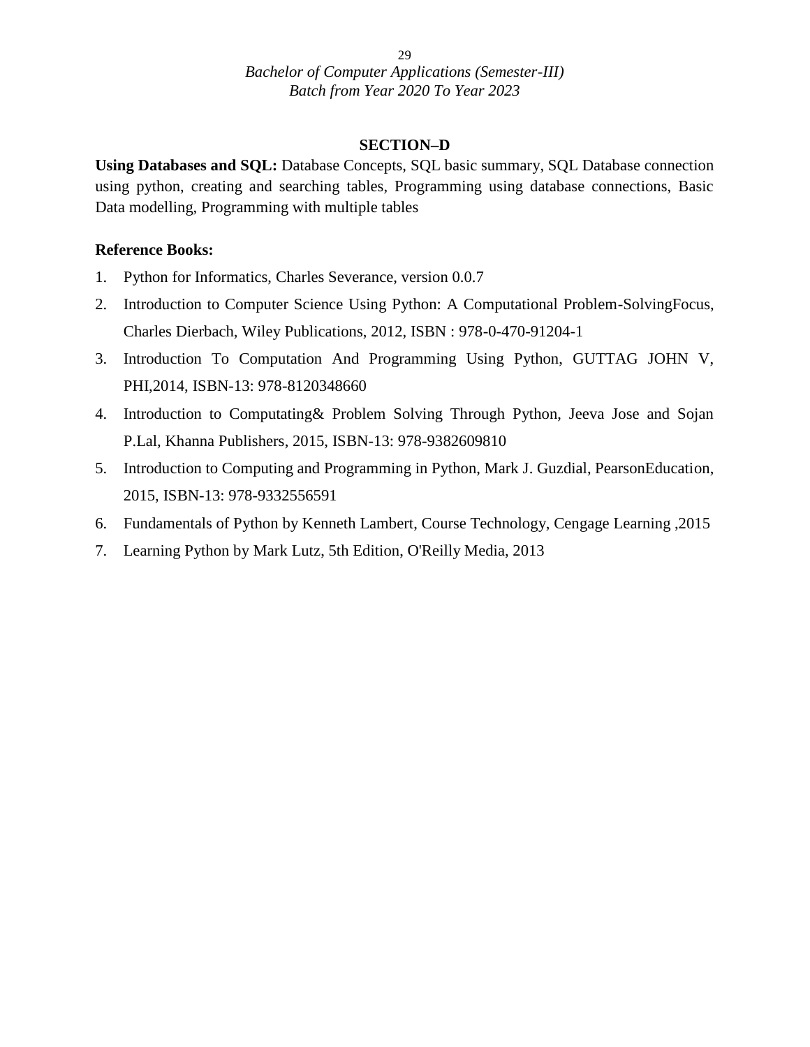## SECTION–D

**Using Databases and SQL:** Database Concepts, SQL basic summary, SQL Database connection using python, creating and searching tables, Programming using database connections, Basic Data modelling, Programming with multiple tables

**Reference Books:**

1. Python for Informatics, Charles Severance, version 0.0.7
2. Introduction to Computer Science Using Python: A Computational Problem-SolvingFocus, Charles Dierbach, Wiley Publications, 2012, ISBN : 978-0-470-91204-1
3. Introduction To Computation And Programming Using Python, GUTTAG JOHN V, PHI,2014, ISBN-13: 978-8120348660
4. Introduction to Computating& Problem Solving Through Python, Jeeva Jose and Sojan P.Lal, Khanna Publishers, 2015, ISBN-13: 978-9382609810
5. Introduction to Computing and Programming in Python, Mark J. Guzdial, PearsonEducation, 2015, ISBN-13: 978-9332556591
6. Fundamentals of Python by Kenneth Lambert, Course Technology, Cengage Learning ,2015
7. Learning Python by Mark Lutz, 5th Edition, O'Reilly Media, 2013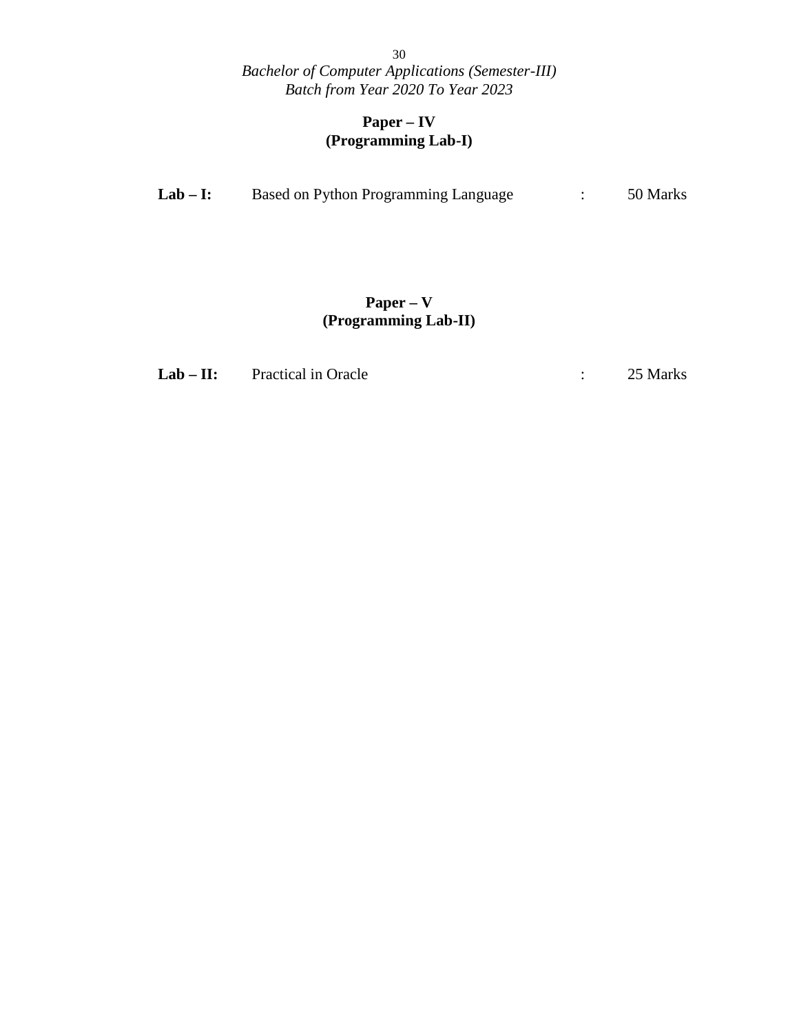*Bachelor of Computer Applications (Semester-III)*
*Batch from Year 2020 To Year 2023*

## Paper – IV
## (Programming Lab-I)

**Lab – I:** Based on Python Programming Language : 50 Marks

## Paper – V
## (Programming Lab-II)

**Lab – II:** Practical in Oracle : 25 Marks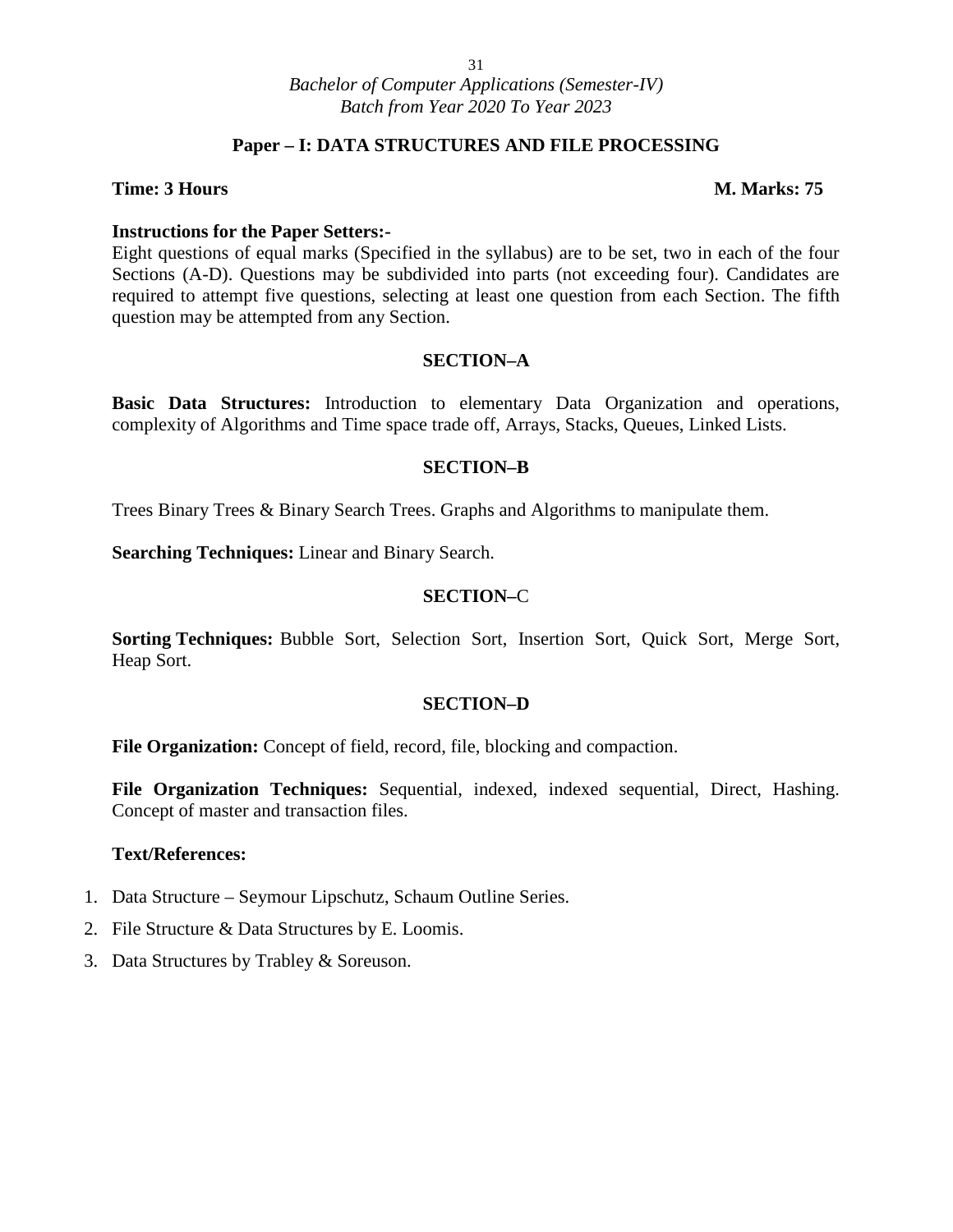*Bachelor of Computer Applications (Semester-IV)*
*Batch from Year 2020 To Year 2023*

## Paper – I: DATA STRUCTURES AND FILE PROCESSING

**Time: 3 Hours** **M. Marks: 75**

**Instructions for the Paper Setters:-**

Eight questions of equal marks (Specified in the syllabus) are to be set, two in each of the four Sections (A-D). Questions may be subdivided into parts (not exceeding four). Candidates are required to attempt five questions, selecting at least one question from each Section. The fifth question may be attempted from any Section.

### SECTION–A

**Basic Data Structures:** Introduction to elementary Data Organization and operations, complexity of Algorithms and Time space trade off, Arrays, Stacks, Queues, Linked Lists.

### SECTION–B

Trees Binary Trees & Binary Search Trees. Graphs and Algorithms to manipulate them.

**Searching Techniques:** Linear and Binary Search.

### SECTION–C

**Sorting Techniques:** Bubble Sort, Selection Sort, Insertion Sort, Quick Sort, Merge Sort, Heap Sort.

### SECTION–D

**File Organization:** Concept of field, record, file, blocking and compaction.

**File Organization Techniques:** Sequential, indexed, indexed sequential, Direct, Hashing. Concept of master and transaction files.

**Text/References:**

1. Data Structure – Seymour Lipschutz, Schaum Outline Series.
2. File Structure & Data Structures by E. Loomis.
3. Data Structures by Trabley & Soreuson.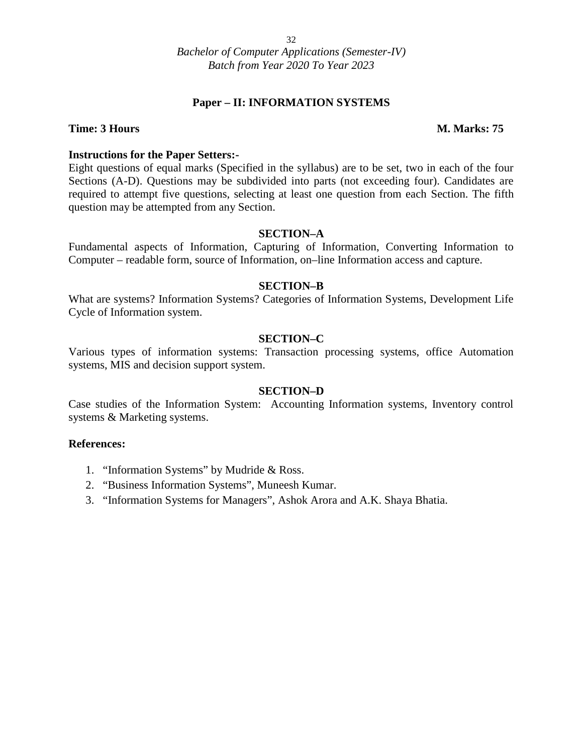*Bachelor of Computer Applications (Semester-IV)*
*Batch from Year 2020 To Year 2023*

## Paper – II: INFORMATION SYSTEMS

**Time: 3 Hours** **M. Marks: 75**

**Instructions for the Paper Setters:-**

Eight questions of equal marks (Specified in the syllabus) are to be set, two in each of the four Sections (A-D). Questions may be subdivided into parts (not exceeding four). Candidates are required to attempt five questions, selecting at least one question from each Section. The fifth question may be attempted from any Section.

### SECTION–A

Fundamental aspects of Information, Capturing of Information, Converting Information to Computer – readable form, source of Information, on–line Information access and capture.

### SECTION–B

What are systems? Information Systems? Categories of Information Systems, Development Life Cycle of Information system.

### SECTION–C

Various types of information systems: Transaction processing systems, office Automation systems, MIS and decision support system.

### SECTION–D

Case studies of the Information System: Accounting Information systems, Inventory control systems & Marketing systems.

**References:**

1. "Information Systems" by Mudride & Ross.
2. "Business Information Systems", Muneesh Kumar.
3. "Information Systems for Managers", Ashok Arora and A.K. Shaya Bhatia.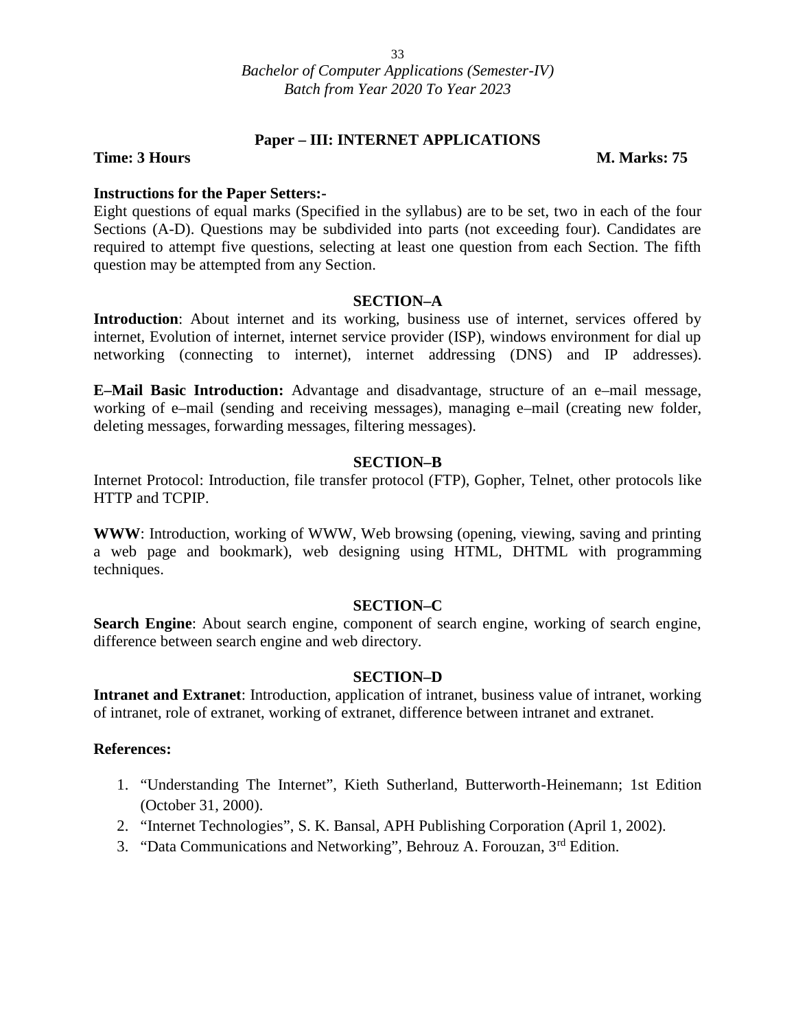*Bachelor of Computer Applications (Semester-IV)*
*Batch from Year 2020 To Year 2023*

## Paper – III: INTERNET APPLICATIONS

**Time: 3 Hours** **M. Marks: 75**

**Instructions for the Paper Setters:-**
Eight questions of equal marks (Specified in the syllabus) are to be set, two in each of the four Sections (A-D). Questions may be subdivided into parts (not exceeding four). Candidates are required to attempt five questions, selecting at least one question from each Section. The fifth question may be attempted from any Section.

### SECTION–A

**Introduction**: About internet and its working, business use of internet, services offered by internet, Evolution of internet, internet service provider (ISP), windows environment for dial up networking (connecting to internet), internet addressing (DNS) and IP addresses).

**E–Mail Basic Introduction:** Advantage and disadvantage, structure of an e–mail message, working of e–mail (sending and receiving messages), managing e–mail (creating new folder, deleting messages, forwarding messages, filtering messages).

### SECTION–B

Internet Protocol: Introduction, file transfer protocol (FTP), Gopher, Telnet, other protocols like HTTP and TCPIP.

**WWW**: Introduction, working of WWW, Web browsing (opening, viewing, saving and printing a web page and bookmark), web designing using HTML, DHTML with programming techniques.

### SECTION–C

**Search Engine**: About search engine, component of search engine, working of search engine, difference between search engine and web directory.

### SECTION–D

**Intranet and Extranet**: Introduction, application of intranet, business value of intranet, working of intranet, role of extranet, working of extranet, difference between intranet and extranet.

**References:**

1. "Understanding The Internet", Kieth Sutherland, Butterworth-Heinemann; 1st Edition (October 31, 2000).
2. "Internet Technologies", S. K. Bansal, APH Publishing Corporation (April 1, 2002).
3. "Data Communications and Networking", Behrouz A. Forouzan, 3rd Edition.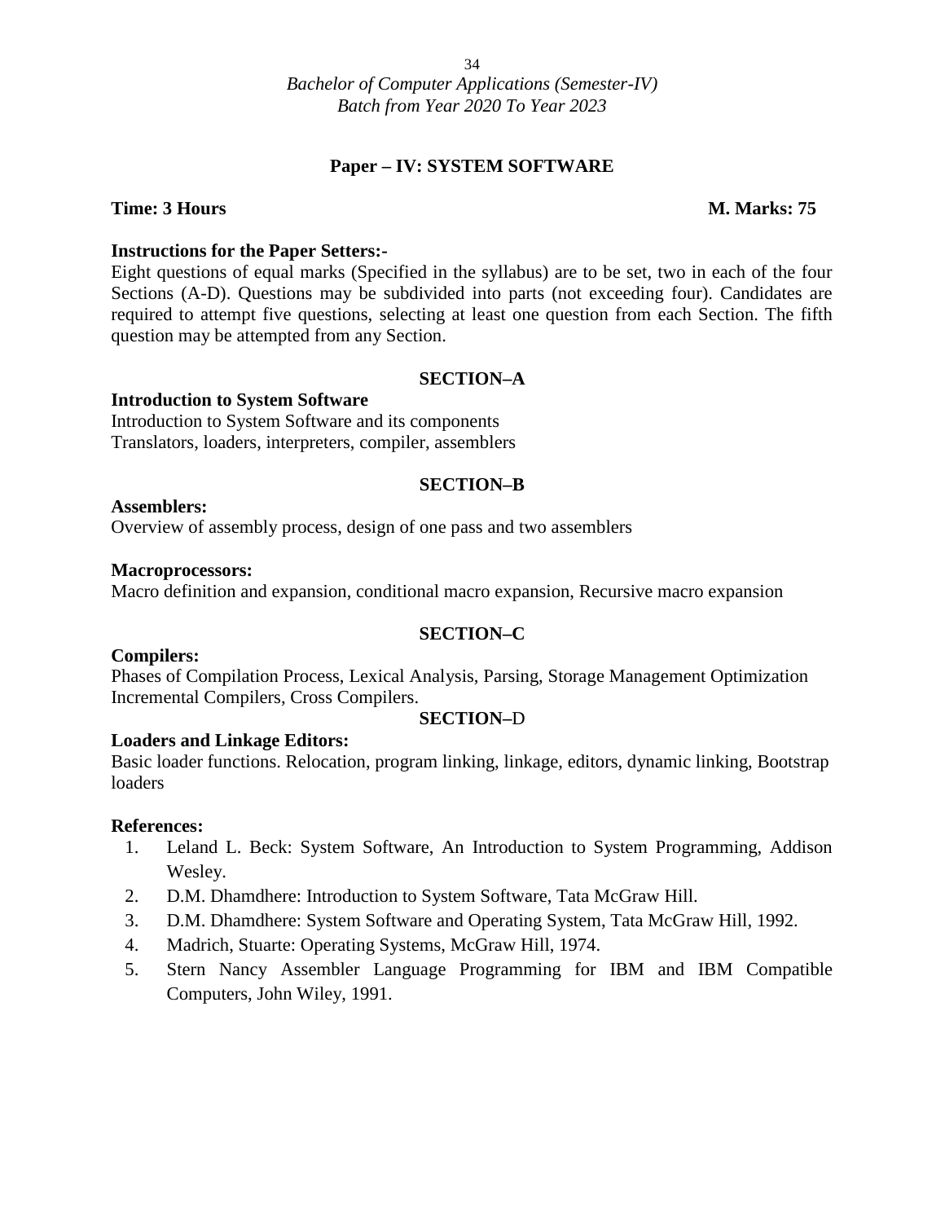*Bachelor of Computer Applications (Semester-IV)*
*Batch from Year 2020 To Year 2023*

## Paper – IV: SYSTEM SOFTWARE

**Time: 3 Hours** **M. Marks: 75**

**Instructions for the Paper Setters:-**
Eight questions of equal marks (Specified in the syllabus) are to be set, two in each of the four Sections (A-D). Questions may be subdivided into parts (not exceeding four). Candidates are required to attempt five questions, selecting at least one question from each Section. The fifth question may be attempted from any Section.

### SECTION–A

**Introduction to System Software**
Introduction to System Software and its components
Translators, loaders, interpreters, compiler, assemblers

### SECTION–B

**Assemblers:**
Overview of assembly process, design of one pass and two assemblers

**Macroprocessors:**
Macro definition and expansion, conditional macro expansion, Recursive macro expansion

### SECTION–C

**Compilers:**
Phases of Compilation Process, Lexical Analysis, Parsing, Storage Management Optimization Incremental Compilers, Cross Compilers.

### SECTION–D

**Loaders and Linkage Editors:**
Basic loader functions. Relocation, program linking, linkage, editors, dynamic linking, Bootstrap loaders

**References:**

1. Leland L. Beck: System Software, An Introduction to System Programming, Addison Wesley.
2. D.M. Dhamdhere: Introduction to System Software, Tata McGraw Hill.
3. D.M. Dhamdhere: System Software and Operating System, Tata McGraw Hill, 1992.
4. Madrich, Stuarte: Operating Systems, McGraw Hill, 1974.
5. Stern Nancy Assembler Language Programming for IBM and IBM Compatible Computers, John Wiley, 1991.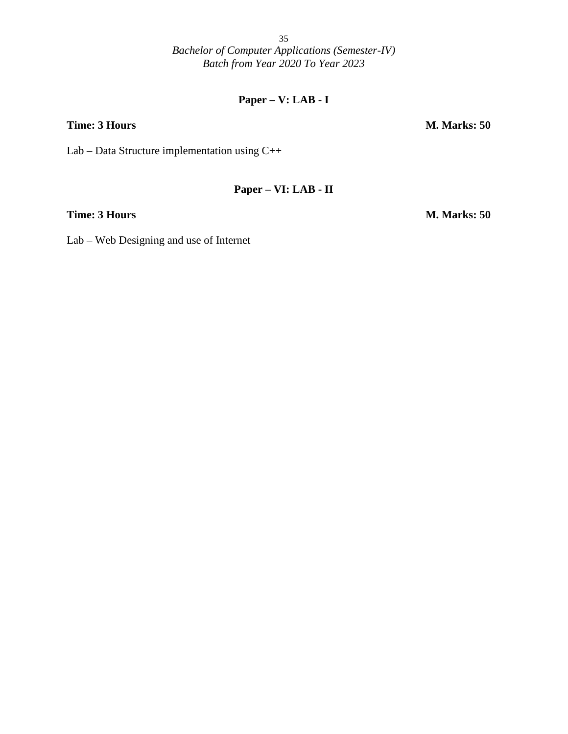*Bachelor of Computer Applications (Semester-IV)*
*Batch from Year 2020 To Year 2023*

## Paper – V: LAB - I

**Time: 3 Hours** **M. Marks: 50**

Lab – Data Structure implementation using C++

## Paper – VI: LAB - II

**Time: 3 Hours** **M. Marks: 50**

Lab – Web Designing and use of Internet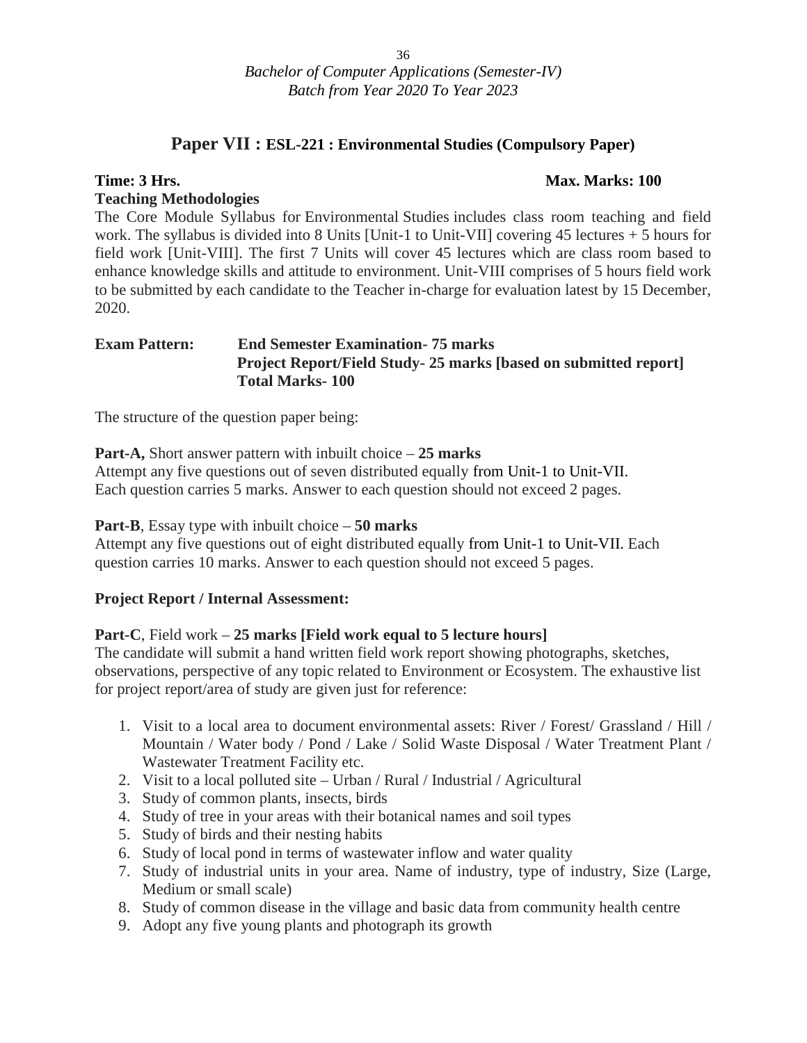*Bachelor of Computer Applications (Semester-IV)*
*Batch from Year 2020 To Year 2023*

## Paper VII : ESL-221 : Environmental Studies (Compulsory Paper)

**Time: 3 Hrs.** **Max. Marks: 100**

**Teaching Methodologies**

The Core Module Syllabus for Environmental Studies includes class room teaching and field work. The syllabus is divided into 8 Units [Unit-1 to Unit-VII] covering 45 lectures + 5 hours for field work [Unit-VIII]. The first 7 Units will cover 45 lectures which are class room based to enhance knowledge skills and attitude to environment. Unit-VIII comprises of 5 hours field work to be submitted by each candidate to the Teacher in-charge for evaluation latest by 15 December, 2020.

**Exam Pattern:** **End Semester Examination- 75 marks**
**Project Report/Field Study- 25 marks [based on submitted report]**
**Total Marks- 100**

The structure of the question paper being:

**Part-A,** Short answer pattern with inbuilt choice – **25 marks**
Attempt any five questions out of seven distributed equally from Unit-1 to Unit-VII.
Each question carries 5 marks. Answer to each question should not exceed 2 pages.

**Part-B**, Essay type with inbuilt choice – **50 marks**
Attempt any five questions out of eight distributed equally from Unit-1 to Unit-VII. Each question carries 10 marks. Answer to each question should not exceed 5 pages.

**Project Report / Internal Assessment:**

**Part-C**, Field work – **25 marks [Field work equal to 5 lecture hours]**
The candidate will submit a hand written field work report showing photographs, sketches, observations, perspective of any topic related to Environment or Ecosystem. The exhaustive list for project report/area of study are given just for reference:

1. Visit to a local area to document environmental assets: River / Forest/ Grassland / Hill / Mountain / Water body / Pond / Lake / Solid Waste Disposal / Water Treatment Plant / Wastewater Treatment Facility etc.
2. Visit to a local polluted site – Urban / Rural / Industrial / Agricultural
3. Study of common plants, insects, birds
4. Study of tree in your areas with their botanical names and soil types
5. Study of birds and their nesting habits
6. Study of local pond in terms of wastewater inflow and water quality
7. Study of industrial units in your area. Name of industry, type of industry, Size (Large, Medium or small scale)
8. Study of common disease in the village and basic data from community health centre
9. Adopt any five young plants and photograph its growth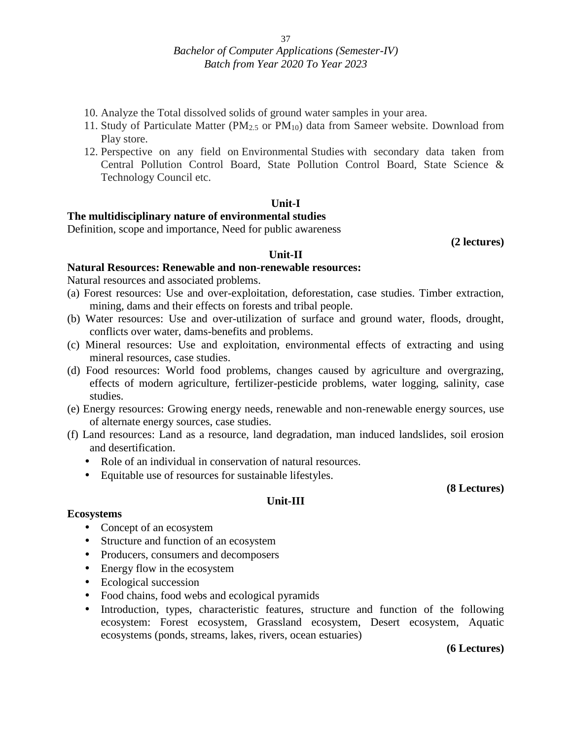10. Analyze the Total dissolved solids of ground water samples in your area.
11. Study of Particulate Matter ($PM_{2.5}$ or $PM_{10}$) data from Sameer website. Download from Play store.
12. Perspective on any field on Environmental Studies with secondary data taken from Central Pollution Control Board, State Pollution Control Board, State Science & Technology Council etc.

**Unit-I**

**The multidisciplinary nature of environmental studies**

Definition, scope and importance, Need for public awareness

**(2 lectures)**

**Unit-II**

**Natural Resources: Renewable and non-renewable resources:**

Natural resources and associated problems.

(a) Forest resources: Use and over-exploitation, deforestation, case studies. Timber extraction, mining, dams and their effects on forests and tribal people.
(b) Water resources: Use and over-utilization of surface and ground water, floods, drought, conflicts over water, dams-benefits and problems.
(c) Mineral resources: Use and exploitation, environmental effects of extracting and using mineral resources, case studies.
(d) Food resources: World food problems, changes caused by agriculture and overgrazing, effects of modern agriculture, fertilizer-pesticide problems, water logging, salinity, case studies.
(e) Energy resources: Growing energy needs, renewable and non-renewable energy sources, use of alternate energy sources, case studies.
(f) Land resources: Land as a resource, land degradation, man induced landslides, soil erosion and desertification.
    - Role of an individual in conservation of natural resources.
    - Equitable use of resources for sustainable lifestyles.

**(8 Lectures)**

**Unit-III**

**Ecosystems**

- Concept of an ecosystem
- Structure and function of an ecosystem
- Producers, consumers and decomposers
- Energy flow in the ecosystem
- Ecological succession
- Food chains, food webs and ecological pyramids
- Introduction, types, characteristic features, structure and function of the following ecosystem: Forest ecosystem, Grassland ecosystem, Desert ecosystem, Aquatic ecosystems (ponds, streams, lakes, rivers, ocean estuaries)

**(6 Lectures)**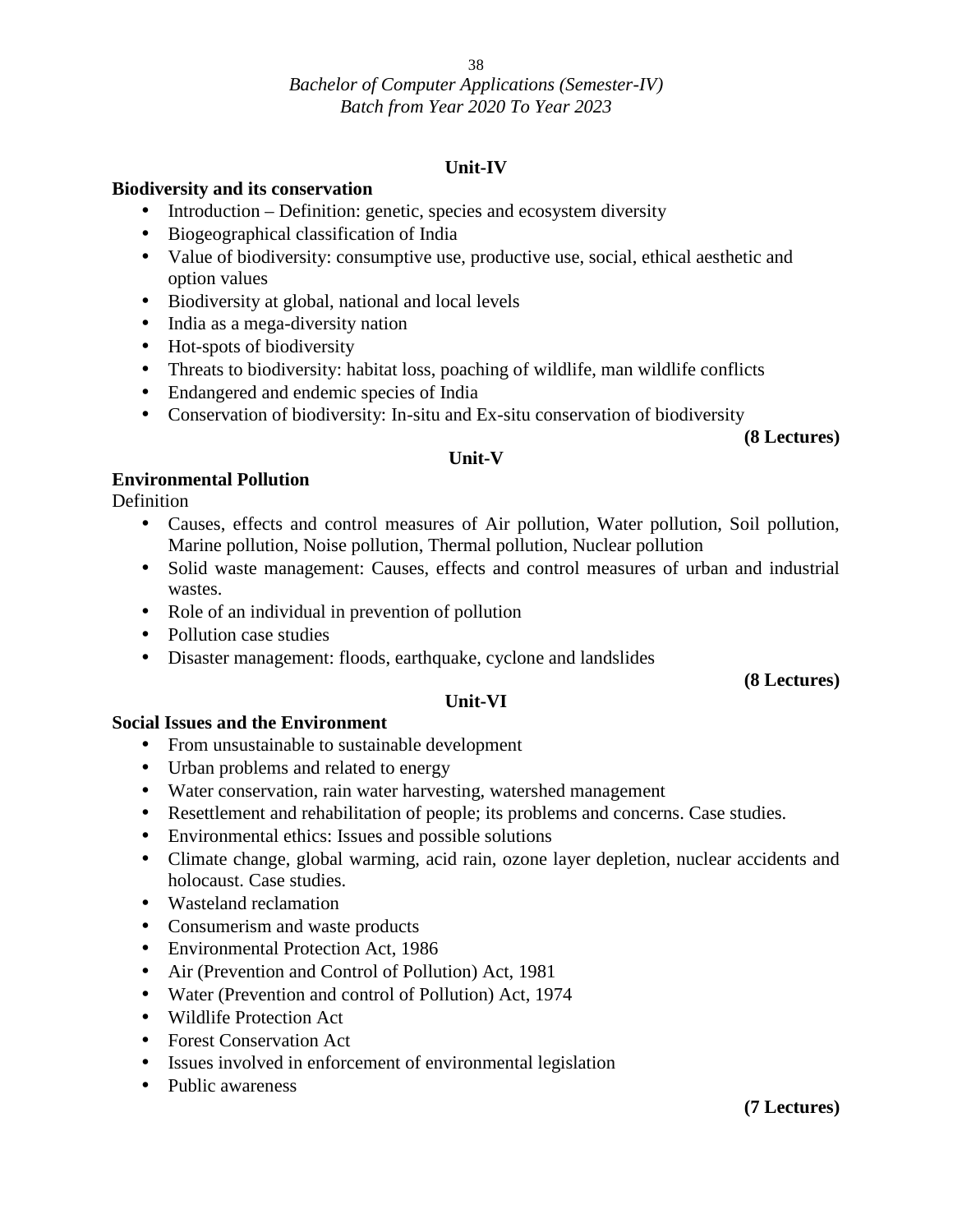## Unit-IV

**Biodiversity and its conservation**

- Introduction – Definition: genetic, species and ecosystem diversity
- Biogeographical classification of India
- Value of biodiversity: consumptive use, productive use, social, ethical aesthetic and option values
- Biodiversity at global, national and local levels
- India as a mega-diversity nation
- Hot-spots of biodiversity
- Threats to biodiversity: habitat loss, poaching of wildlife, man wildlife conflicts
- Endangered and endemic species of India
- Conservation of biodiversity: In-situ and Ex-situ conservation of biodiversity

**(8 Lectures)**

## Unit-V

**Environmental Pollution**

Definition

- Causes, effects and control measures of Air pollution, Water pollution, Soil pollution, Marine pollution, Noise pollution, Thermal pollution, Nuclear pollution
- Solid waste management: Causes, effects and control measures of urban and industrial wastes.
- Role of an individual in prevention of pollution
- Pollution case studies
- Disaster management: floods, earthquake, cyclone and landslides

**(8 Lectures)**

## Unit-VI

**Social Issues and the Environment**

- From unsustainable to sustainable development
- Urban problems and related to energy
- Water conservation, rain water harvesting, watershed management
- Resettlement and rehabilitation of people; its problems and concerns. Case studies.
- Environmental ethics: Issues and possible solutions
- Climate change, global warming, acid rain, ozone layer depletion, nuclear accidents and holocaust. Case studies.
- Wasteland reclamation
- Consumerism and waste products
- Environmental Protection Act, 1986
- Air (Prevention and Control of Pollution) Act, 1981
- Water (Prevention and control of Pollution) Act, 1974
- Wildlife Protection Act
- Forest Conservation Act
- Issues involved in enforcement of environmental legislation
- Public awareness

**(7 Lectures)**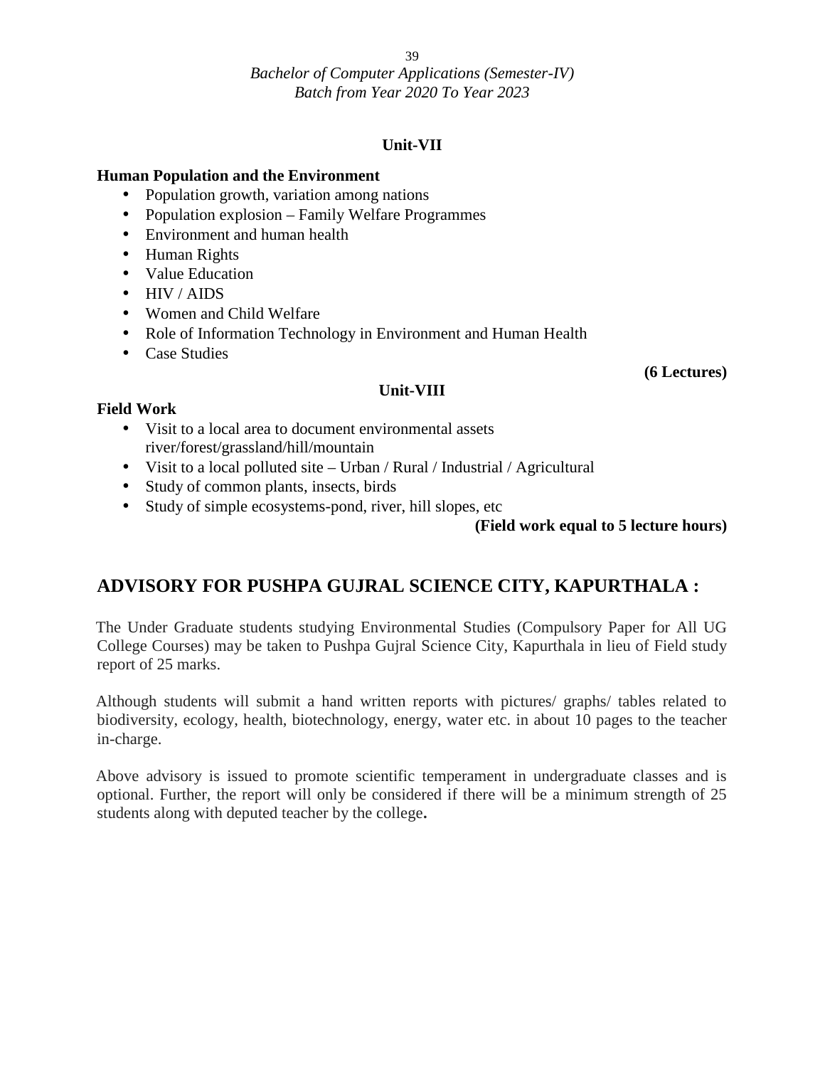### Unit-VII

**Human Population and the Environment**

- Population growth, variation among nations
- Population explosion – Family Welfare Programmes
- Environment and human health
- Human Rights
- Value Education
- HIV / AIDS
- Women and Child Welfare
- Role of Information Technology in Environment and Human Health
- Case Studies

**(6 Lectures)**

### Unit-VIII

**Field Work**

- Visit to a local area to document environmental assets river/forest/grassland/hill/mountain
- Visit to a local polluted site – Urban / Rural / Industrial / Agricultural
- Study of common plants, insects, birds
- Study of simple ecosystems-pond, river, hill slopes, etc

**(Field work equal to 5 lecture hours)**

## ADVISORY FOR PUSHPA GUJRAL SCIENCE CITY, KAPURTHALA :

The Under Graduate students studying Environmental Studies (Compulsory Paper for All UG College Courses) may be taken to Pushpa Gujral Science City, Kapurthala in lieu of Field study report of 25 marks.

Although students will submit a hand written reports with pictures/ graphs/ tables related to biodiversity, ecology, health, biotechnology, energy, water etc. in about 10 pages to the teacher in-charge.

Above advisory is issued to promote scientific temperament in undergraduate classes and is optional. Further, the report will only be considered if there will be a minimum strength of 25 students along with deputed teacher by the college**.**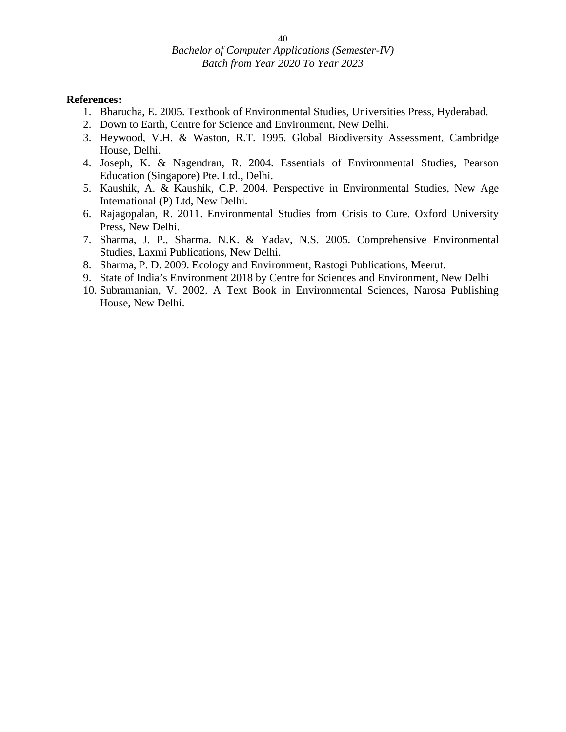**References:**

1. Bharucha, E. 2005. Textbook of Environmental Studies, Universities Press, Hyderabad.
2. Down to Earth, Centre for Science and Environment, New Delhi.
3. Heywood, V.H. & Waston, R.T. 1995. Global Biodiversity Assessment, Cambridge House, Delhi.
4. Joseph, K. & Nagendran, R. 2004. Essentials of Environmental Studies, Pearson Education (Singapore) Pte. Ltd., Delhi.
5. Kaushik, A. & Kaushik, C.P. 2004. Perspective in Environmental Studies, New Age International (P) Ltd, New Delhi.
6. Rajagopalan, R. 2011. Environmental Studies from Crisis to Cure. Oxford University Press, New Delhi.
7. Sharma, J. P., Sharma. N.K. & Yadav, N.S. 2005. Comprehensive Environmental Studies, Laxmi Publications, New Delhi.
8. Sharma, P. D. 2009. Ecology and Environment, Rastogi Publications, Meerut.
9. State of India's Environment 2018 by Centre for Sciences and Environment, New Delhi
10. Subramanian, V. 2002. A Text Book in Environmental Sciences, Narosa Publishing House, New Delhi.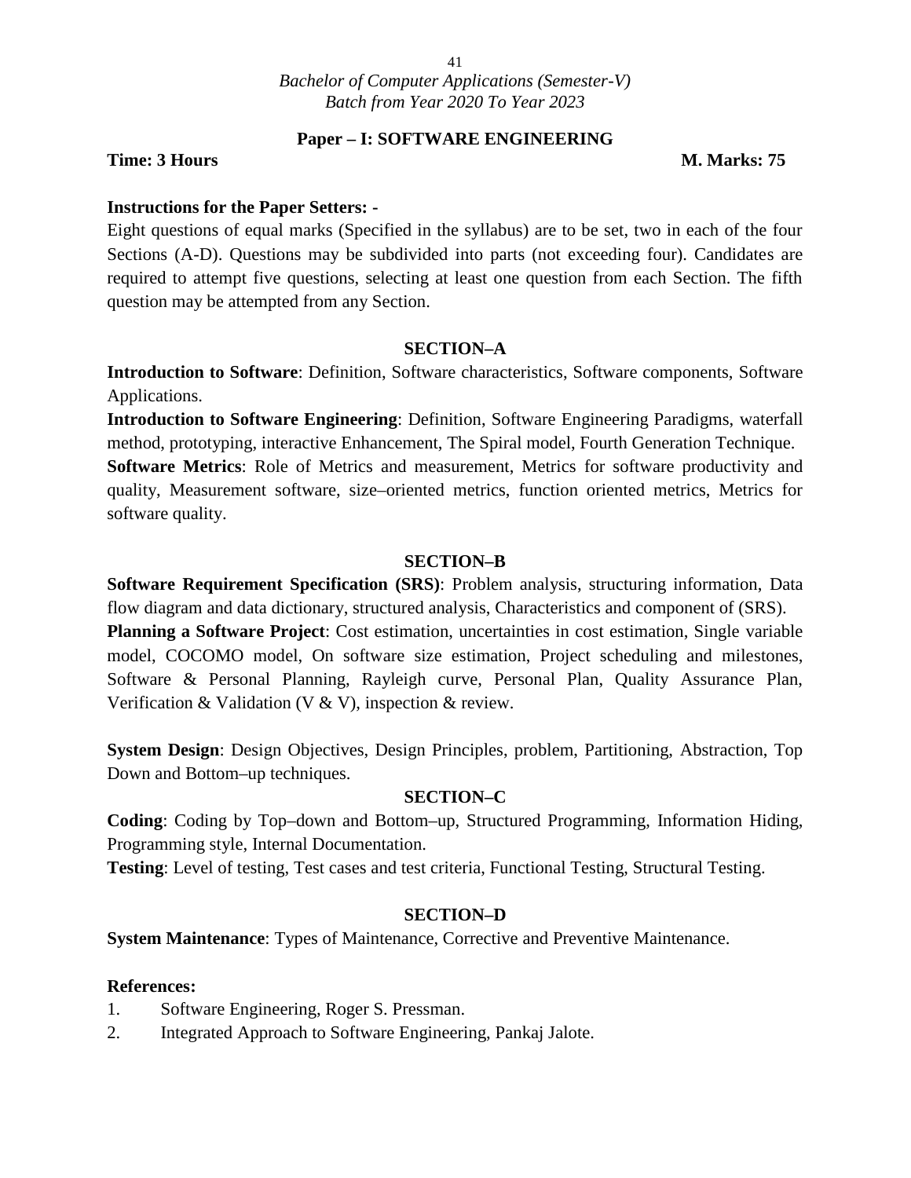*Bachelor of Computer Applications (Semester-V)*
*Batch from Year 2020 To Year 2023*

## Paper – I: SOFTWARE ENGINEERING

**Time: 3 Hours** **M. Marks: 75**

**Instructions for the Paper Setters: -**

Eight questions of equal marks (Specified in the syllabus) are to be set, two in each of the four Sections (A-D). Questions may be subdivided into parts (not exceeding four). Candidates are required to attempt five questions, selecting at least one question from each Section. The fifth question may be attempted from any Section.

### SECTION–A

**Introduction to Software**: Definition, Software characteristics, Software components, Software Applications.

**Introduction to Software Engineering**: Definition, Software Engineering Paradigms, waterfall method, prototyping, interactive Enhancement, The Spiral model, Fourth Generation Technique.

**Software Metrics**: Role of Metrics and measurement, Metrics for software productivity and quality, Measurement software, size–oriented metrics, function oriented metrics, Metrics for software quality.

### SECTION–B

**Software Requirement Specification (SRS)**: Problem analysis, structuring information, Data flow diagram and data dictionary, structured analysis, Characteristics and component of (SRS).

**Planning a Software Project**: Cost estimation, uncertainties in cost estimation, Single variable model, COCOMO model, On software size estimation, Project scheduling and milestones, Software & Personal Planning, Rayleigh curve, Personal Plan, Quality Assurance Plan, Verification & Validation (V & V), inspection & review.

**System Design**: Design Objectives, Design Principles, problem, Partitioning, Abstraction, Top Down and Bottom–up techniques.

### SECTION–C

**Coding**: Coding by Top–down and Bottom–up, Structured Programming, Information Hiding, Programming style, Internal Documentation.

**Testing**: Level of testing, Test cases and test criteria, Functional Testing, Structural Testing.

### SECTION–D

**System Maintenance**: Types of Maintenance, Corrective and Preventive Maintenance.

**References:**

1. Software Engineering, Roger S. Pressman.
2. Integrated Approach to Software Engineering, Pankaj Jalote.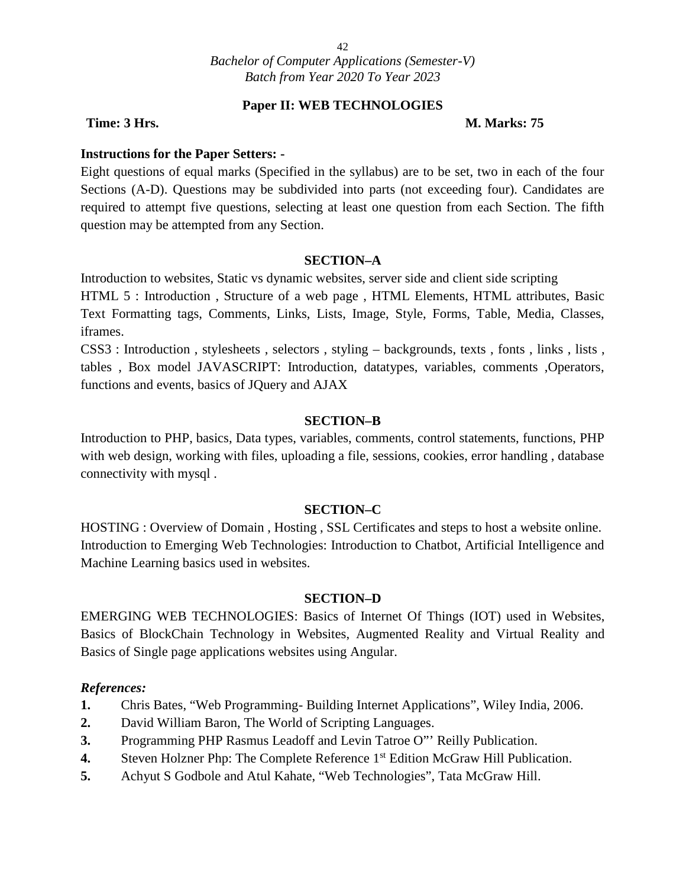*Bachelor of Computer Applications (Semester-V)*
*Batch from Year 2020 To Year 2023*

## Paper II: WEB TECHNOLOGIES

**Time: 3 Hrs.** **M. Marks: 75**

**Instructions for the Paper Setters: -**

Eight questions of equal marks (Specified in the syllabus) are to be set, two in each of the four Sections (A-D). Questions may be subdivided into parts (not exceeding four). Candidates are required to attempt five questions, selecting at least one question from each Section. The fifth question may be attempted from any Section.

### SECTION–A

Introduction to websites, Static vs dynamic websites, server side and client side scripting

HTML 5 : Introduction , Structure of a web page , HTML Elements, HTML attributes, Basic Text Formatting tags, Comments, Links, Lists, Image, Style, Forms, Table, Media, Classes, iframes.

CSS3 : Introduction , stylesheets , selectors , styling – backgrounds, texts , fonts , links , lists , tables , Box model JAVASCRIPT: Introduction, datatypes, variables, comments ,Operators, functions and events, basics of JQuery and AJAX

### SECTION–B

Introduction to PHP, basics, Data types, variables, comments, control statements, functions, PHP with web design, working with files, uploading a file, sessions, cookies, error handling , database connectivity with mysql .

### SECTION–C

HOSTING : Overview of Domain , Hosting , SSL Certificates and steps to host a website online.
Introduction to Emerging Web Technologies: Introduction to Chatbot, Artificial Intelligence and Machine Learning basics used in websites.

### SECTION–D

EMERGING WEB TECHNOLOGIES: Basics of Internet Of Things (IOT) used in Websites, Basics of BlockChain Technology in Websites, Augmented Reality and Virtual Reality and Basics of Single page applications websites using Angular.

***References:***

1. Chris Bates, "Web Programming- Building Internet Applications", Wiley India, 2006.
2. David William Baron, The World of Scripting Languages.
3. Programming PHP Rasmus Leadoff and Levin Tatroe O"' Reilly Publication.
4. Steven Holzner Php: The Complete Reference 1st Edition McGraw Hill Publication.
5. Achyut S Godbole and Atul Kahate, "Web Technologies", Tata McGraw Hill.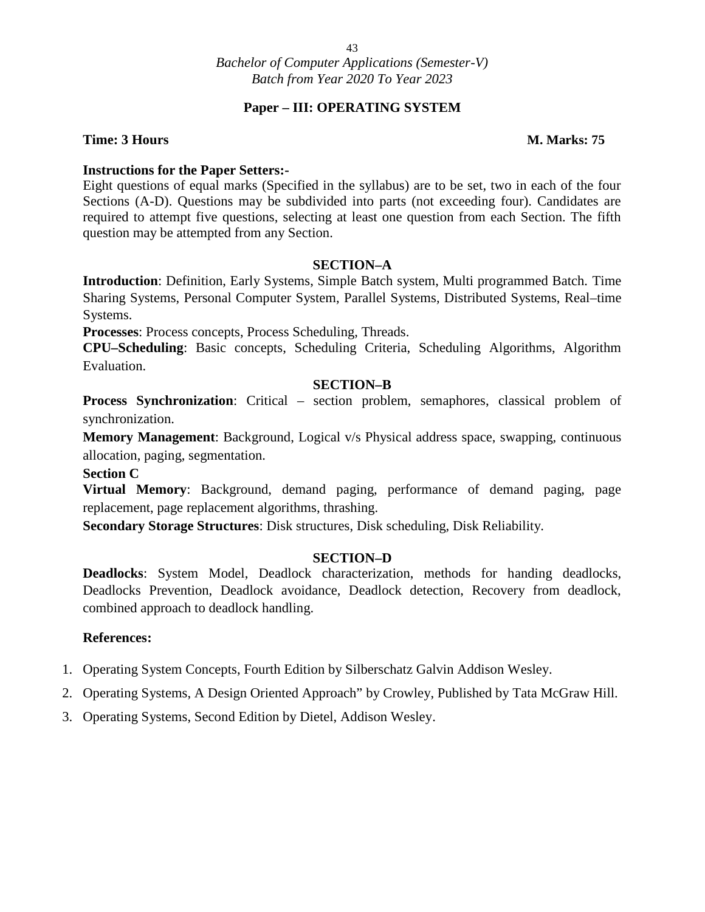*Bachelor of Computer Applications (Semester-V)*
*Batch from Year 2020 To Year 2023*

## Paper – III: OPERATING SYSTEM

**Time: 3 Hours** **M. Marks: 75**

**Instructions for the Paper Setters:-**

Eight questions of equal marks (Specified in the syllabus) are to be set, two in each of the four Sections (A-D). Questions may be subdivided into parts (not exceeding four). Candidates are required to attempt five questions, selecting at least one question from each Section. The fifth question may be attempted from any Section.

### SECTION–A

**Introduction**: Definition, Early Systems, Simple Batch system, Multi programmed Batch. Time Sharing Systems, Personal Computer System, Parallel Systems, Distributed Systems, Real–time Systems.

**Processes**: Process concepts, Process Scheduling, Threads.

**CPU–Scheduling**: Basic concepts, Scheduling Criteria, Scheduling Algorithms, Algorithm Evaluation.

### SECTION–B

**Process Synchronization**: Critical – section problem, semaphores, classical problem of synchronization.

**Memory Management**: Background, Logical v/s Physical address space, swapping, continuous allocation, paging, segmentation.

### Section C

**Virtual Memory**: Background, demand paging, performance of demand paging, page replacement, page replacement algorithms, thrashing.

**Secondary Storage Structures**: Disk structures, Disk scheduling, Disk Reliability.

### SECTION–D

**Deadlocks**: System Model, Deadlock characterization, methods for handing deadlocks, Deadlocks Prevention, Deadlock avoidance, Deadlock detection, Recovery from deadlock, combined approach to deadlock handling.

**References:**

1. Operating System Concepts, Fourth Edition by Silberschatz Galvin Addison Wesley.
2. Operating Systems, A Design Oriented Approach" by Crowley, Published by Tata McGraw Hill.
3. Operating Systems, Second Edition by Dietel, Addison Wesley.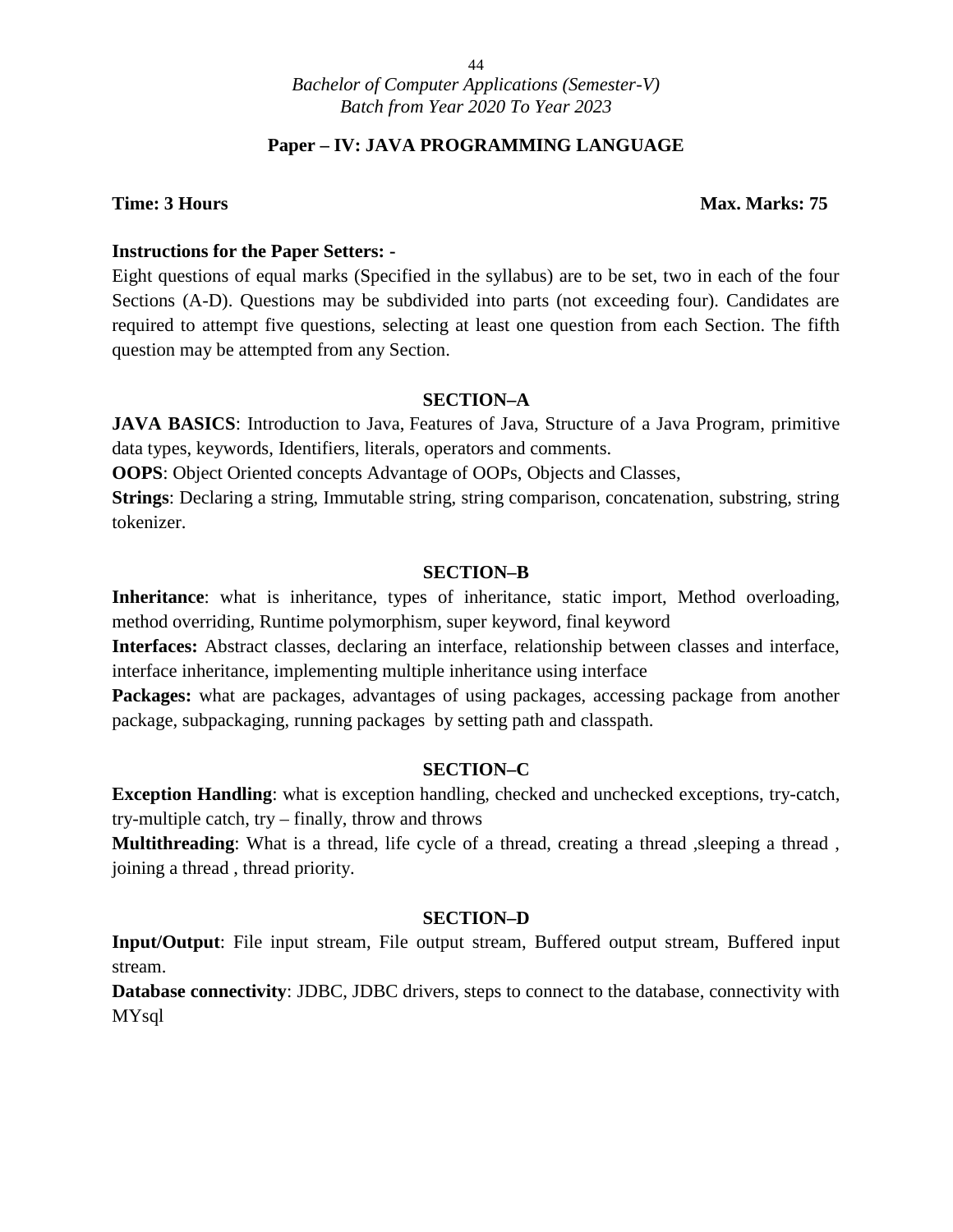*Bachelor of Computer Applications (Semester-V)*
*Batch from Year 2020 To Year 2023*

## Paper – IV: JAVA PROGRAMMING LANGUAGE

**Time: 3 Hours** **Max. Marks: 75**

**Instructions for the Paper Setters: -**

Eight questions of equal marks (Specified in the syllabus) are to be set, two in each of the four Sections (A-D). Questions may be subdivided into parts (not exceeding four). Candidates are required to attempt five questions, selecting at least one question from each Section. The fifth question may be attempted from any Section.

### SECTION–A

**JAVA BASICS**: Introduction to Java, Features of Java, Structure of a Java Program, primitive data types, keywords, Identifiers, literals, operators and comments.

**OOPS**: Object Oriented concepts Advantage of OOPs, Objects and Classes,

**Strings**: Declaring a string, Immutable string, string comparison, concatenation, substring, string tokenizer.

### SECTION–B

**Inheritance**: what is inheritance, types of inheritance, static import, Method overloading, method overriding, Runtime polymorphism, super keyword, final keyword

**Interfaces:** Abstract classes, declaring an interface, relationship between classes and interface, interface inheritance, implementing multiple inheritance using interface

**Packages:** what are packages, advantages of using packages, accessing package from another package, subpackaging, running packages by setting path and classpath.

### SECTION–C

**Exception Handling**: what is exception handling, checked and unchecked exceptions, try-catch, try-multiple catch, try – finally, throw and throws

**Multithreading**: What is a thread, life cycle of a thread, creating a thread ,sleeping a thread , joining a thread , thread priority.

### SECTION–D

**Input/Output**: File input stream, File output stream, Buffered output stream, Buffered input stream.

**Database connectivity**: JDBC, JDBC drivers, steps to connect to the database, connectivity with MYsql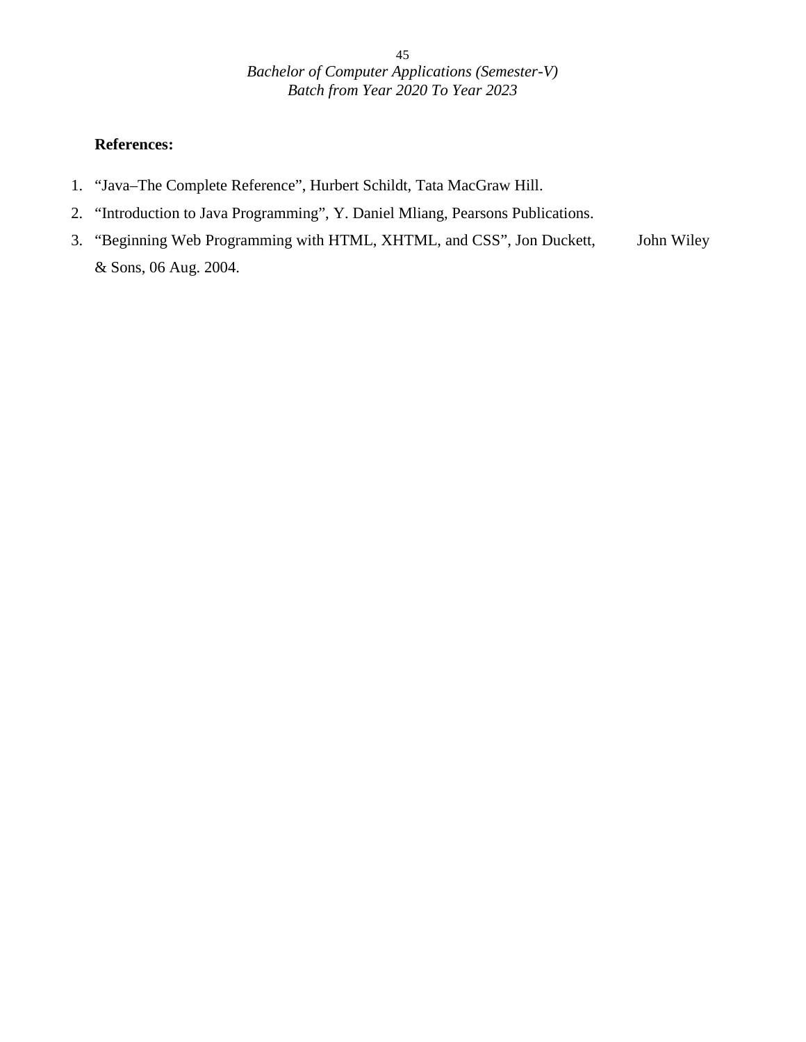**References:**

1. “Java–The Complete Reference”, Hurbert Schildt, Tata MacGraw Hill.
2. “Introduction to Java Programming”, Y. Daniel Mliang, Pearsons Publications.
3. “Beginning Web Programming with HTML, XHTML, and CSS”, Jon Duckett, John Wiley & Sons, 06 Aug. 2004.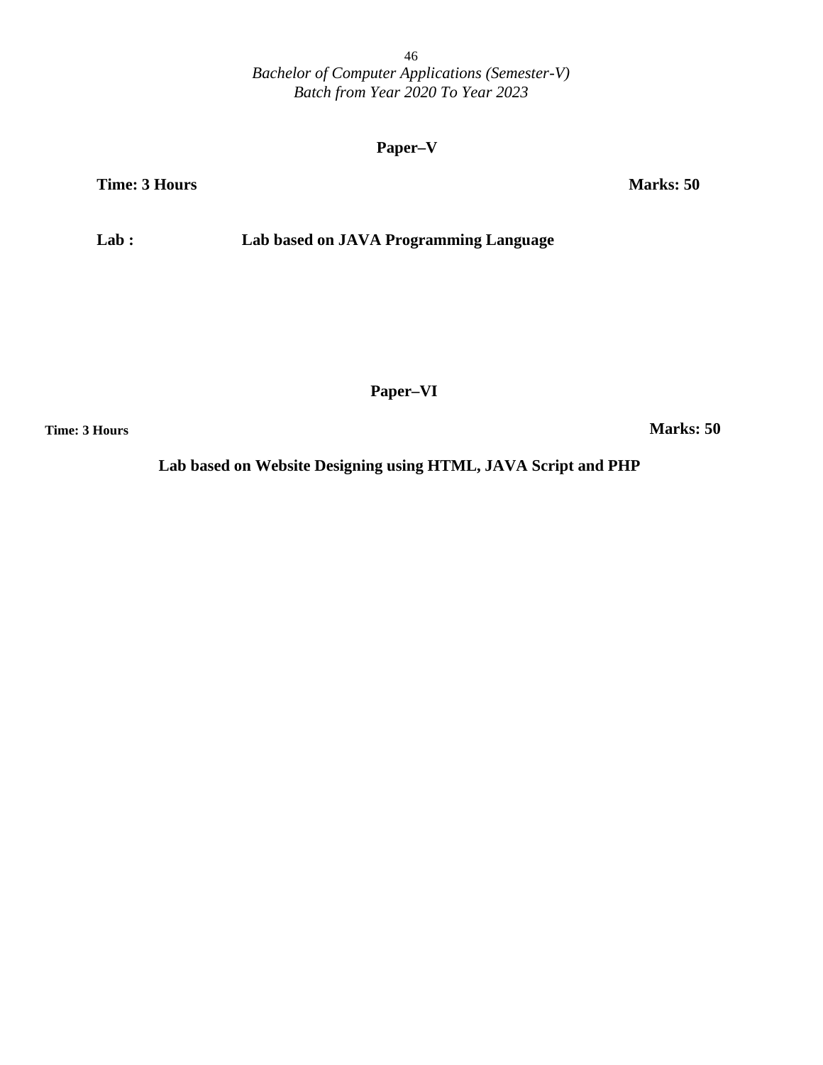*Bachelor of Computer Applications (Semester-V)*
*Batch from Year 2020 To Year 2023*

## Paper–V

**Time: 3 Hours** **Marks: 50**

**Lab :** **Lab based on JAVA Programming Language**

## Paper–VI

**Time: 3 Hours** **Marks: 50**

**Lab based on Website Designing using HTML, JAVA Script and PHP**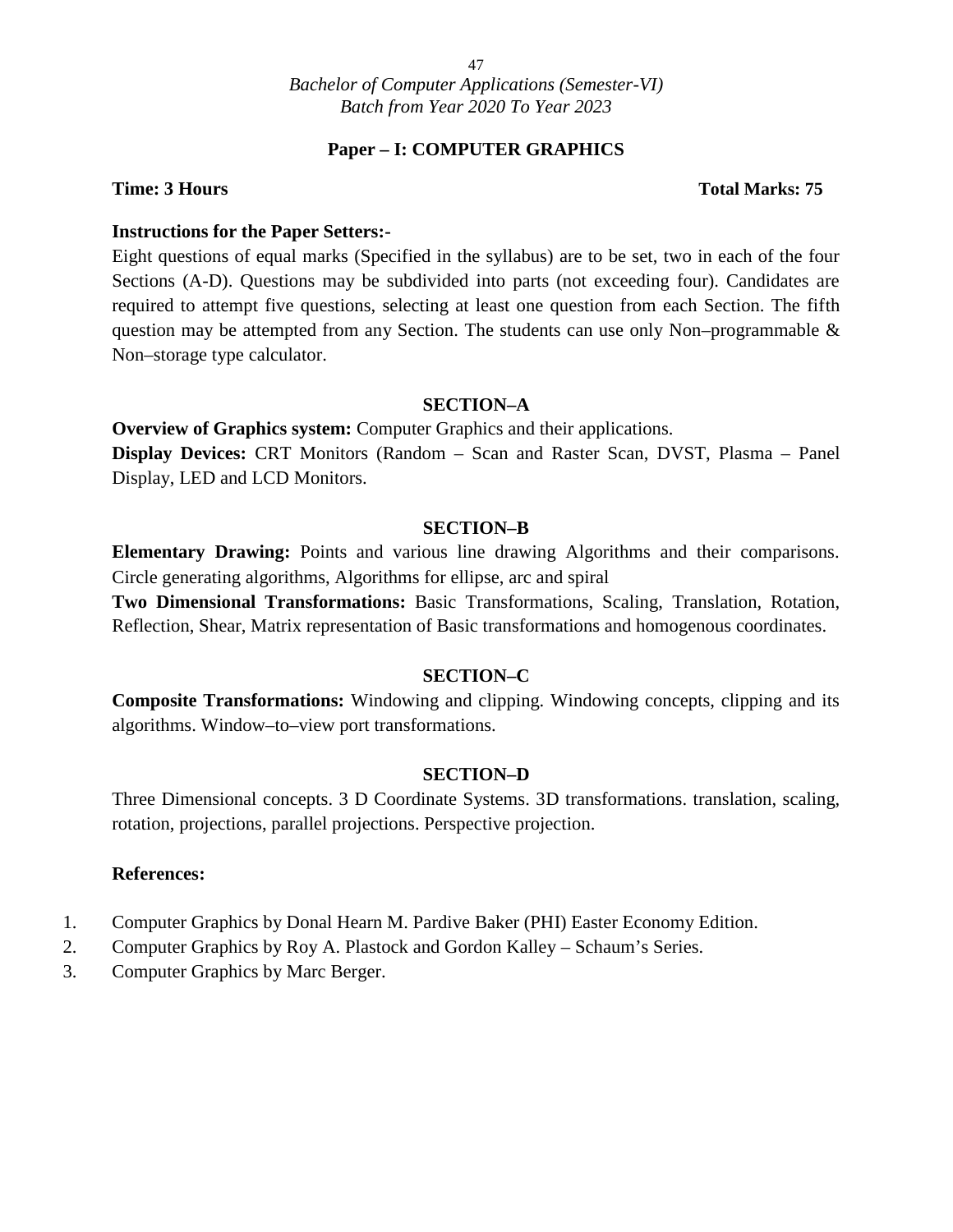*Bachelor of Computer Applications (Semester-VI)*
*Batch from Year 2020 To Year 2023*

## Paper – I: COMPUTER GRAPHICS

**Time: 3 Hours** **Total Marks: 75**

**Instructions for the Paper Setters:-**

Eight questions of equal marks (Specified in the syllabus) are to be set, two in each of the four Sections (A-D). Questions may be subdivided into parts (not exceeding four). Candidates are required to attempt five questions, selecting at least one question from each Section. The fifth question may be attempted from any Section. The students can use only Non–programmable & Non–storage type calculator.

### SECTION–A

**Overview of Graphics system:** Computer Graphics and their applications.

**Display Devices:** CRT Monitors (Random – Scan and Raster Scan, DVST, Plasma – Panel Display, LED and LCD Monitors.

### SECTION–B

**Elementary Drawing:** Points and various line drawing Algorithms and their comparisons. Circle generating algorithms, Algorithms for ellipse, arc and spiral

**Two Dimensional Transformations:** Basic Transformations, Scaling, Translation, Rotation, Reflection, Shear, Matrix representation of Basic transformations and homogenous coordinates.

### SECTION–C

**Composite Transformations:** Windowing and clipping. Windowing concepts, clipping and its algorithms. Window–to–view port transformations.

### SECTION–D

Three Dimensional concepts. 3 D Coordinate Systems. 3D transformations. translation, scaling, rotation, projections, parallel projections. Perspective projection.

**References:**

1. Computer Graphics by Donal Hearn M. Pardive Baker (PHI) Easter Economy Edition.
2. Computer Graphics by Roy A. Plastock and Gordon Kalley – Schaum's Series.
3. Computer Graphics by Marc Berger.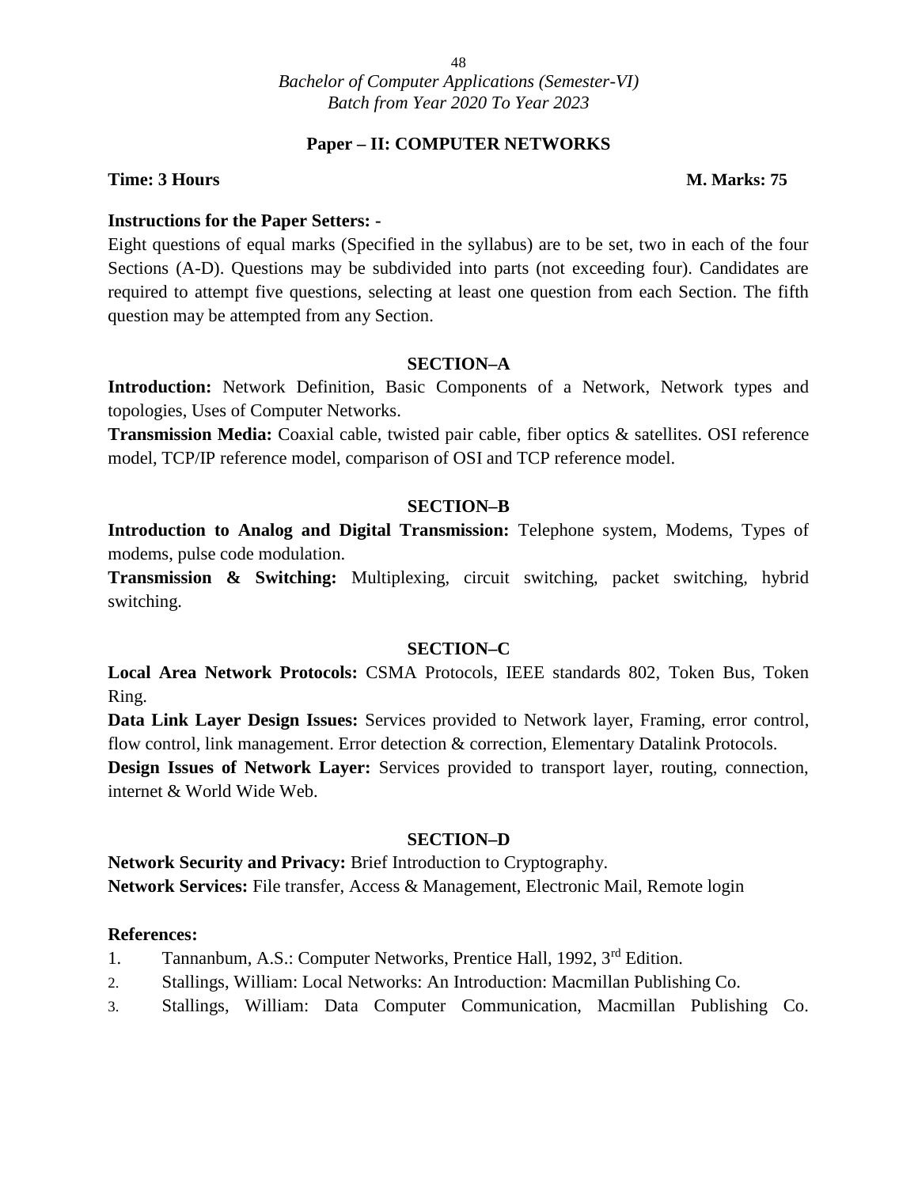*Bachelor of Computer Applications (Semester-VI)*
*Batch from Year 2020 To Year 2023*

## Paper – II: COMPUTER NETWORKS

**Time: 3 Hours** **M. Marks: 75**

**Instructions for the Paper Setters: -**

Eight questions of equal marks (Specified in the syllabus) are to be set, two in each of the four Sections (A-D). Questions may be subdivided into parts (not exceeding four). Candidates are required to attempt five questions, selecting at least one question from each Section. The fifth question may be attempted from any Section.

### SECTION–A

**Introduction:** Network Definition, Basic Components of a Network, Network types and topologies, Uses of Computer Networks.

**Transmission Media:** Coaxial cable, twisted pair cable, fiber optics & satellites. OSI reference model, TCP/IP reference model, comparison of OSI and TCP reference model.

### SECTION–B

**Introduction to Analog and Digital Transmission:** Telephone system, Modems, Types of modems, pulse code modulation.

**Transmission & Switching:** Multiplexing, circuit switching, packet switching, hybrid switching.

### SECTION–C

**Local Area Network Protocols:** CSMA Protocols, IEEE standards 802, Token Bus, Token Ring.

**Data Link Layer Design Issues:** Services provided to Network layer, Framing, error control, flow control, link management. Error detection & correction, Elementary Datalink Protocols.

**Design Issues of Network Layer:** Services provided to transport layer, routing, connection, internet & World Wide Web.

### SECTION–D

**Network Security and Privacy:** Brief Introduction to Cryptography.

**Network Services:** File transfer, Access & Management, Electronic Mail, Remote login

**References:**

1. Tannanbum, A.S.: Computer Networks, Prentice Hall, 1992, 3rd Edition.
2. Stallings, William: Local Networks: An Introduction: Macmillan Publishing Co.
3. Stallings, William: Data Computer Communication, Macmillan Publishing Co.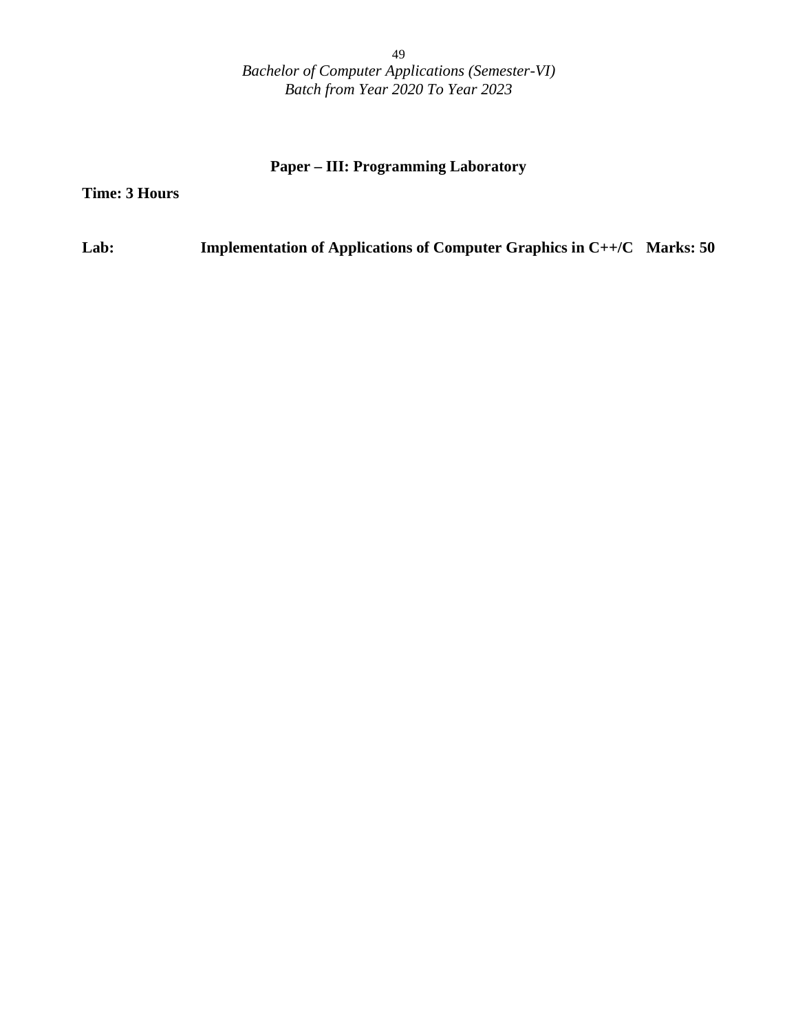*Bachelor of Computer Applications (Semester-VI)*
*Batch from Year 2020 To Year 2023*

## Paper – III: Programming Laboratory

**Time: 3 Hours**

**Lab:** **Implementation of Applications of Computer Graphics in C++/C** **Marks: 50**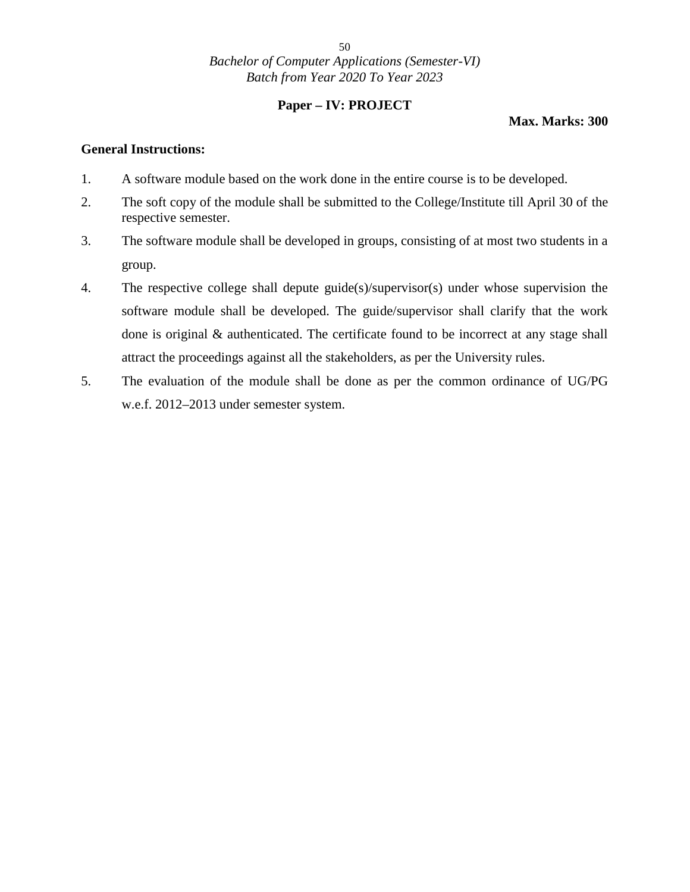*Bachelor of Computer Applications (Semester-VI)*
*Batch from Year 2020 To Year 2023*

## Paper – IV: PROJECT

**Max. Marks: 300**

**General Instructions:**

1. A software module based on the work done in the entire course is to be developed.
2. The soft copy of the module shall be submitted to the College/Institute till April 30 of the respective semester.
3. The software module shall be developed in groups, consisting of at most two students in a group.
4. The respective college shall depute guide(s)/supervisor(s) under whose supervision the software module shall be developed. The guide/supervisor shall clarify that the work done is original & authenticated. The certificate found to be incorrect at any stage shall attract the proceedings against all the stakeholders, as per the University rules.
5. The evaluation of the module shall be done as per the common ordinance of UG/PG w.e.f. 2012–2013 under semester system.